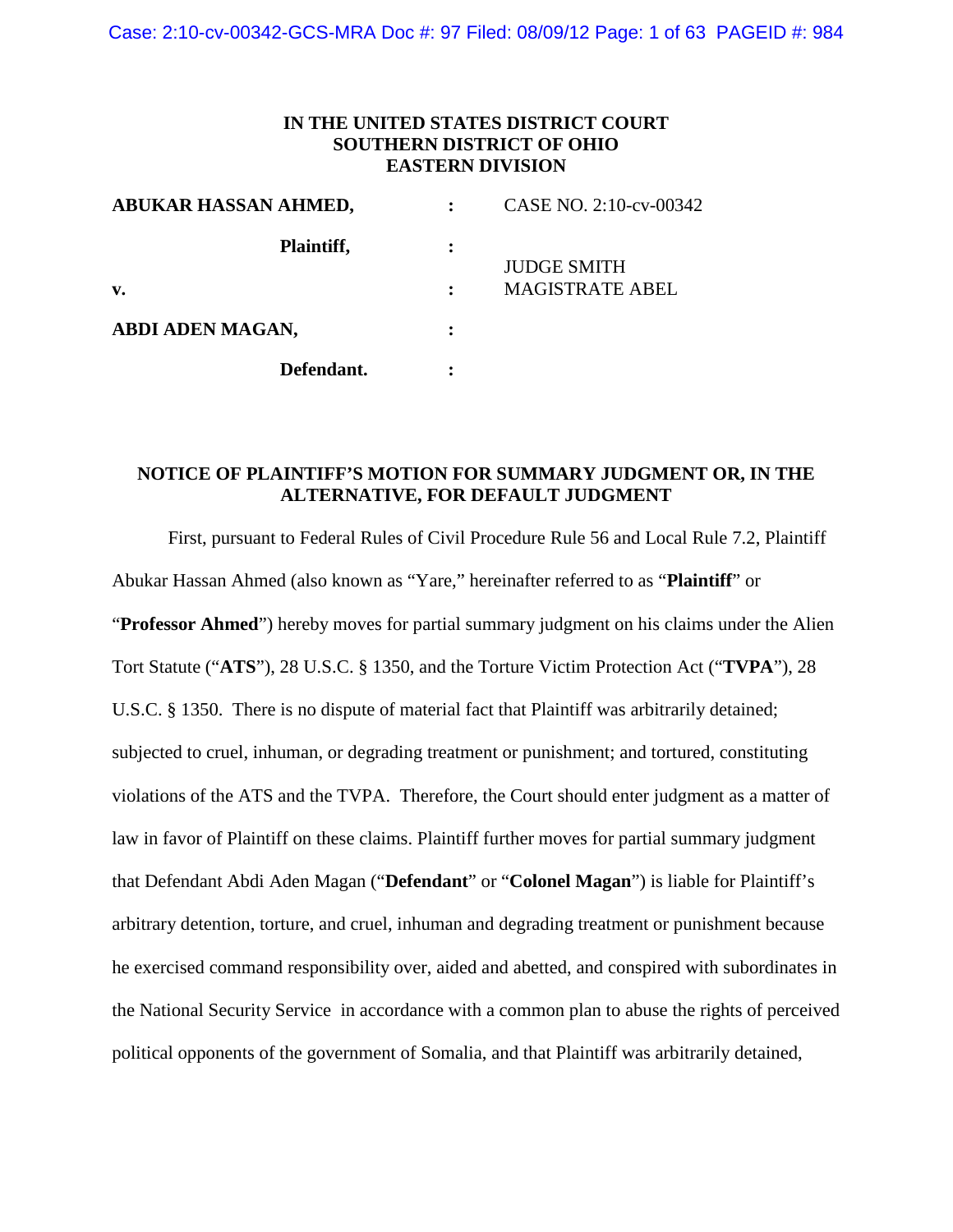**IN THE UNITED STATES DISTRICT COURT**
**SOUTHERN DISTRICT OF OHIO**
**EASTERN DIVISION**

| | | |
|---|---|---|
| **ABUKAR HASSAN AHMED,** | : | CASE NO. 2:10-cv-00342 |
| **Plaintiff,** | : | |
| | | JUDGE SMITH |
| **v.** | : | MAGISTRATE ABEL |
| **ABDI ADEN MAGAN,** | : | |
| **Defendant.** | : | |

**NOTICE OF PLAINTIFF'S MOTION FOR SUMMARY JUDGMENT OR, IN THE ALTERNATIVE, FOR DEFAULT JUDGMENT**

First, pursuant to Federal Rules of Civil Procedure Rule 56 and Local Rule 7.2, Plaintiff Abukar Hassan Ahmed (also known as "Yare," hereinafter referred to as "**Plaintiff**" or "**Professor Ahmed**") hereby moves for partial summary judgment on his claims under the Alien Tort Statute ("**ATS**"), 28 U.S.C. § 1350, and the Torture Victim Protection Act ("**TVPA**"), 28 U.S.C. § 1350. There is no dispute of material fact that Plaintiff was arbitrarily detained; subjected to cruel, inhuman, or degrading treatment or punishment; and tortured, constituting violations of the ATS and the TVPA. Therefore, the Court should enter judgment as a matter of law in favor of Plaintiff on these claims. Plaintiff further moves for partial summary judgment that Defendant Abdi Aden Magan ("**Defendant**" or "**Colonel Magan**") is liable for Plaintiff's arbitrary detention, torture, and cruel, inhuman and degrading treatment or punishment because he exercised command responsibility over, aided and abetted, and conspired with subordinates in the National Security Service in accordance with a common plan to abuse the rights of perceived political opponents of the government of Somalia, and that Plaintiff was arbitrarily detained,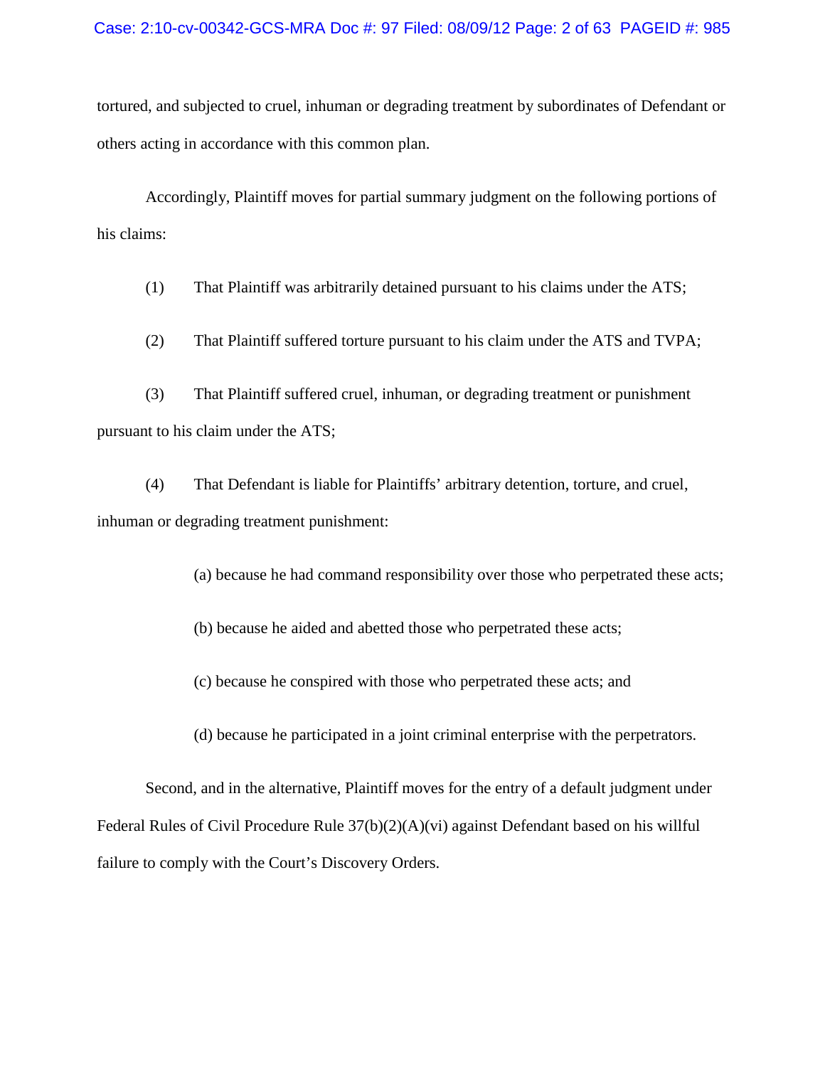tortured, and subjected to cruel, inhuman or degrading treatment by subordinates of Defendant or others acting in accordance with this common plan.

Accordingly, Plaintiff moves for partial summary judgment on the following portions of his claims:

(1) That Plaintiff was arbitrarily detained pursuant to his claims under the ATS;

(2) That Plaintiff suffered torture pursuant to his claim under the ATS and TVPA;

(3) That Plaintiff suffered cruel, inhuman, or degrading treatment or punishment pursuant to his claim under the ATS;

(4) That Defendant is liable for Plaintiffs' arbitrary detention, torture, and cruel, inhuman or degrading treatment punishment:

(a) because he had command responsibility over those who perpetrated these acts;

(b) because he aided and abetted those who perpetrated these acts;

(c) because he conspired with those who perpetrated these acts; and

(d) because he participated in a joint criminal enterprise with the perpetrators.

Second, and in the alternative, Plaintiff moves for the entry of a default judgment under Federal Rules of Civil Procedure Rule 37(b)(2)(A)(vi) against Defendant based on his willful failure to comply with the Court's Discovery Orders.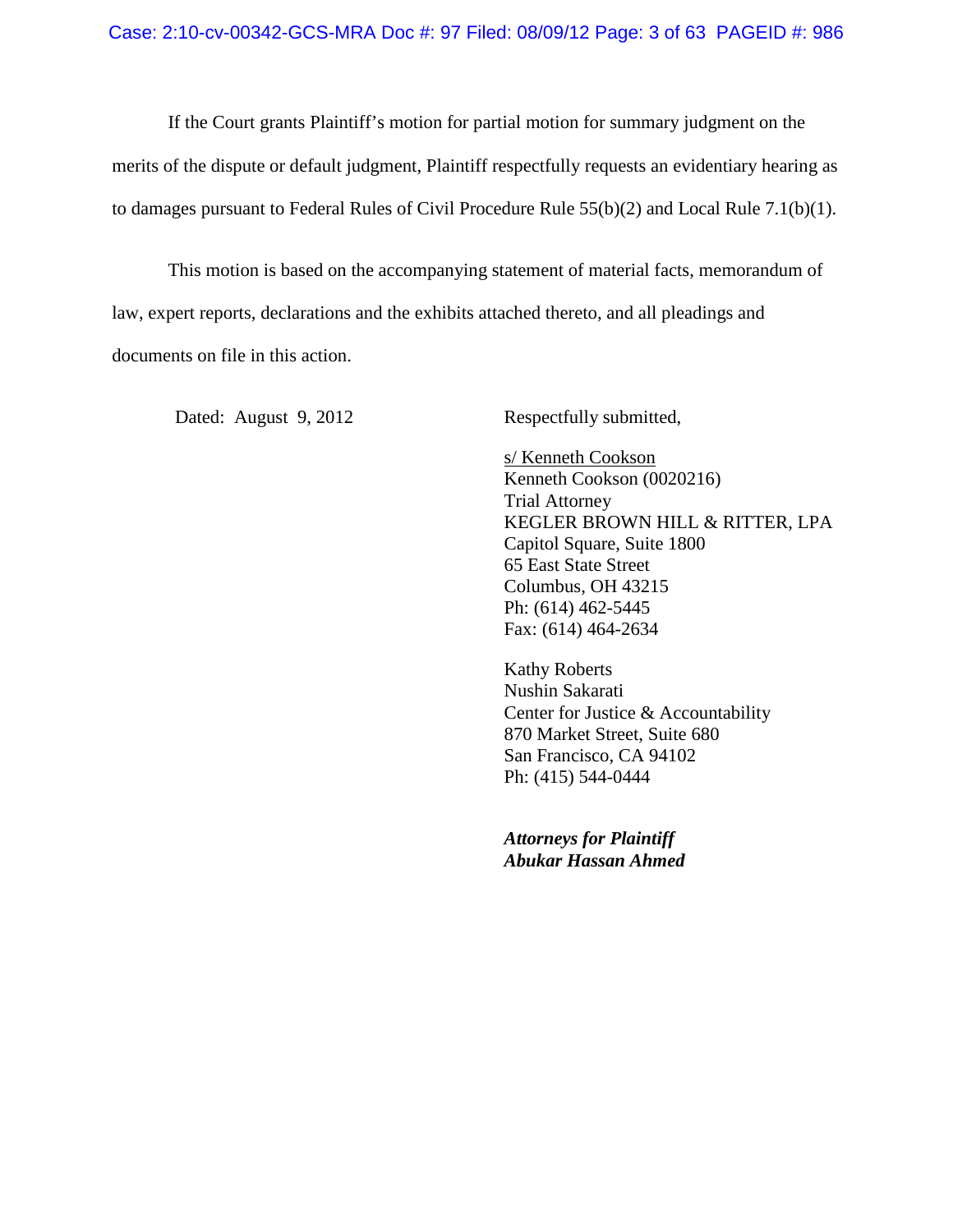If the Court grants Plaintiff's motion for partial motion for summary judgment on the merits of the dispute or default judgment, Plaintiff respectfully requests an evidentiary hearing as to damages pursuant to Federal Rules of Civil Procedure Rule 55(b)(2) and Local Rule 7.1(b)(1).

This motion is based on the accompanying statement of material facts, memorandum of law, expert reports, declarations and the exhibits attached thereto, and all pleadings and documents on file in this action.

Dated: August 9, 2012

Respectfully submitted,

s/ Kenneth Cookson
Kenneth Cookson (0020216)
Trial Attorney
KEGLER BROWN HILL & RITTER, LPA
Capitol Square, Suite 1800
65 East State Street
Columbus, OH 43215
Ph: (614) 462-5445
Fax: (614) 464-2634

Kathy Roberts
Nushin Sakarati
Center for Justice & Accountability
870 Market Street, Suite 680
San Francisco, CA 94102
Ph: (415) 544-0444

***Attorneys for Plaintiff***
***Abukar Hassan Ahmed***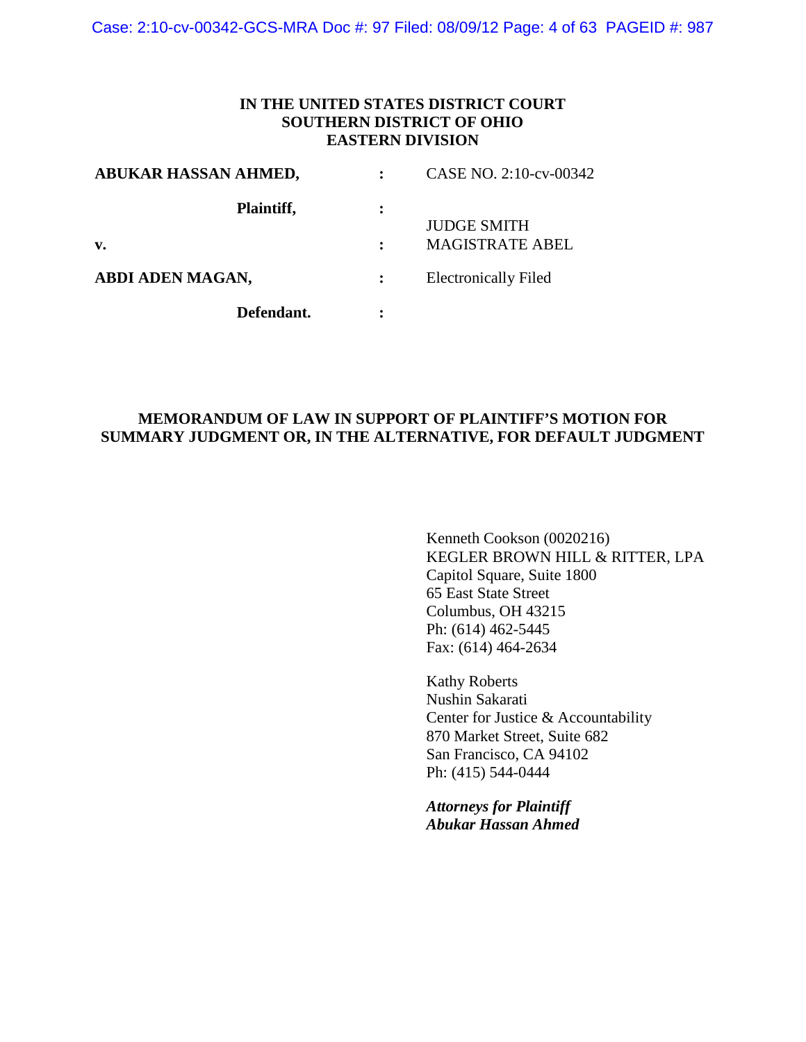**IN THE UNITED STATES DISTRICT COURT**
**SOUTHERN DISTRICT OF OHIO**
**EASTERN DIVISION**

| | | |
|---|---|---|
| **ABUKAR HASSAN AHMED,** | : | CASE NO. 2:10-cv-00342 |
| **Plaintiff,** | : | |
| | | JUDGE SMITH |
| **v.** | : | MAGISTRATE ABEL |
| **ABDI ADEN MAGAN,** | : | Electronically Filed |
| **Defendant.** | : | |

**MEMORANDUM OF LAW IN SUPPORT OF PLAINTIFF'S MOTION FOR SUMMARY JUDGMENT OR, IN THE ALTERNATIVE, FOR DEFAULT JUDGMENT**

Kenneth Cookson (0020216)
KEGLER BROWN HILL & RITTER, LPA
Capitol Square, Suite 1800
65 East State Street
Columbus, OH 43215
Ph: (614) 462-5445
Fax: (614) 464-2634

Kathy Roberts
Nushin Sakarati
Center for Justice & Accountability
870 Market Street, Suite 682
San Francisco, CA 94102
Ph: (415) 544-0444

***Attorneys for Plaintiff***
***Abukar Hassan Ahmed***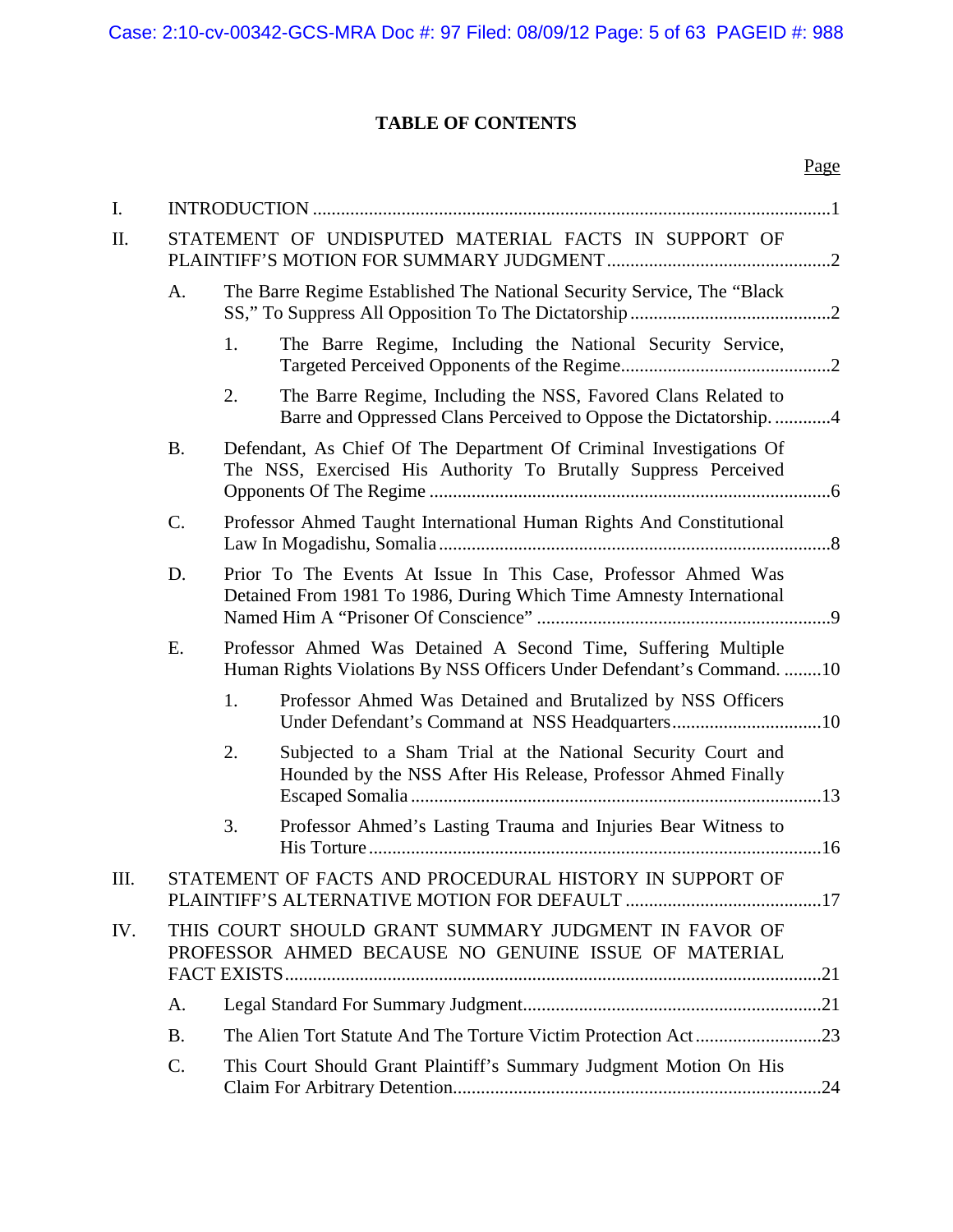# TABLE OF CONTENTS

Page

I. INTRODUCTION ....................................................................................................... 1

II. STATEMENT OF UNDISPUTED MATERIAL FACTS IN SUPPORT OF PLAINTIFF'S MOTION FOR SUMMARY JUDGMENT ................................................ 2

- A. The Barre Regime Established The National Security Service, The "Black SS," To Suppress All Opposition To The Dictatorship ........................................... 2
  - 1. The Barre Regime, Including the National Security Service, Targeted Perceived Opponents of the Regime............................................ 2
  - 2. The Barre Regime, Including the NSS, Favored Clans Related to Barre and Oppressed Clans Perceived to Oppose the Dictatorship. ............ 4
- B. Defendant, As Chief Of The Department Of Criminal Investigations Of The NSS, Exercised His Authority To Brutally Suppress Perceived Opponents Of The Regime ...................................................................................... 6
- C. Professor Ahmed Taught International Human Rights And Constitutional Law In Mogadishu, Somalia .................................................................................. 8
- D. Prior To The Events At Issue In This Case, Professor Ahmed Was Detained From 1981 To 1986, During Which Time Amnesty International Named Him A "Prisoner Of Conscience" ............................................................... 9
- E. Professor Ahmed Was Detained A Second Time, Suffering Multiple Human Rights Violations By NSS Officers Under Defendant's Command. ........ 10
  - 1. Professor Ahmed Was Detained and Brutalized by NSS Officers Under Defendant's Command at NSS Headquarters................................ 10
  - 2. Subjected to a Sham Trial at the National Security Court and Hounded by the NSS After His Release, Professor Ahmed Finally Escaped Somalia ....................................................................................... 13
  - 3. Professor Ahmed's Lasting Trauma and Injuries Bear Witness to His Torture ................................................................................................ 16

III. STATEMENT OF FACTS AND PROCEDURAL HISTORY IN SUPPORT OF PLAINTIFF'S ALTERNATIVE MOTION FOR DEFAULT .......................................... 17

IV. THIS COURT SHOULD GRANT SUMMARY JUDGMENT IN FAVOR OF PROFESSOR AHMED BECAUSE NO GENUINE ISSUE OF MATERIAL FACT EXISTS................................................................................................................ 21

- A. Legal Standard For Summary Judgment................................................................ 21
- B. The Alien Tort Statute And The Torture Victim Protection Act ........................... 23
- C. This Court Should Grant Plaintiff's Summary Judgment Motion On His Claim For Arbitrary Detention............................................................................... 24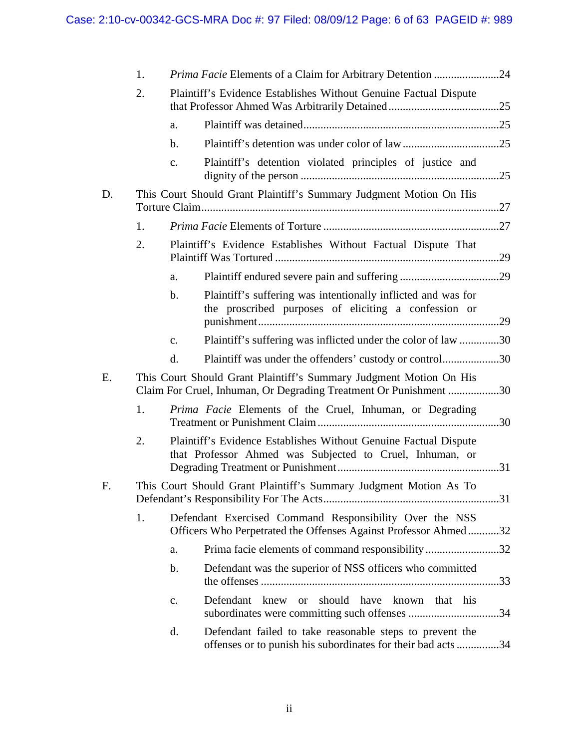1. *Prima Facie* Elements of a Claim for Arbitrary Detention .......................24
2. Plaintiff's Evidence Establishes Without Genuine Factual Dispute that Professor Ahmed Was Arbitrarily Detained .......................................25
   a. Plaintiff was detained.....................................................................25
   b. Plaintiff's detention was under color of law ..................................25
   c. Plaintiff's detention violated principles of justice and dignity of the person .....................................................................25

D. This Court Should Grant Plaintiff's Summary Judgment Motion On His Torture Claim.........................................................................................................27

1. *Prima Facie* Elements of Torture ..............................................................27
2. Plaintiff's Evidence Establishes Without Factual Dispute That Plaintiff Was Tortured ...............................................................................29
   a. Plaintiff endured severe pain and suffering ...................................29
   b. Plaintiff's suffering was intentionally inflicted and was for the proscribed purposes of eliciting a confession or punishment.....................................................................................29
   c. Plaintiff's suffering was inflicted under the color of law ..............30
   d. Plaintiff was under the offenders' custody or control....................30

E. This Court Should Grant Plaintiff's Summary Judgment Motion On His Claim For Cruel, Inhuman, Or Degrading Treatment Or Punishment ..................30

1. *Prima Facie* Elements of the Cruel, Inhuman, or Degrading Treatment or Punishment Claim ................................................................30
2. Plaintiff's Evidence Establishes Without Genuine Factual Dispute that Professor Ahmed was Subjected to Cruel, Inhuman, or Degrading Treatment or Punishment .........................................................31

F. This Court Should Grant Plaintiff's Summary Judgment Motion As To Defendant's Responsibility For The Acts..............................................................31

1. Defendant Exercised Command Responsibility Over the NSS Officers Who Perpetrated the Offenses Against Professor Ahmed ...........32
   a. Prima facie elements of command responsibility ..........................32
   b. Defendant was the superior of NSS officers who committed the offenses ...................................................................................33
   c. Defendant knew or should have known that his subordinates were committing such offenses ................................34
   d. Defendant failed to take reasonable steps to prevent the offenses or to punish his subordinates for their bad acts ...............34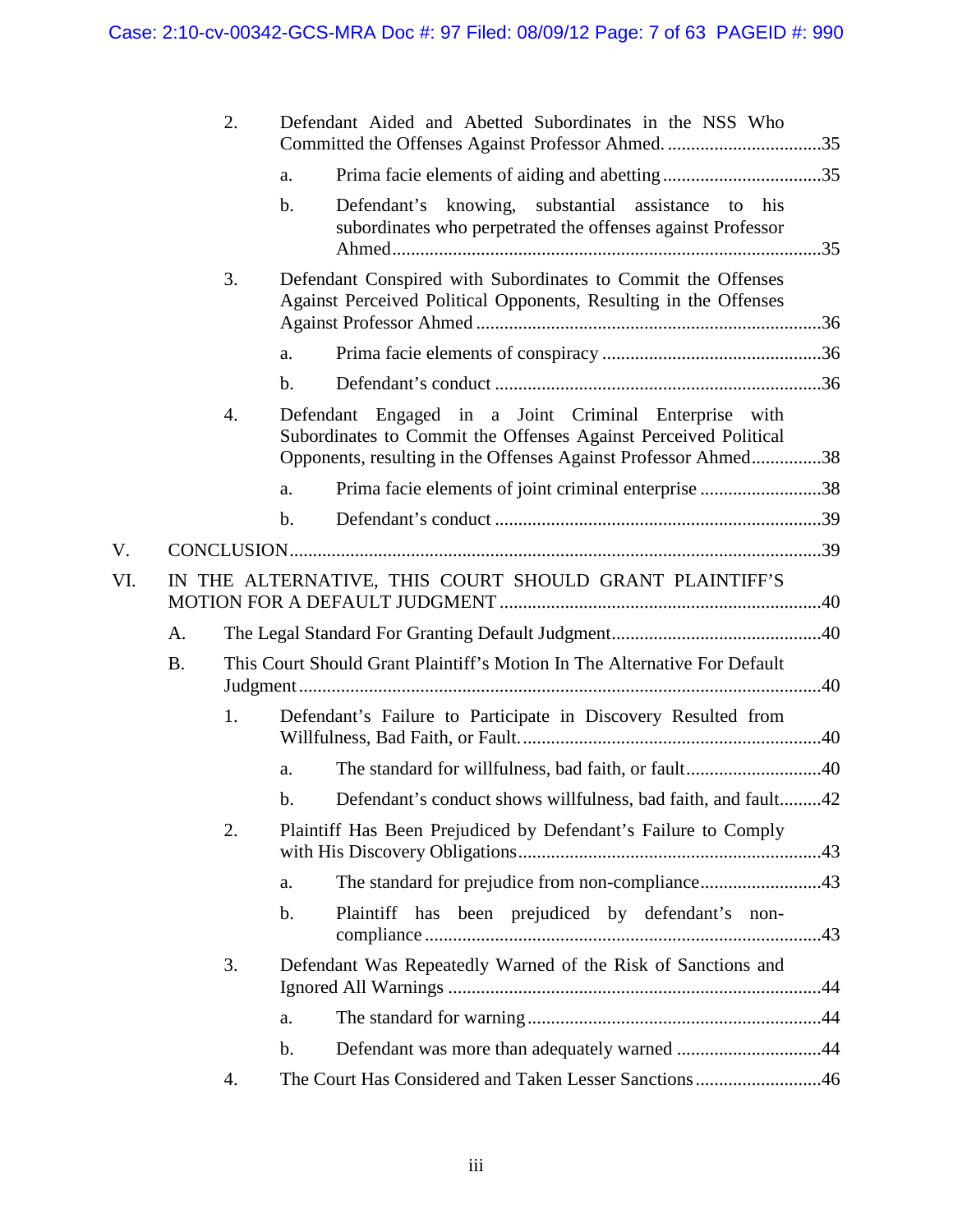2. Defendant Aided and Abetted Subordinates in the NSS Who Committed the Offenses Against Professor Ahmed. ....35

   a. Prima facie elements of aiding and abetting ....35

   b. Defendant's knowing, substantial assistance to his subordinates who perpetrated the offenses against Professor Ahmed ....35

3. Defendant Conspired with Subordinates to Commit the Offenses Against Perceived Political Opponents, Resulting in the Offenses Against Professor Ahmed ....36

   a. Prima facie elements of conspiracy ....36

   b. Defendant's conduct ....36

4. Defendant Engaged in a Joint Criminal Enterprise with Subordinates to Commit the Offenses Against Perceived Political Opponents, resulting in the Offenses Against Professor Ahmed ....38

   a. Prima facie elements of joint criminal enterprise ....38

   b. Defendant's conduct ....39

V. CONCLUSION ....39

VI. IN THE ALTERNATIVE, THIS COURT SHOULD GRANT PLAINTIFF'S MOTION FOR A DEFAULT JUDGMENT ....40

A. The Legal Standard For Granting Default Judgment ....40

B. This Court Should Grant Plaintiff's Motion In The Alternative For Default Judgment ....40

1. Defendant's Failure to Participate in Discovery Resulted from Willfulness, Bad Faith, or Fault. ....40

   a. The standard for willfulness, bad faith, or fault ....40

   b. Defendant's conduct shows willfulness, bad faith, and fault ....42

2. Plaintiff Has Been Prejudiced by Defendant's Failure to Comply with His Discovery Obligations ....43

   a. The standard for prejudice from non-compliance ....43

   b. Plaintiff has been prejudiced by defendant's non-compliance ....43

3. Defendant Was Repeatedly Warned of the Risk of Sanctions and Ignored All Warnings ....44

   a. The standard for warning ....44

   b. Defendant was more than adequately warned ....44

4. The Court Has Considered and Taken Lesser Sanctions ....46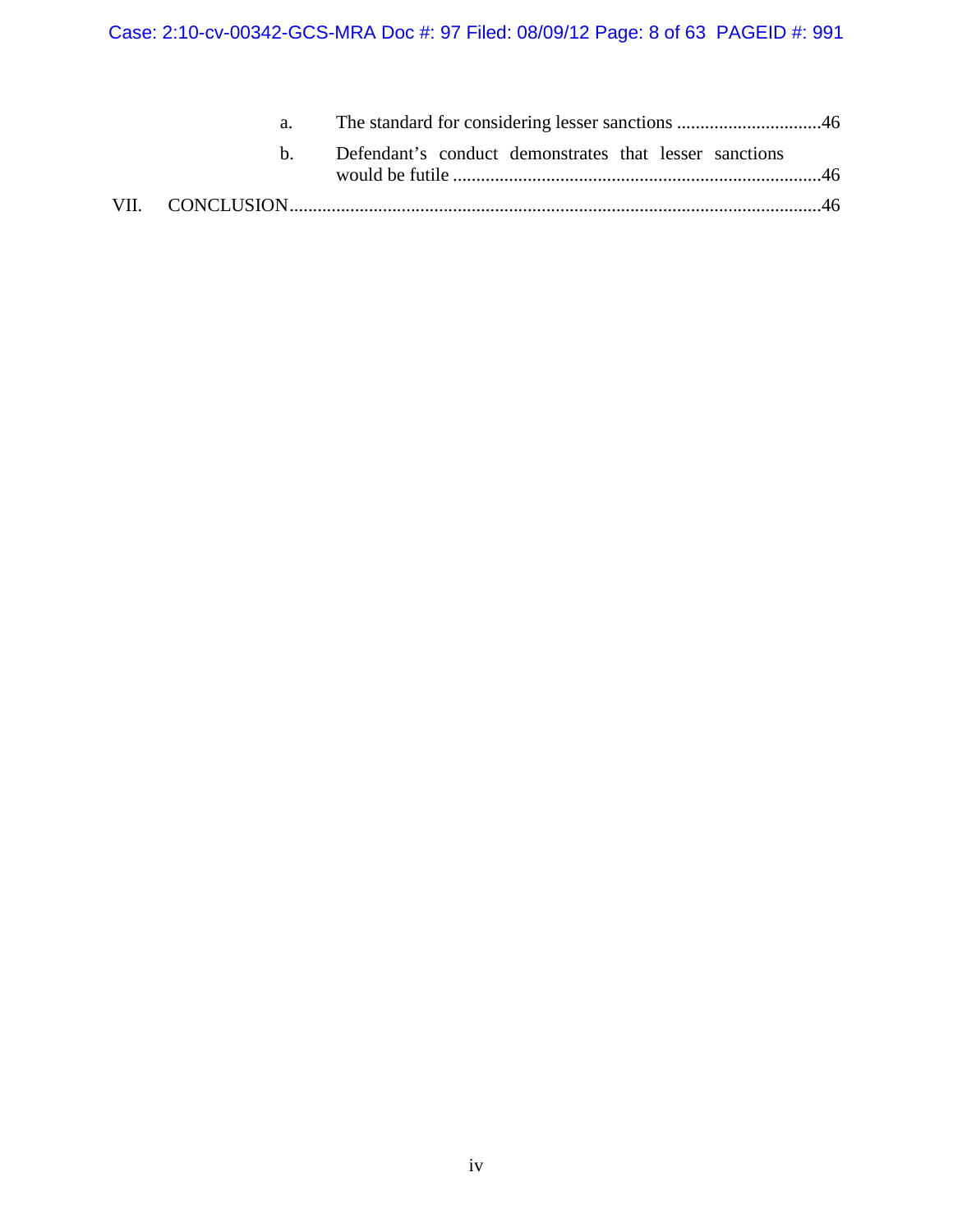a. The standard for considering lesser sanctions ...............................46

b. Defendant's conduct demonstrates that lesser sanctions would be futile ...............................................................................46

VII. CONCLUSION.................................................................................................................46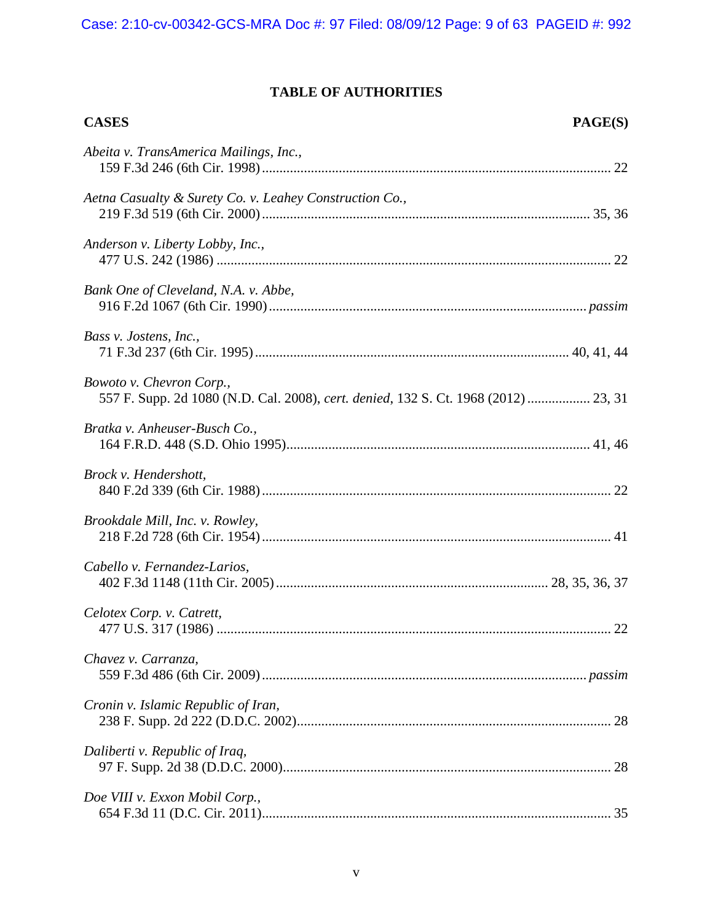# TABLE OF AUTHORITIES

| **CASES** | **PAGE(S)** |
|---|---|
| *Abeita v. TransAmerica Mailings, Inc.*, 159 F.3d 246 (6th Cir. 1998) | 22 |
| *Aetna Casualty & Surety Co. v. Leahey Construction Co.*, 219 F.3d 519 (6th Cir. 2000) | 35, 36 |
| *Anderson v. Liberty Lobby, Inc.*, 477 U.S. 242 (1986) | 22 |
| *Bank One of Cleveland, N.A. v. Abbe*, 916 F.2d 1067 (6th Cir. 1990) | *passim* |
| *Bass v. Jostens, Inc.*, 71 F.3d 237 (6th Cir. 1995) | 40, 41, 44 |
| *Bowoto v. Chevron Corp.*, 557 F. Supp. 2d 1080 (N.D. Cal. 2008), *cert. denied*, 132 S. Ct. 1968 (2012) | 23, 31 |
| *Bratka v. Anheuser-Busch Co.*, 164 F.R.D. 448 (S.D. Ohio 1995) | 41, 46 |
| *Brock v. Hendershott*, 840 F.2d 339 (6th Cir. 1988) | 22 |
| *Brookdale Mill, Inc. v. Rowley*, 218 F.2d 728 (6th Cir. 1954) | 41 |
| *Cabello v. Fernandez-Larios*, 402 F.3d 1148 (11th Cir. 2005) | 28, 35, 36, 37 |
| *Celotex Corp. v. Catrett*, 477 U.S. 317 (1986) | 22 |
| *Chavez v. Carranza*, 559 F.3d 486 (6th Cir. 2009) | *passim* |
| *Cronin v. Islamic Republic of Iran*, 238 F. Supp. 2d 222 (D.D.C. 2002) | 28 |
| *Daliberti v. Republic of Iraq*, 97 F. Supp. 2d 38 (D.D.C. 2000) | 28 |
| *Doe VIII v. Exxon Mobil Corp.*, 654 F.3d 11 (D.C. Cir. 2011) | 35 |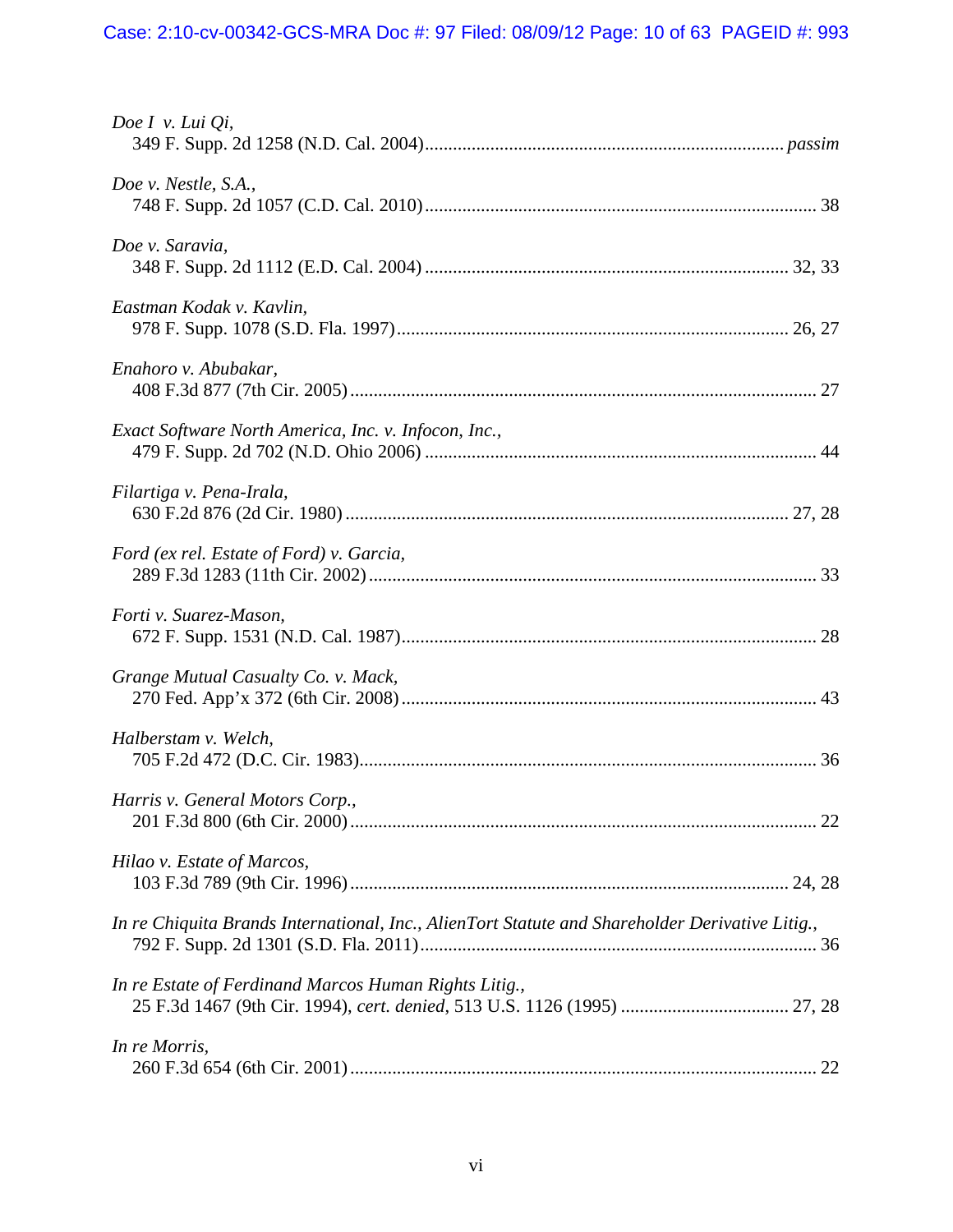*Doe I v. Lui Qi*,
349 F. Supp. 2d 1258 (N.D. Cal. 2004)............................................................................ *passim*

*Doe v. Nestle, S.A.*,
748 F. Supp. 2d 1057 (C.D. Cal. 2010)................................................................................... 38

*Doe v. Saravia*,
348 F. Supp. 2d 1112 (E.D. Cal. 2004) ............................................................................ 32, 33

*Eastman Kodak v. Kavlin*,
978 F. Supp. 1078 (S.D. Fla. 1997).................................................................................... 26, 27

*Enahoro v. Abubakar*,
408 F.3d 877 (7th Cir. 2005)................................................................................................... 27

*Exact Software North America, Inc. v. Infocon, Inc.*,
479 F. Supp. 2d 702 (N.D. Ohio 2006) ................................................................................... 44

*Filartiga v. Pena-Irala*,
630 F.2d 876 (2d Cir. 1980).............................................................................................. 27, 28

*Ford (ex rel. Estate of Ford) v. Garcia*,
289 F.3d 1283 (11th Cir. 2002)............................................................................................... 33

*Forti v. Suarez-Mason*,
672 F. Supp. 1531 (N.D. Cal. 1987)........................................................................................ 28

*Grange Mutual Casualty Co. v. Mack*,
270 Fed. App'x 372 (6th Cir. 2008)........................................................................................ 43

*Halberstam v. Welch*,
705 F.2d 472 (D.C. Cir. 1983)................................................................................................. 36

*Harris v. General Motors Corp.*,
201 F.3d 800 (6th Cir. 2000)................................................................................................... 22

*Hilao v. Estate of Marcos*,
103 F.3d 789 (9th Cir. 1996)............................................................................................. 24, 28

*In re Chiquita Brands International, Inc., AlienTort Statute and Shareholder Derivative Litig.*,
792 F. Supp. 2d 1301 (S.D. Fla. 2011).................................................................................... 36

*In re Estate of Ferdinand Marcos Human Rights Litig.*,
25 F.3d 1467 (9th Cir. 1994), *cert. denied*, 513 U.S. 1126 (1995) ................................... 27, 28

*In re Morris*,
260 F.3d 654 (6th Cir. 2001)................................................................................................... 22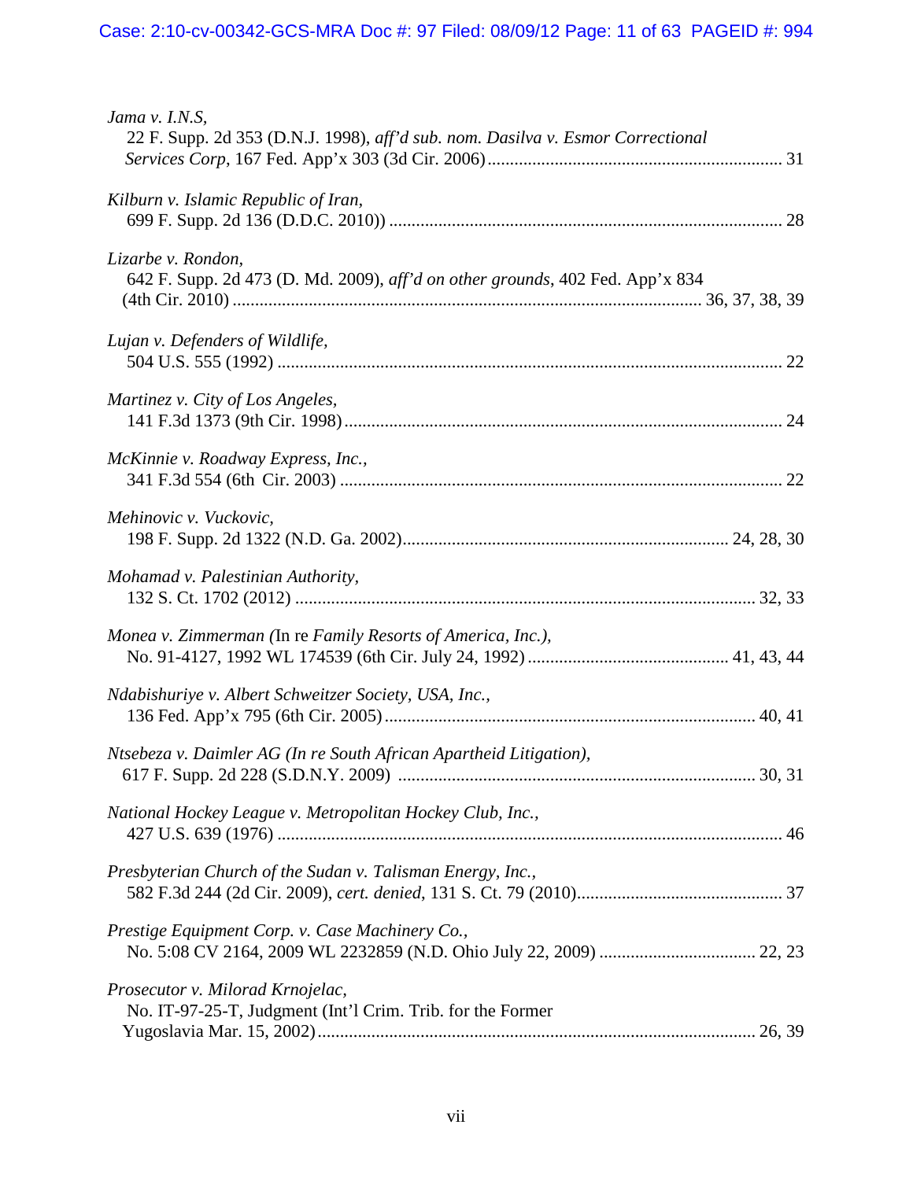*Jama v. I.N.S*,
22 F. Supp. 2d 353 (D.N.J. 1998), *aff'd sub. nom. Dasilva v. Esmor Correctional Services Corp*, 167 Fed. App'x 303 (3d Cir. 2006) ................................................................. 31

*Kilburn v. Islamic Republic of Iran*,
699 F. Supp. 2d 136 (D.D.C. 2010)) ........................................................................ 28

*Lizarbe v. Rondon*,
642 F. Supp. 2d 473 (D. Md. 2009), *aff'd on other grounds*, 402 Fed. App'x 834 (4th Cir. 2010) ........................................................................................... 36, 37, 38, 39

*Lujan v. Defenders of Wildlife,*
504 U.S. 555 (1992) ................................................................................................ 22

*Martinez v. City of Los Angeles*,
141 F.3d 1373 (9th Cir. 1998) ................................................................................. 24

*McKinnie v. Roadway Express, Inc.*,
341 F.3d 554 (6th Cir. 2003) ................................................................................... 22

*Mehinovic v. Vuckovic*,
198 F. Supp. 2d 1322 (N.D. Ga. 2002) ........................................................ 24, 28, 30

*Mohamad v. Palestinian Authority*,
132 S. Ct. 1702 (2012) ...................................................................................... 32, 33

*Monea v. Zimmerman (*In re *Family Resorts of America, Inc.),*
No. 91-4127, 1992 WL 174539 (6th Cir. July 24, 1992) ............................................ 41, 43, 44

*Ndabishuriye v. Albert Schweitzer Society, USA, Inc.*,
136 Fed. App'x 795 (6th Cir. 2005) .................................................................. 40, 41

*Ntsebeza v. Daimler AG (In re South African Apartheid Litigation),*
617 F. Supp. 2d 228 (S.D.N.Y. 2009) ............................................................... 30, 31

*National Hockey League v. Metropolitan Hockey Club, Inc.*,
427 U.S. 639 (1976) ................................................................................................ 46

*Presbyterian Church of the Sudan v. Talisman Energy, Inc.*,
582 F.3d 244 (2d Cir. 2009), *cert. denied*, 131 S. Ct. 79 (2010) ............................................. 37

*Prestige Equipment Corp. v. Case Machinery Co.*,
No. 5:08 CV 2164, 2009 WL 2232859 (N.D. Ohio July 22, 2009) .................................. 22, 23

*Prosecutor v. Milorad Krnojelac,*
No. IT-97-25-T, Judgment (Int'l Crim. Trib. for the Former Yugoslavia Mar. 15, 2002) ................................................................................. 26, 39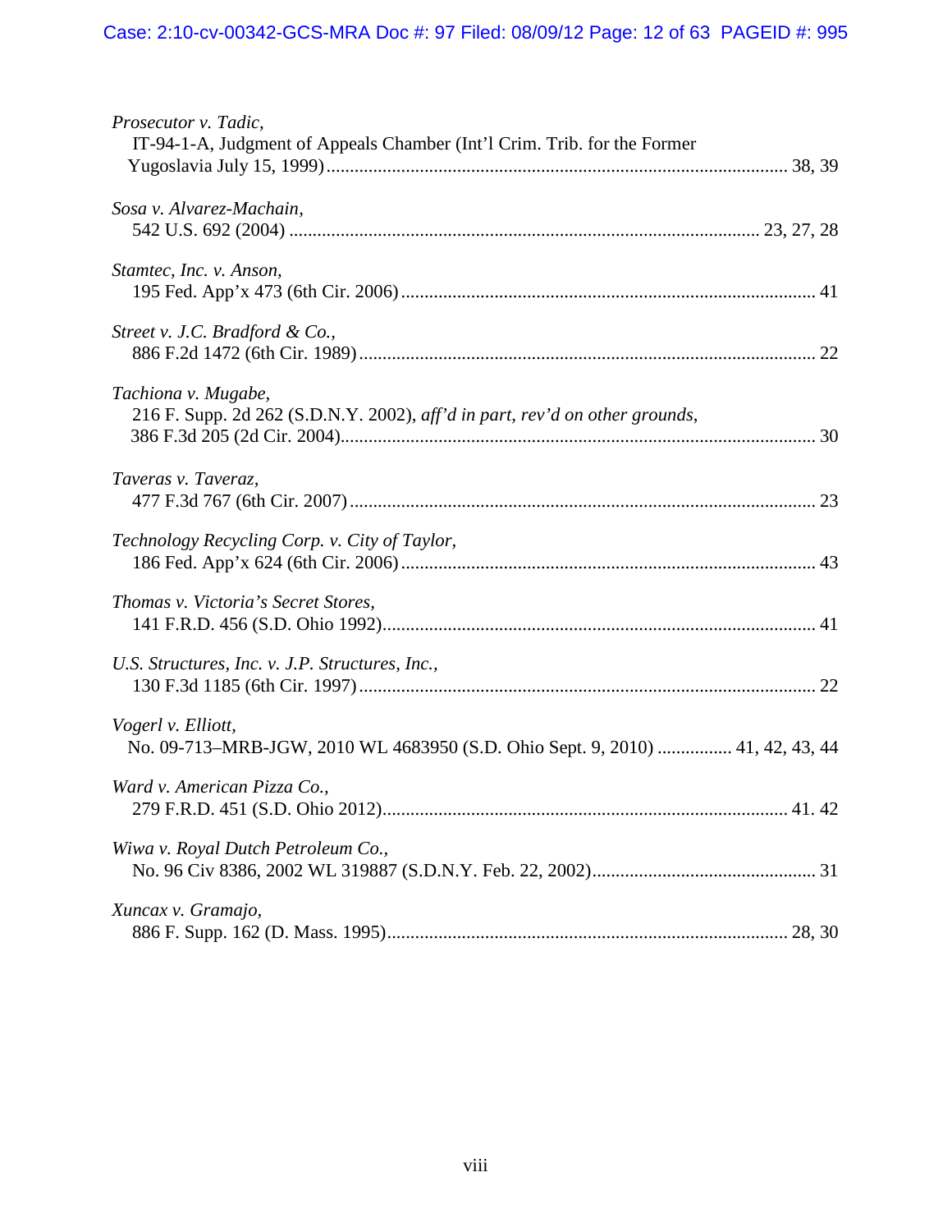*Prosecutor v. Tadic*,
IT-94-1-A, Judgment of Appeals Chamber (Int'l Crim. Trib. for the Former Yugoslavia July 15, 1999) .................................................................................................. 38, 39

*Sosa v. Alvarez-Machain*,
542 U.S. 692 (2004) .................................................................................................. 23, 27, 28

*Stamtec, Inc. v. Anson*,
195 Fed. App'x 473 (6th Cir. 2006) ........................................................................................ 41

*Street v. J.C. Bradford & Co.*,
886 F.2d 1472 (6th Cir. 1989) ................................................................................................. 22

*Tachiona v. Mugabe*,
216 F. Supp. 2d 262 (S.D.N.Y. 2002), *aff'd in part, rev'd on other grounds*, 386 F.3d 205 (2d Cir. 2004) .................................................................................................. 30

*Taveras v. Taveraz*,
477 F.3d 767 (6th Cir. 2007) .................................................................................................. 23

*Technology Recycling Corp. v. City of Taylor*,
186 Fed. App'x 624 (6th Cir. 2006) ........................................................................................ 43

*Thomas v. Victoria's Secret Stores*,
141 F.R.D. 456 (S.D. Ohio 1992) ............................................................................................ 41

*U.S. Structures, Inc. v. J.P. Structures, Inc.*,
130 F.3d 1185 (6th Cir. 1997) ................................................................................................. 22

*Vogerl v. Elliott*,
No. 09-713–MRB-JGW, 2010 WL 4683950 (S.D. Ohio Sept. 9, 2010) ................ 41, 42, 43, 44

*Ward v. American Pizza Co.*,
279 F.R.D. 451 (S.D. Ohio 2012) ...................................................................................... 41. 42

*Wiwa v. Royal Dutch Petroleum Co.*,
No. 96 Civ 8386, 2002 WL 319887 (S.D.N.Y. Feb. 22, 2002) ............................................... 31

*Xuncax v. Gramajo*,
886 F. Supp. 162 (D. Mass. 1995) ..................................................................................... 28, 30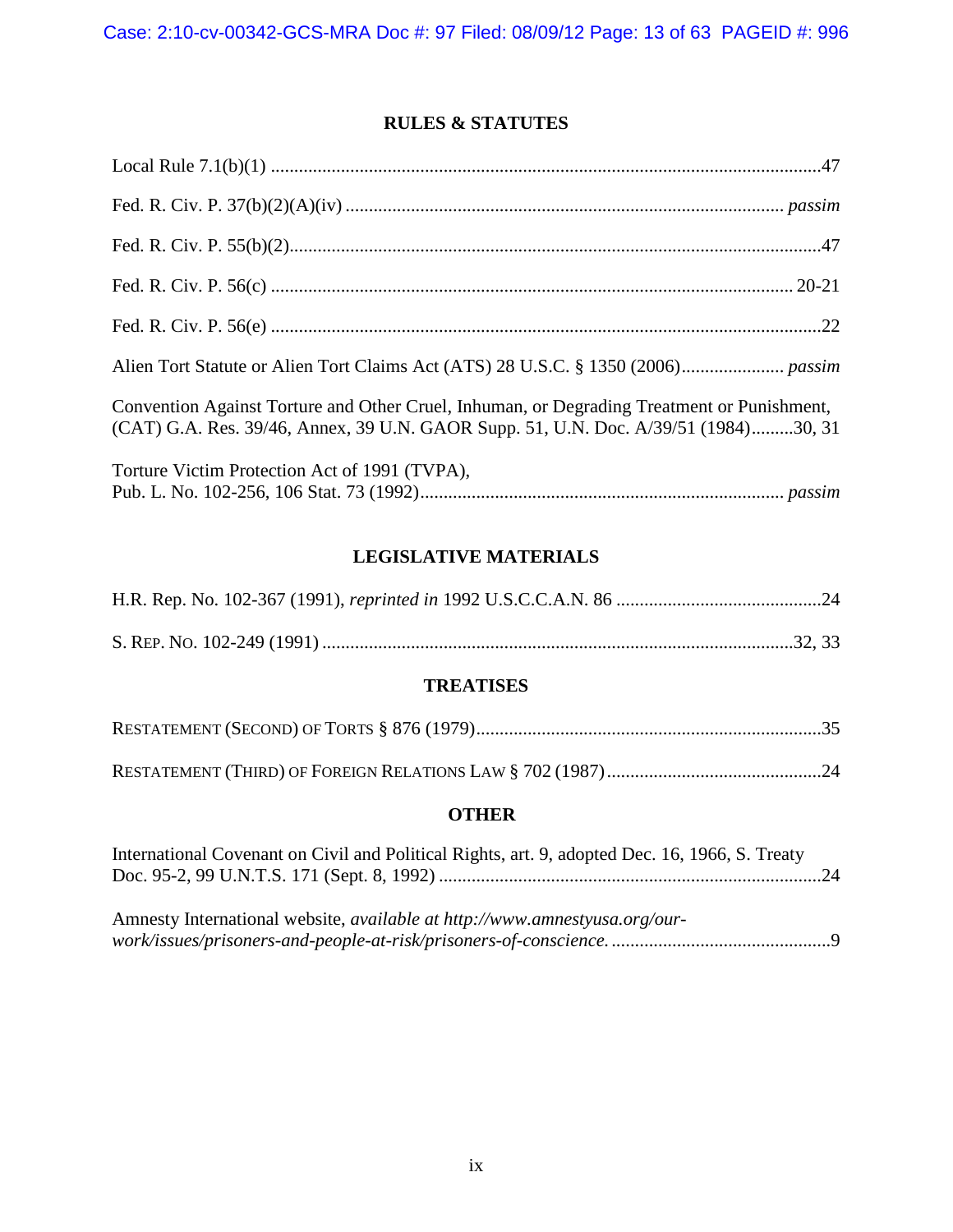## RULES & STATUTES

Local Rule 7.1(b)(1) ....................................................................................................................47

Fed. R. Civ. P. 37(b)(2)(A)(iv) ............................................................................................ *passim*

Fed. R. Civ. P. 55(b)(2)...................................................................................................................47

Fed. R. Civ. P. 56(c) ............................................................................................................... 20-21

Fed. R. Civ. P. 56(e) ......................................................................................................................22

Alien Tort Statute or Alien Tort Claims Act (ATS) 28 U.S.C. § 1350 (2006)...................... *passim*

Convention Against Torture and Other Cruel, Inhuman, or Degrading Treatment or Punishment, (CAT) G.A. Res. 39/46, Annex, 39 U.N. GAOR Supp. 51, U.N. Doc. A/39/51 (1984).........30, 31

Torture Victim Protection Act of 1991 (TVPA), Pub. L. No. 102-256, 106 Stat. 73 (1992)............................................................................ *passim*

## LEGISLATIVE MATERIALS

H.R. Rep. No. 102-367 (1991), *reprinted in* 1992 U.S.C.C.A.N. 86 ............................................24

S. REP. NO. 102-249 (1991) ....................................................................................................32, 33

## TREATISES

RESTATEMENT (SECOND) OF TORTS § 876 (1979)..........................................................................35

RESTATEMENT (THIRD) OF FOREIGN RELATIONS LAW § 702 (1987).............................................24

## OTHER

International Covenant on Civil and Political Rights, art. 9, adopted Dec. 16, 1966, S. Treaty Doc. 95-2, 99 U.N.T.S. 171 (Sept. 8, 1992) .................................................................................24

Amnesty International website, *available at http://www.amnestyusa.org/our-work/issues/prisoners-and-people-at-risk/prisoners-of-conscience.* ..............................................9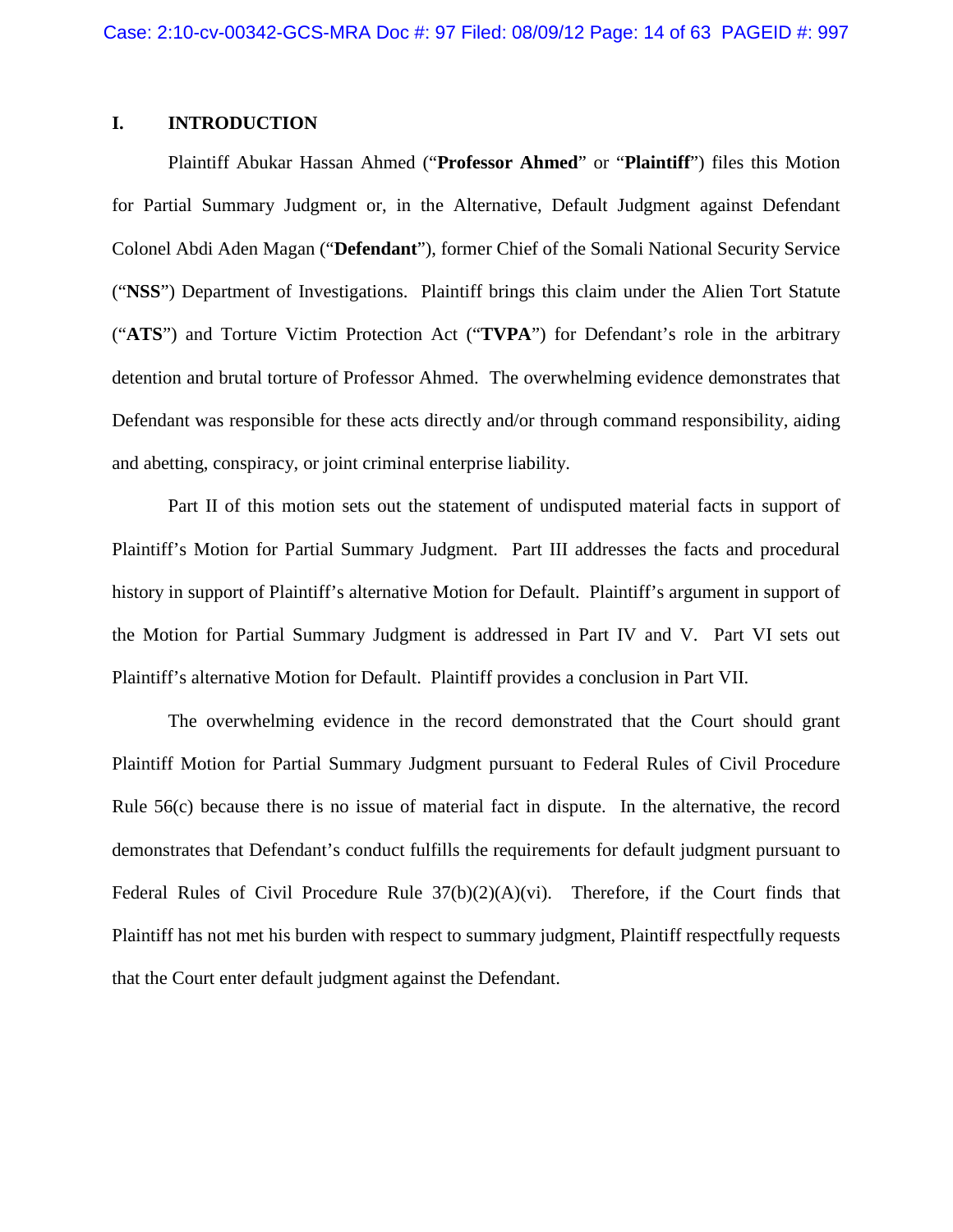## I. INTRODUCTION

Plaintiff Abukar Hassan Ahmed ("**Professor Ahmed**" or "**Plaintiff**") files this Motion for Partial Summary Judgment or, in the Alternative, Default Judgment against Defendant Colonel Abdi Aden Magan ("**Defendant**"), former Chief of the Somali National Security Service ("**NSS**") Department of Investigations. Plaintiff brings this claim under the Alien Tort Statute ("**ATS**") and Torture Victim Protection Act ("**TVPA**") for Defendant's role in the arbitrary detention and brutal torture of Professor Ahmed. The overwhelming evidence demonstrates that Defendant was responsible for these acts directly and/or through command responsibility, aiding and abetting, conspiracy, or joint criminal enterprise liability.

Part II of this motion sets out the statement of undisputed material facts in support of Plaintiff's Motion for Partial Summary Judgment. Part III addresses the facts and procedural history in support of Plaintiff's alternative Motion for Default. Plaintiff's argument in support of the Motion for Partial Summary Judgment is addressed in Part IV and V. Part VI sets out Plaintiff's alternative Motion for Default. Plaintiff provides a conclusion in Part VII.

The overwhelming evidence in the record demonstrated that the Court should grant Plaintiff Motion for Partial Summary Judgment pursuant to Federal Rules of Civil Procedure Rule 56(c) because there is no issue of material fact in dispute. In the alternative, the record demonstrates that Defendant's conduct fulfills the requirements for default judgment pursuant to Federal Rules of Civil Procedure Rule 37(b)(2)(A)(vi). Therefore, if the Court finds that Plaintiff has not met his burden with respect to summary judgment, Plaintiff respectfully requests that the Court enter default judgment against the Defendant.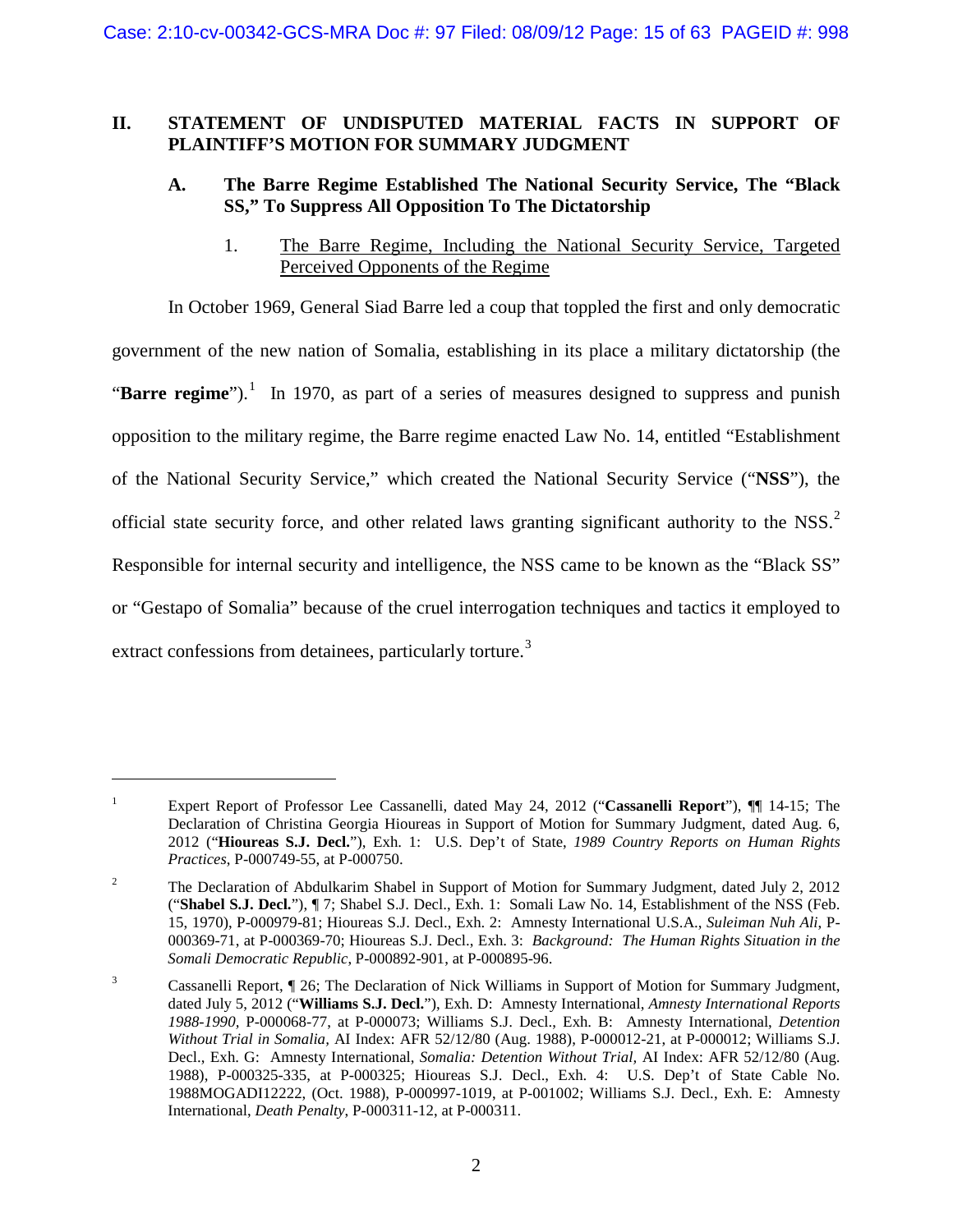## II. STATEMENT OF UNDISPUTED MATERIAL FACTS IN SUPPORT OF PLAINTIFF'S MOTION FOR SUMMARY JUDGMENT

### A. The Barre Regime Established The National Security Service, The "Black SS," To Suppress All Opposition To The Dictatorship

#### 1. The Barre Regime, Including the National Security Service, Targeted Perceived Opponents of the Regime

In October 1969, General Siad Barre led a coup that toppled the first and only democratic government of the new nation of Somalia, establishing in its place a military dictatorship (the "**Barre regime**").[1] In 1970, as part of a series of measures designed to suppress and punish opposition to the military regime, the Barre regime enacted Law No. 14, entitled "Establishment of the National Security Service," which created the National Security Service ("**NSS**"), the official state security force, and other related laws granting significant authority to the NSS.[2] Responsible for internal security and intelligence, the NSS came to be known as the "Black SS" or "Gestapo of Somalia" because of the cruel interrogation techniques and tactics it employed to extract confessions from detainees, particularly torture.[3]

---

[1] Expert Report of Professor Lee Cassanelli, dated May 24, 2012 ("**Cassanelli Report**"), ¶¶ 14-15; The Declaration of Christina Georgia Hioureas in Support of Motion for Summary Judgment, dated Aug. 6, 2012 ("**Hioureas S.J. Decl.**"), Exh. 1: U.S. Dep't of State, *1989 Country Reports on Human Rights Practices*, P-000749-55, at P-000750.

[2] The Declaration of Abdulkarim Shabel in Support of Motion for Summary Judgment, dated July 2, 2012 ("**Shabel S.J. Decl.**"), ¶ 7; Shabel S.J. Decl., Exh. 1: Somali Law No. 14, Establishment of the NSS (Feb. 15, 1970), P-000979-81; Hioureas S.J. Decl., Exh. 2: Amnesty International U.S.A., *Suleiman Nuh Ali*, P-000369-71, at P-000369-70; Hioureas S.J. Decl., Exh. 3: *Background: The Human Rights Situation in the Somali Democratic Republic*, P-000892-901, at P-000895-96.

[3] Cassanelli Report, ¶ 26; The Declaration of Nick Williams in Support of Motion for Summary Judgment, dated July 5, 2012 ("**Williams S.J. Decl.**"), Exh. D: Amnesty International, *Amnesty International Reports 1988-1990*, P-000068-77, at P-000073; Williams S.J. Decl., Exh. B: Amnesty International, *Detention Without Trial in Somalia,* AI Index: AFR 52/12/80 (Aug. 1988), P-000012-21, at P-000012; Williams S.J. Decl., Exh. G: Amnesty International, *Somalia: Detention Without Trial,* AI Index: AFR 52/12/80 (Aug. 1988), P-000325-335, at P-000325; Hioureas S.J. Decl., Exh. 4: U.S. Dep't of State Cable No. 1988MOGADI12222, (Oct. 1988), P-000997-1019, at P-001002; Williams S.J. Decl., Exh. E: Amnesty International, *Death Penalty*, P-000311-12, at P-000311.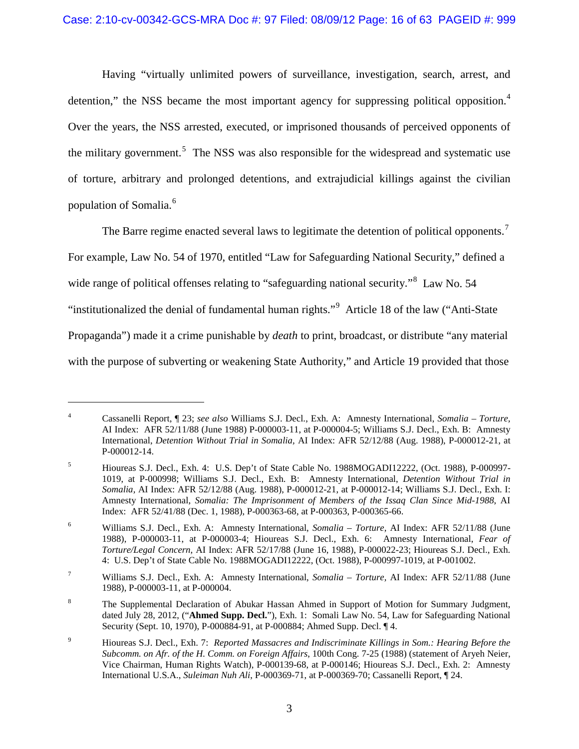Having "virtually unlimited powers of surveillance, investigation, search, arrest, and detention," the NSS became the most important agency for suppressing political opposition.[4] Over the years, the NSS arrested, executed, or imprisoned thousands of perceived opponents of the military government.[5] The NSS was also responsible for the widespread and systematic use of torture, arbitrary and prolonged detentions, and extrajudicial killings against the civilian population of Somalia.[6]

The Barre regime enacted several laws to legitimate the detention of political opponents.[7] For example, Law No. 54 of 1970, entitled "Law for Safeguarding National Security," defined a wide range of political offenses relating to "safeguarding national security."[8] Law No. 54 "institutionalized the denial of fundamental human rights."[9] Article 18 of the law ("Anti-State Propaganda") made it a crime punishable by *death* to print, broadcast, or distribute "any material with the purpose of subverting or weakening State Authority," and Article 19 provided that those

---

[4] Cassanelli Report, ¶ 23; *see also* Williams S.J. Decl., Exh. A: Amnesty International, *Somalia – Torture,* AI Index: AFR 52/11/88 (June 1988) P-000003-11, at P-000004-5; Williams S.J. Decl., Exh. B: Amnesty International, *Detention Without Trial in Somalia,* AI Index: AFR 52/12/88 (Aug. 1988), P-000012-21, at P-000012-14.

[5] Hioureas S.J. Decl., Exh. 4: U.S. Dep't of State Cable No. 1988MOGADI12222, (Oct. 1988), P-000997-1019, at P-000998; Williams S.J. Decl., Exh. B: Amnesty International, *Detention Without Trial in Somalia,* AI Index: AFR 52/12/88 (Aug. 1988), P-000012-21, at P-000012-14; Williams S.J. Decl., Exh. I: Amnesty International, *Somalia: The Imprisonment of Members of the Issaq Clan Since Mid-1988*, AI Index: AFR 52/41/88 (Dec. 1, 1988), P-000363-68, at P-000363, P-000365-66.

[6] Williams S.J. Decl., Exh. A: Amnesty International, *Somalia – Torture,* AI Index: AFR 52/11/88 (June 1988), P-000003-11, at P-000003-4; Hioureas S.J. Decl., Exh. 6: Amnesty International, *Fear of Torture/Legal Concern,* AI Index: AFR 52/17/88 (June 16, 1988), P-000022-23; Hioureas S.J. Decl., Exh. 4: U.S. Dep't of State Cable No. 1988MOGADI12222, (Oct. 1988), P-000997-1019, at P-001002.

[7] Williams S.J. Decl., Exh. A: Amnesty International, *Somalia – Torture,* AI Index: AFR 52/11/88 (June 1988), P-000003-11, at P-000004.

[8] The Supplemental Declaration of Abukar Hassan Ahmed in Support of Motion for Summary Judgment, dated July 28, 2012, ("**Ahmed Supp. Decl.**"), Exh. 1: Somali Law No. 54, Law for Safeguarding National Security (Sept. 10, 1970), P-000884-91, at P-000884; Ahmed Supp. Decl. ¶ 4.

[9] Hioureas S.J. Decl., Exh. 7: *Reported Massacres and Indiscriminate Killings in Som.: Hearing Before the Subcomm. on Afr. of the H. Comm. on Foreign Affairs*, 100th Cong. 7-25 (1988) (statement of Aryeh Neier, Vice Chairman, Human Rights Watch), P-000139-68, at P-000146; Hioureas S.J. Decl., Exh. 2: Amnesty International U.S.A., *Suleiman Nuh Ali*, P-000369-71, at P-000369-70; Cassanelli Report, ¶ 24.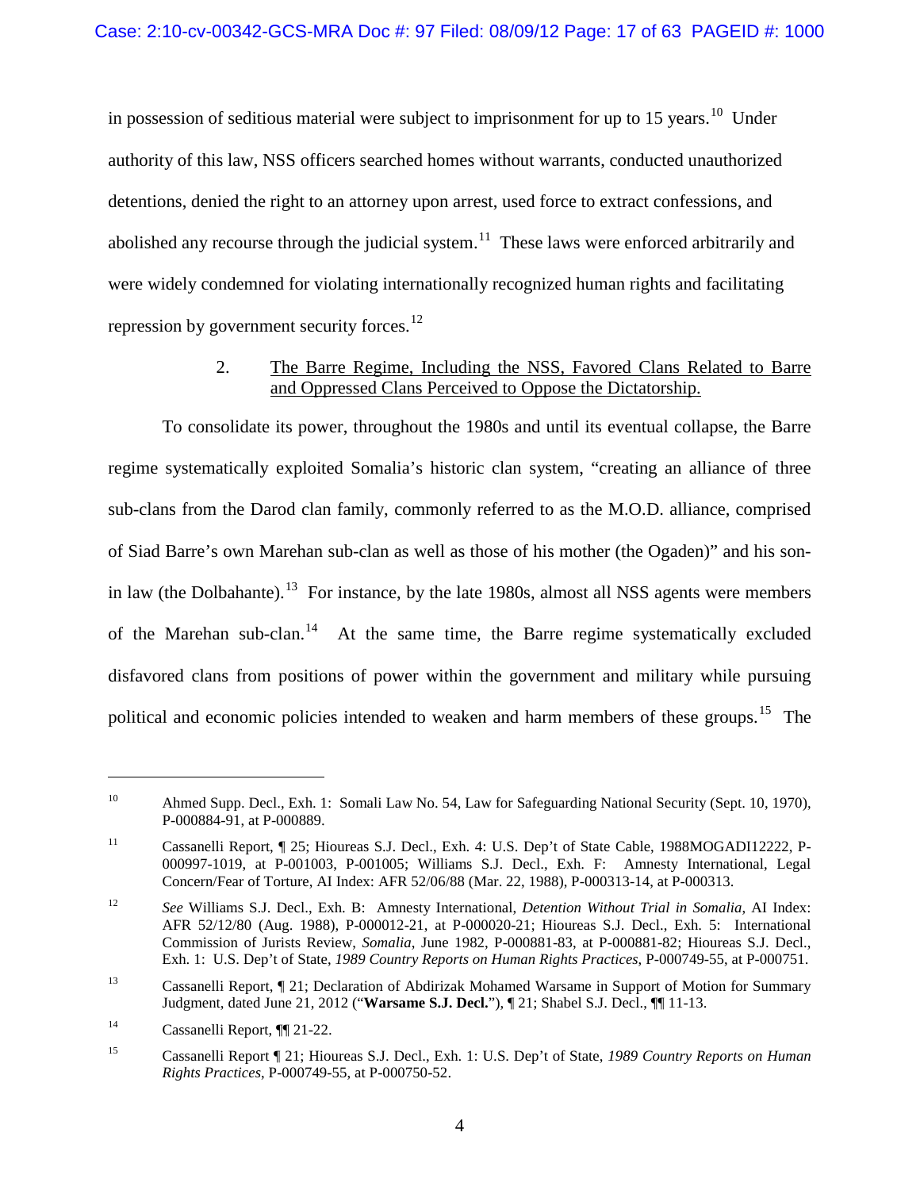in possession of seditious material were subject to imprisonment for up to 15 years.[10] Under authority of this law, NSS officers searched homes without warrants, conducted unauthorized detentions, denied the right to an attorney upon arrest, used force to extract confessions, and abolished any recourse through the judicial system.[11] These laws were enforced arbitrarily and were widely condemned for violating internationally recognized human rights and facilitating repression by government security forces.[12]

2. The Barre Regime, Including the NSS, Favored Clans Related to Barre and Oppressed Clans Perceived to Oppose the Dictatorship.

To consolidate its power, throughout the 1980s and until its eventual collapse, the Barre regime systematically exploited Somalia's historic clan system, "creating an alliance of three sub-clans from the Darod clan family, commonly referred to as the M.O.D. alliance, comprised of Siad Barre's own Marehan sub-clan as well as those of his mother (the Ogaden)" and his son-in law (the Dolbahante).[13] For instance, by the late 1980s, almost all NSS agents were members of the Marehan sub-clan.[14] At the same time, the Barre regime systematically excluded disfavored clans from positions of power within the government and military while pursuing political and economic policies intended to weaken and harm members of these groups.[15] The

---

[10] Ahmed Supp. Decl., Exh. 1: Somali Law No. 54, Law for Safeguarding National Security (Sept. 10, 1970), P-000884-91, at P-000889.

[11] Cassanelli Report, ¶ 25; Hioureas S.J. Decl., Exh. 4: U.S. Dep't of State Cable, 1988MOGADI12222, P-000997-1019, at P-001003, P-001005; Williams S.J. Decl., Exh. F: Amnesty International, Legal Concern/Fear of Torture, AI Index: AFR 52/06/88 (Mar. 22, 1988), P-000313-14, at P-000313.

[12] *See* Williams S.J. Decl., Exh. B: Amnesty International, *Detention Without Trial in Somalia*, AI Index: AFR 52/12/80 (Aug. 1988), P-000012-21, at P-000020-21; Hioureas S.J. Decl., Exh. 5: International Commission of Jurists Review, *Somalia*, June 1982, P-000881-83, at P-000881-82; Hioureas S.J. Decl., Exh. 1: U.S. Dep't of State, *1989 Country Reports on Human Rights Practices*, P-000749-55, at P-000751.

[13] Cassanelli Report, ¶ 21; Declaration of Abdirizak Mohamed Warsame in Support of Motion for Summary Judgment, dated June 21, 2012 ("**Warsame S.J. Decl.**"), ¶ 21; Shabel S.J. Decl., ¶¶ 11-13.

[14] Cassanelli Report, ¶¶ 21-22.

[15] Cassanelli Report ¶ 21; Hioureas S.J. Decl., Exh. 1: U.S. Dep't of State, *1989 Country Reports on Human Rights Practices*, P-000749-55, at P-000750-52.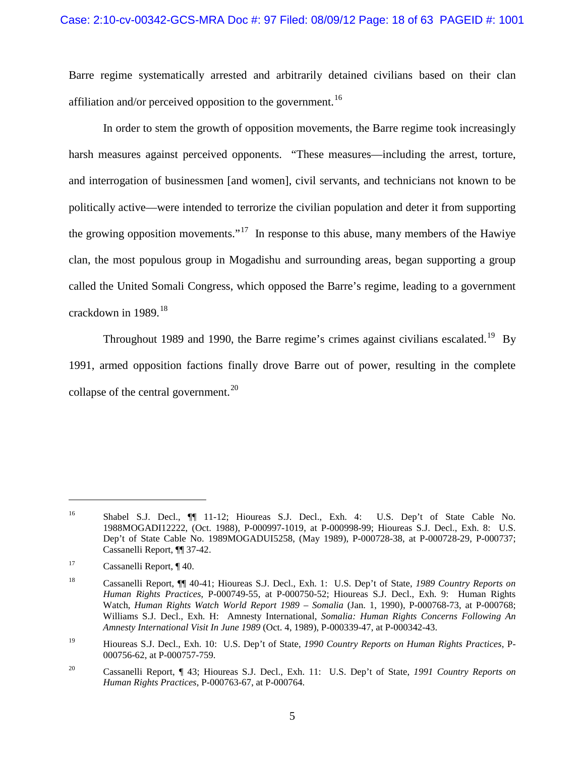Barre regime systematically arrested and arbitrarily detained civilians based on their clan affiliation and/or perceived opposition to the government.[16]

In order to stem the growth of opposition movements, the Barre regime took increasingly harsh measures against perceived opponents. "These measures—including the arrest, torture, and interrogation of businessmen [and women], civil servants, and technicians not known to be politically active—were intended to terrorize the civilian population and deter it from supporting the growing opposition movements."[17] In response to this abuse, many members of the Hawiye clan, the most populous group in Mogadishu and surrounding areas, began supporting a group called the United Somali Congress, which opposed the Barre's regime, leading to a government crackdown in 1989.[18]

Throughout 1989 and 1990, the Barre regime's crimes against civilians escalated.[19] By 1991, armed opposition factions finally drove Barre out of power, resulting in the complete collapse of the central government.[20]

---

[16] Shabel S.J. Decl., ¶¶ 11-12; Hioureas S.J. Decl., Exh. 4: U.S. Dep't of State Cable No. 1988MOGADI12222, (Oct. 1988), P-000997-1019, at P-000998-99; Hioureas S.J. Decl., Exh. 8: U.S. Dep't of State Cable No. 1989MOGADUI5258, (May 1989), P-000728-38, at P-000728-29, P-000737; Cassanelli Report, ¶¶ 37-42.

[17] Cassanelli Report, ¶ 40.

[18] Cassanelli Report, ¶¶ 40-41; Hioureas S.J. Decl., Exh. 1: U.S. Dep't of State, *1989 Country Reports on Human Rights Practices*, P-000749-55, at P-000750-52; Hioureas S.J. Decl., Exh. 9: Human Rights Watch, *Human Rights Watch World Report 1989 – Somalia* (Jan. 1, 1990), P-000768-73, at P-000768; Williams S.J. Decl., Exh. H: Amnesty International, *Somalia: Human Rights Concerns Following An Amnesty International Visit In June 1989* (Oct. 4, 1989), P-000339-47, at P-000342-43.

[19] Hioureas S.J. Decl., Exh. 10: U.S. Dep't of State, *1990 Country Reports on Human Rights Practices*, P-000756-62, at P-000757-759.

[20] Cassanelli Report, ¶ 43; Hioureas S.J. Decl., Exh. 11: U.S. Dep't of State, *1991 Country Reports on Human Rights Practices*, P-000763-67, at P-000764.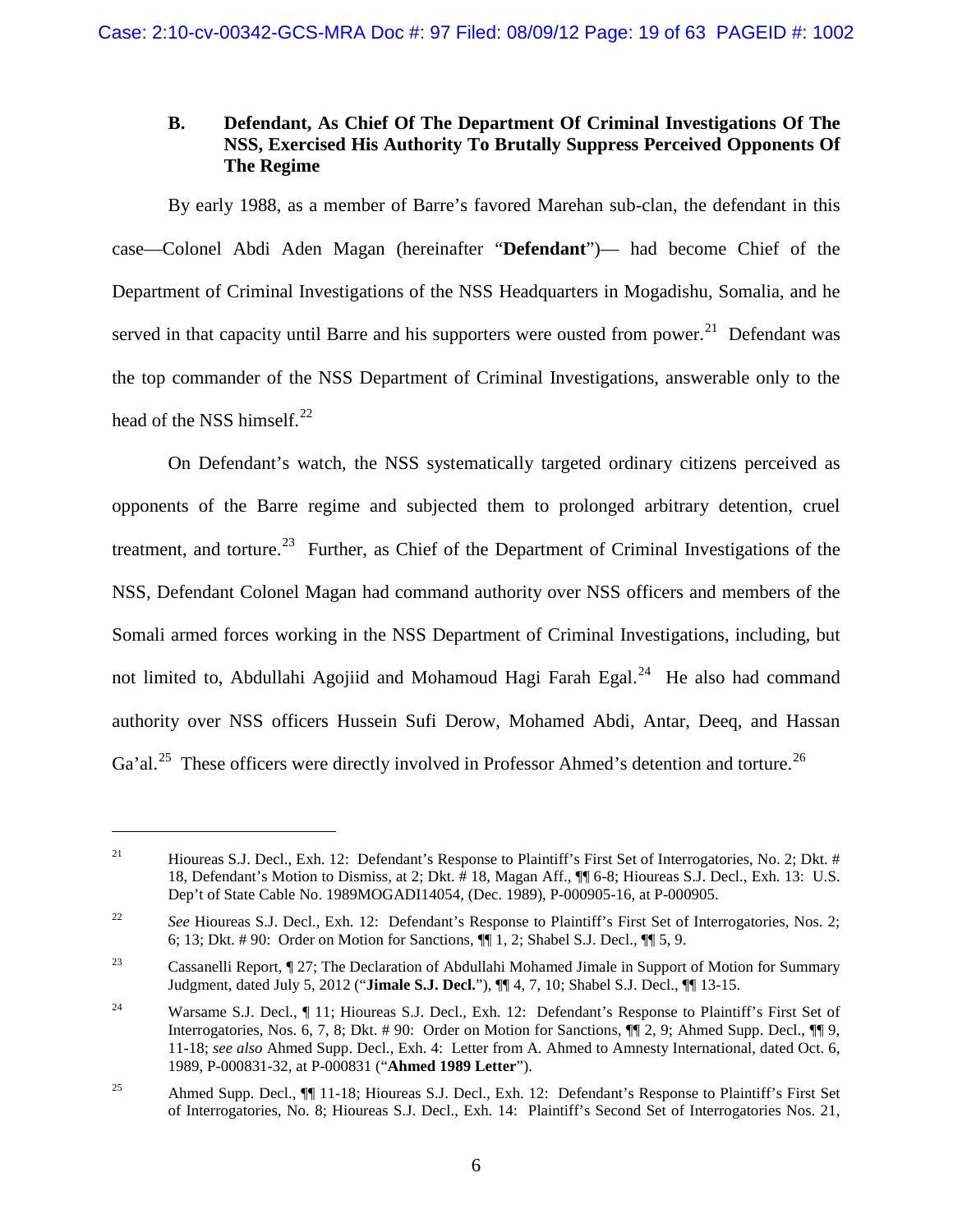### B. Defendant, As Chief Of The Department Of Criminal Investigations Of The NSS, Exercised His Authority To Brutally Suppress Perceived Opponents Of The Regime

By early 1988, as a member of Barre's favored Marehan sub-clan, the defendant in this case—Colonel Abdi Aden Magan (hereinafter "**Defendant**")— had become Chief of the Department of Criminal Investigations of the NSS Headquarters in Mogadishu, Somalia, and he served in that capacity until Barre and his supporters were ousted from power.[21] Defendant was the top commander of the NSS Department of Criminal Investigations, answerable only to the head of the NSS himself.[22]

On Defendant's watch, the NSS systematically targeted ordinary citizens perceived as opponents of the Barre regime and subjected them to prolonged arbitrary detention, cruel treatment, and torture.[23] Further, as Chief of the Department of Criminal Investigations of the NSS, Defendant Colonel Magan had command authority over NSS officers and members of the Somali armed forces working in the NSS Department of Criminal Investigations, including, but not limited to, Abdullahi Agojiid and Mohamoud Hagi Farah Egal.[24] He also had command authority over NSS officers Hussein Sufi Derow, Mohamed Abdi, Antar, Deeq, and Hassan Ga'al.[25] These officers were directly involved in Professor Ahmed's detention and torture.[26]

---

[21] Hioureas S.J. Decl., Exh. 12: Defendant's Response to Plaintiff's First Set of Interrogatories, No. 2; Dkt. # 18, Defendant's Motion to Dismiss, at 2; Dkt. # 18, Magan Aff., ¶¶ 6-8; Hioureas S.J. Decl., Exh. 13: U.S. Dep't of State Cable No. 1989MOGADI14054, (Dec. 1989), P-000905-16, at P-000905.

[22] *See* Hioureas S.J. Decl., Exh. 12: Defendant's Response to Plaintiff's First Set of Interrogatories, Nos. 2; 6; 13; Dkt. # 90: Order on Motion for Sanctions, ¶¶ 1, 2; Shabel S.J. Decl., ¶¶ 5, 9.

[23] Cassanelli Report, ¶ 27; The Declaration of Abdullahi Mohamed Jimale in Support of Motion for Summary Judgment, dated July 5, 2012 ("**Jimale S.J. Decl.**"), ¶¶ 4, 7, 10; Shabel S.J. Decl., ¶¶ 13-15.

[24] Warsame S.J. Decl., ¶ 11; Hioureas S.J. Decl., Exh. 12: Defendant's Response to Plaintiff's First Set of Interrogatories, Nos. 6, 7, 8; Dkt. # 90: Order on Motion for Sanctions, ¶¶ 2, 9; Ahmed Supp. Decl., ¶¶ 9, 11-18; *see also* Ahmed Supp. Decl., Exh. 4: Letter from A. Ahmed to Amnesty International, dated Oct. 6, 1989, P-000831-32, at P-000831 ("**Ahmed 1989 Letter**").

[25] Ahmed Supp. Decl., ¶¶ 11-18; Hioureas S.J. Decl., Exh. 12: Defendant's Response to Plaintiff's First Set of Interrogatories, No. 8; Hioureas S.J. Decl., Exh. 14: Plaintiff's Second Set of Interrogatories Nos. 21,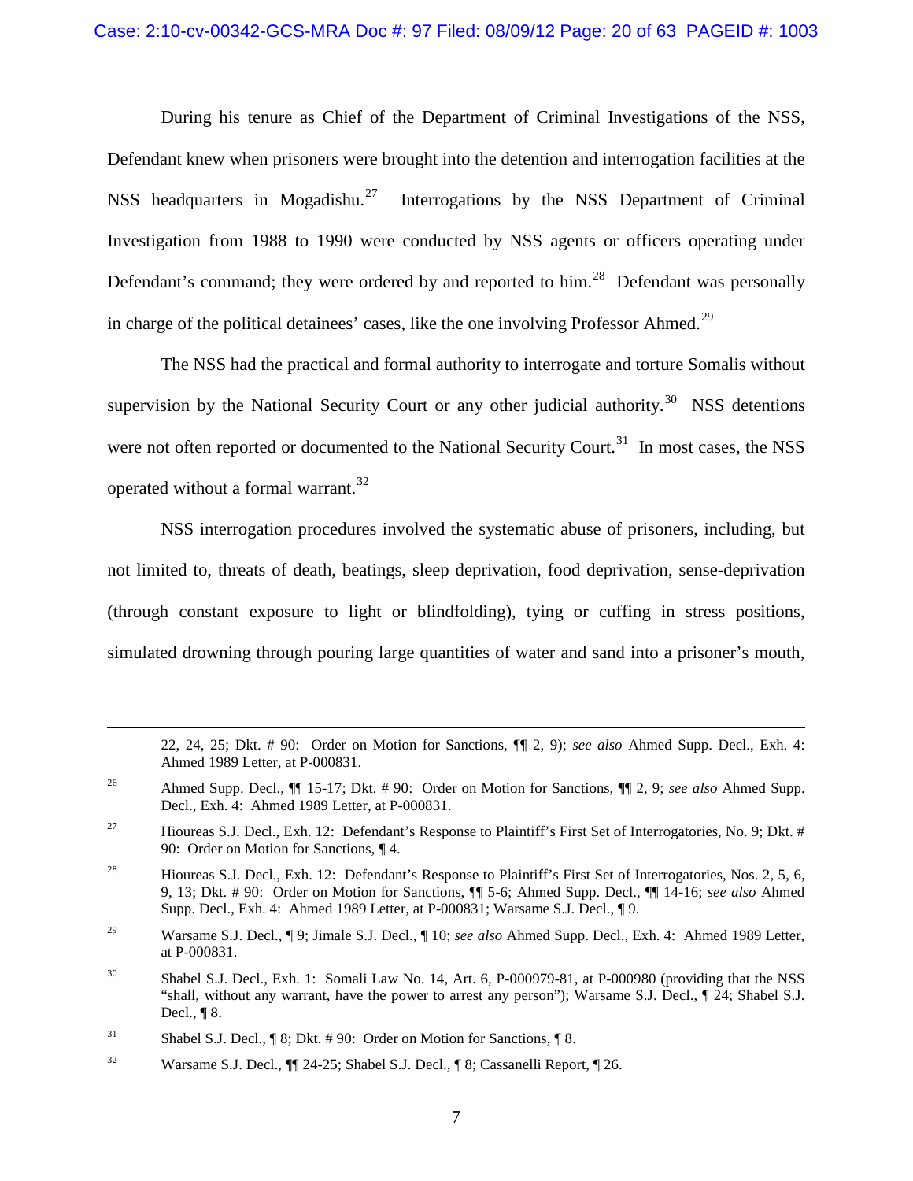During his tenure as Chief of the Department of Criminal Investigations of the NSS, Defendant knew when prisoners were brought into the detention and interrogation facilities at the NSS headquarters in Mogadishu.[27] Interrogations by the NSS Department of Criminal Investigation from 1988 to 1990 were conducted by NSS agents or officers operating under Defendant's command; they were ordered by and reported to him.[28] Defendant was personally in charge of the political detainees' cases, like the one involving Professor Ahmed.[29]

The NSS had the practical and formal authority to interrogate and torture Somalis without supervision by the National Security Court or any other judicial authority.[30] NSS detentions were not often reported or documented to the National Security Court.[31] In most cases, the NSS operated without a formal warrant.[32]

NSS interrogation procedures involved the systematic abuse of prisoners, including, but not limited to, threats of death, beatings, sleep deprivation, food deprivation, sense-deprivation (through constant exposure to light or blindfolding), tying or cuffing in stress positions, simulated drowning through pouring large quantities of water and sand into a prisoner's mouth,

---

22, 24, 25; Dkt. # 90: Order on Motion for Sanctions, ¶¶ 2, 9); *see also* Ahmed Supp. Decl., Exh. 4: Ahmed 1989 Letter, at P-000831.

[26] Ahmed Supp. Decl., ¶¶ 15-17; Dkt. # 90: Order on Motion for Sanctions, ¶¶ 2, 9; *see also* Ahmed Supp. Decl., Exh. 4: Ahmed 1989 Letter, at P-000831.

[27] Hioureas S.J. Decl., Exh. 12: Defendant's Response to Plaintiff's First Set of Interrogatories, No. 9; Dkt. # 90: Order on Motion for Sanctions, ¶ 4.

[28] Hioureas S.J. Decl., Exh. 12: Defendant's Response to Plaintiff's First Set of Interrogatories, Nos. 2, 5, 6, 9, 13; Dkt. # 90: Order on Motion for Sanctions, ¶¶ 5-6; Ahmed Supp. Decl., ¶¶ 14-16; *see also* Ahmed Supp. Decl., Exh. 4: Ahmed 1989 Letter, at P-000831; Warsame S.J. Decl., ¶ 9.

[29] Warsame S.J. Decl., ¶ 9; Jimale S.J. Decl., ¶ 10; *see also* Ahmed Supp. Decl., Exh. 4: Ahmed 1989 Letter, at P-000831.

[30] Shabel S.J. Decl., Exh. 1: Somali Law No. 14, Art. 6, P-000979-81, at P-000980 (providing that the NSS "shall, without any warrant, have the power to arrest any person"); Warsame S.J. Decl., ¶ 24; Shabel S.J. Decl., ¶ 8.

[31] Shabel S.J. Decl., ¶ 8; Dkt. # 90: Order on Motion for Sanctions, ¶ 8.

[32] Warsame S.J. Decl., ¶¶ 24-25; Shabel S.J. Decl., ¶ 8; Cassanelli Report, ¶ 26.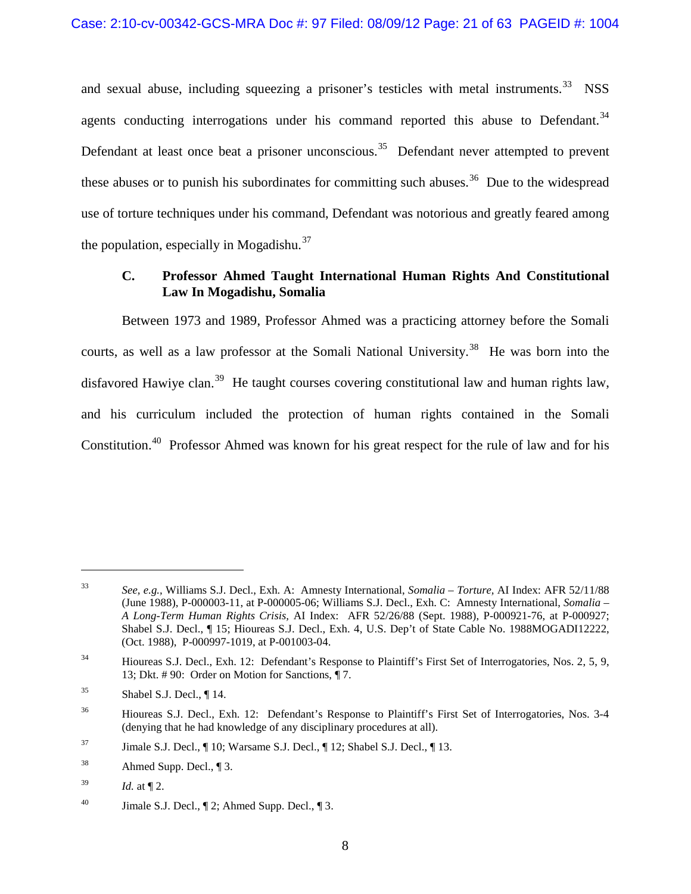and sexual abuse, including squeezing a prisoner's testicles with metal instruments.[33] NSS agents conducting interrogations under his command reported this abuse to Defendant.[34] Defendant at least once beat a prisoner unconscious.[35] Defendant never attempted to prevent these abuses or to punish his subordinates for committing such abuses.[36] Due to the widespread use of torture techniques under his command, Defendant was notorious and greatly feared among the population, especially in Mogadishu.[37]

### C. Professor Ahmed Taught International Human Rights And Constitutional Law In Mogadishu, Somalia

Between 1973 and 1989, Professor Ahmed was a practicing attorney before the Somali courts, as well as a law professor at the Somali National University.[38] He was born into the disfavored Hawiye clan.[39] He taught courses covering constitutional law and human rights law, and his curriculum included the protection of human rights contained in the Somali Constitution.[40] Professor Ahmed was known for his great respect for the rule of law and for his

---

[33] *See, e.g.*, Williams S.J. Decl., Exh. A: Amnesty International, *Somalia – Torture*, AI Index: AFR 52/11/88 (June 1988), P-000003-11, at P-000005-06; Williams S.J. Decl., Exh. C: Amnesty International, *Somalia – A Long-Term Human Rights Crisis,* AI Index: AFR 52/26/88 (Sept. 1988), P-000921-76, at P-000927; Shabel S.J. Decl., ¶ 15; Hioureas S.J. Decl., Exh. 4, U.S. Dep't of State Cable No. 1988MOGADI12222, (Oct. 1988), P-000997-1019, at P-001003-04.

[34] Hioureas S.J. Decl., Exh. 12: Defendant's Response to Plaintiff's First Set of Interrogatories, Nos. 2, 5, 9, 13; Dkt. # 90: Order on Motion for Sanctions, ¶ 7.

[35] Shabel S.J. Decl., ¶ 14.

[36] Hioureas S.J. Decl., Exh. 12: Defendant's Response to Plaintiff's First Set of Interrogatories, Nos. 3-4 (denying that he had knowledge of any disciplinary procedures at all).

[37] Jimale S.J. Decl., ¶ 10; Warsame S.J. Decl., ¶ 12; Shabel S.J. Decl., ¶ 13.

[38] Ahmed Supp. Decl., ¶ 3.

[39] *Id.* at ¶ 2.

[40] Jimale S.J. Decl., ¶ 2; Ahmed Supp. Decl., ¶ 3.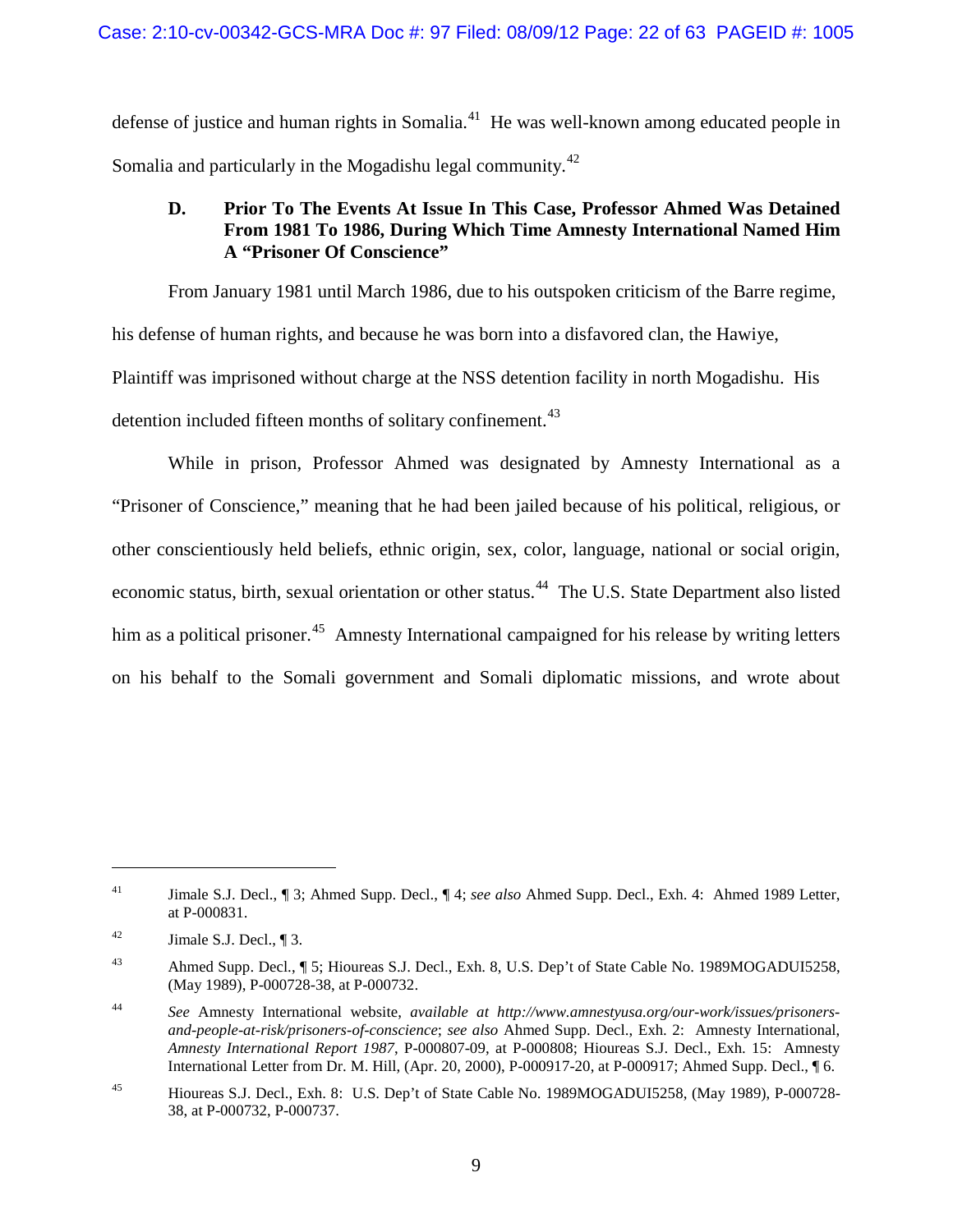defense of justice and human rights in Somalia.[41] He was well-known among educated people in Somalia and particularly in the Mogadishu legal community.[42]

### D. Prior To The Events At Issue In This Case, Professor Ahmed Was Detained From 1981 To 1986, During Which Time Amnesty International Named Him A "Prisoner Of Conscience"

From January 1981 until March 1986, due to his outspoken criticism of the Barre regime, his defense of human rights, and because he was born into a disfavored clan, the Hawiye, Plaintiff was imprisoned without charge at the NSS detention facility in north Mogadishu. His detention included fifteen months of solitary confinement.[43]

While in prison, Professor Ahmed was designated by Amnesty International as a "Prisoner of Conscience," meaning that he had been jailed because of his political, religious, or other conscientiously held beliefs, ethnic origin, sex, color, language, national or social origin, economic status, birth, sexual orientation or other status.[44] The U.S. State Department also listed him as a political prisoner.[45] Amnesty International campaigned for his release by writing letters on his behalf to the Somali government and Somali diplomatic missions, and wrote about

---

[41] Jimale S.J. Decl., ¶ 3; Ahmed Supp. Decl., ¶ 4; *see also* Ahmed Supp. Decl., Exh. 4: Ahmed 1989 Letter, at P-000831.

[42] Jimale S.J. Decl., ¶ 3.

[43] Ahmed Supp. Decl., ¶ 5; Hioureas S.J. Decl., Exh. 8, U.S. Dep't of State Cable No. 1989MOGADUI5258, (May 1989), P-000728-38, at P-000732.

[44] *See* Amnesty International website, *available at http://www.amnestyusa.org/our-work/issues/prisoners-and-people-at-risk/prisoners-of-conscience*; *see also* Ahmed Supp. Decl., Exh. 2: Amnesty International, *Amnesty International Report 1987*, P-000807-09, at P-000808; Hioureas S.J. Decl., Exh. 15: Amnesty International Letter from Dr. M. Hill, (Apr. 20, 2000), P-000917-20, at P-000917; Ahmed Supp. Decl., ¶ 6.

[45] Hioureas S.J. Decl., Exh. 8: U.S. Dep't of State Cable No. 1989MOGADUI5258, (May 1989), P-000728-38, at P-000732, P-000737.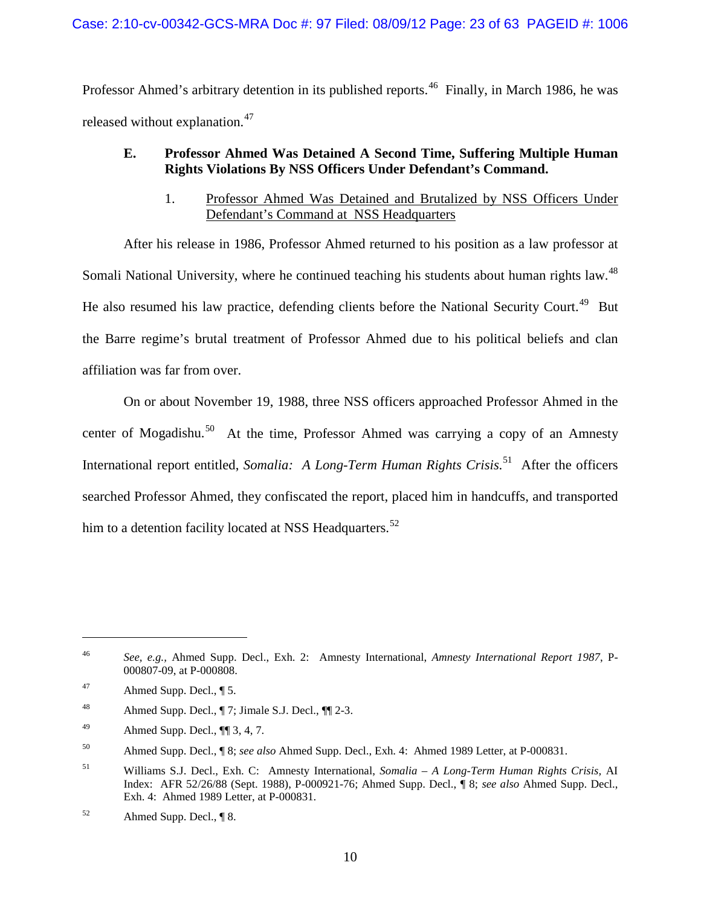Professor Ahmed's arbitrary detention in its published reports.[46] Finally, in March 1986, he was released without explanation.[47]

### E. Professor Ahmed Was Detained A Second Time, Suffering Multiple Human Rights Violations By NSS Officers Under Defendant's Command.

#### 1. Professor Ahmed Was Detained and Brutalized by NSS Officers Under Defendant's Command at NSS Headquarters

After his release in 1986, Professor Ahmed returned to his position as a law professor at Somali National University, where he continued teaching his students about human rights law.[48] He also resumed his law practice, defending clients before the National Security Court.[49] But the Barre regime's brutal treatment of Professor Ahmed due to his political beliefs and clan affiliation was far from over.

On or about November 19, 1988, three NSS officers approached Professor Ahmed in the center of Mogadishu.[50] At the time, Professor Ahmed was carrying a copy of an Amnesty International report entitled, *Somalia: A Long-Term Human Rights Crisis*.[51] After the officers searched Professor Ahmed, they confiscated the report, placed him in handcuffs, and transported him to a detention facility located at NSS Headquarters.[52]

---

[46] *See, e.g.*, Ahmed Supp. Decl., Exh. 2: Amnesty International, *Amnesty International Report 1987*, P-000807-09, at P-000808.

[47] Ahmed Supp. Decl., ¶ 5.

[48] Ahmed Supp. Decl., ¶ 7; Jimale S.J. Decl., ¶¶ 2-3.

[49] Ahmed Supp. Decl., ¶¶ 3, 4, 7.

[50] Ahmed Supp. Decl., ¶ 8; *see also* Ahmed Supp. Decl., Exh. 4: Ahmed 1989 Letter, at P-000831.

[51] Williams S.J. Decl., Exh. C: Amnesty International, *Somalia – A Long-Term Human Rights Crisis*, AI Index: AFR 52/26/88 (Sept. 1988), P-000921-76; Ahmed Supp. Decl., ¶ 8; *see also* Ahmed Supp. Decl., Exh. 4: Ahmed 1989 Letter, at P-000831.

[52] Ahmed Supp. Decl., ¶ 8.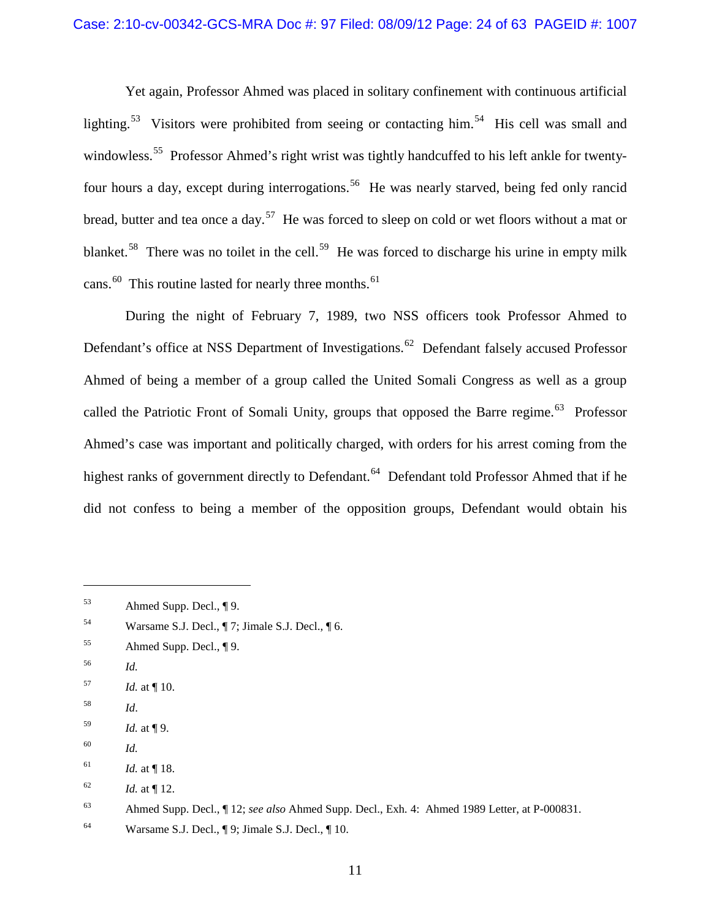Yet again, Professor Ahmed was placed in solitary confinement with continuous artificial lighting.[53] Visitors were prohibited from seeing or contacting him.[54] His cell was small and windowless.[55] Professor Ahmed's right wrist was tightly handcuffed to his left ankle for twenty-four hours a day, except during interrogations.[56] He was nearly starved, being fed only rancid bread, butter and tea once a day.[57] He was forced to sleep on cold or wet floors without a mat or blanket.[58] There was no toilet in the cell.[59] He was forced to discharge his urine in empty milk cans.[60] This routine lasted for nearly three months.[61]

During the night of February 7, 1989, two NSS officers took Professor Ahmed to Defendant's office at NSS Department of Investigations.[62] Defendant falsely accused Professor Ahmed of being a member of a group called the United Somali Congress as well as a group called the Patriotic Front of Somali Unity, groups that opposed the Barre regime.[63] Professor Ahmed's case was important and politically charged, with orders for his arrest coming from the highest ranks of government directly to Defendant.[64] Defendant told Professor Ahmed that if he did not confess to being a member of the opposition groups, Defendant would obtain his

---

[53] Ahmed Supp. Decl., ¶ 9.

[54] Warsame S.J. Decl., ¶ 7; Jimale S.J. Decl., ¶ 6.

[55] Ahmed Supp. Decl., ¶ 9.

[56] *Id.*

[57] *Id.* at ¶ 10.

[58] *Id*.

[59] *Id.* at ¶ 9.

[60] *Id.*

[61] *Id.* at ¶ 18.

[62] *Id.* at ¶ 12.

[63] Ahmed Supp. Decl., ¶ 12; *see also* Ahmed Supp. Decl., Exh. 4: Ahmed 1989 Letter, at P-000831.

[64] Warsame S.J. Decl., ¶ 9; Jimale S.J. Decl., ¶ 10.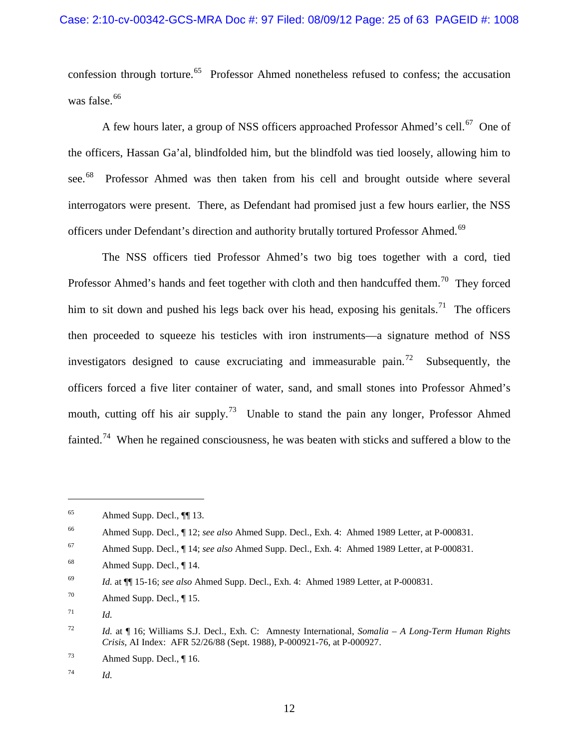confession through torture.[65] Professor Ahmed nonetheless refused to confess; the accusation was false.[66]

A few hours later, a group of NSS officers approached Professor Ahmed's cell.[67] One of the officers, Hassan Ga'al, blindfolded him, but the blindfold was tied loosely, allowing him to see.[68] Professor Ahmed was then taken from his cell and brought outside where several interrogators were present. There, as Defendant had promised just a few hours earlier, the NSS officers under Defendant's direction and authority brutally tortured Professor Ahmed.[69]

The NSS officers tied Professor Ahmed's two big toes together with a cord, tied Professor Ahmed's hands and feet together with cloth and then handcuffed them.[70] They forced him to sit down and pushed his legs back over his head, exposing his genitals.[71] The officers then proceeded to squeeze his testicles with iron instruments—a signature method of NSS investigators designed to cause excruciating and immeasurable pain.[72] Subsequently, the officers forced a five liter container of water, sand, and small stones into Professor Ahmed's mouth, cutting off his air supply.[73] Unable to stand the pain any longer, Professor Ahmed fainted.[74] When he regained consciousness, he was beaten with sticks and suffered a blow to the

---

[65] Ahmed Supp. Decl., ¶¶ 13.

[66] Ahmed Supp. Decl., ¶ 12; *see also* Ahmed Supp. Decl., Exh. 4: Ahmed 1989 Letter, at P-000831.

[67] Ahmed Supp. Decl., ¶ 14; *see also* Ahmed Supp. Decl., Exh. 4: Ahmed 1989 Letter, at P-000831.

[68] Ahmed Supp. Decl., ¶ 14.

[69] *Id.* at ¶¶ 15-16; *see also* Ahmed Supp. Decl., Exh. 4: Ahmed 1989 Letter, at P-000831.

[70] Ahmed Supp. Decl., ¶ 15.

[71] *Id.*

[72] *Id.* at ¶ 16; Williams S.J. Decl., Exh. C: Amnesty International, *Somalia – A Long-Term Human Rights Crisis,* AI Index: AFR 52/26/88 (Sept. 1988), P-000921-76, at P-000927.

[73] Ahmed Supp. Decl., ¶ 16.

[74] *Id.*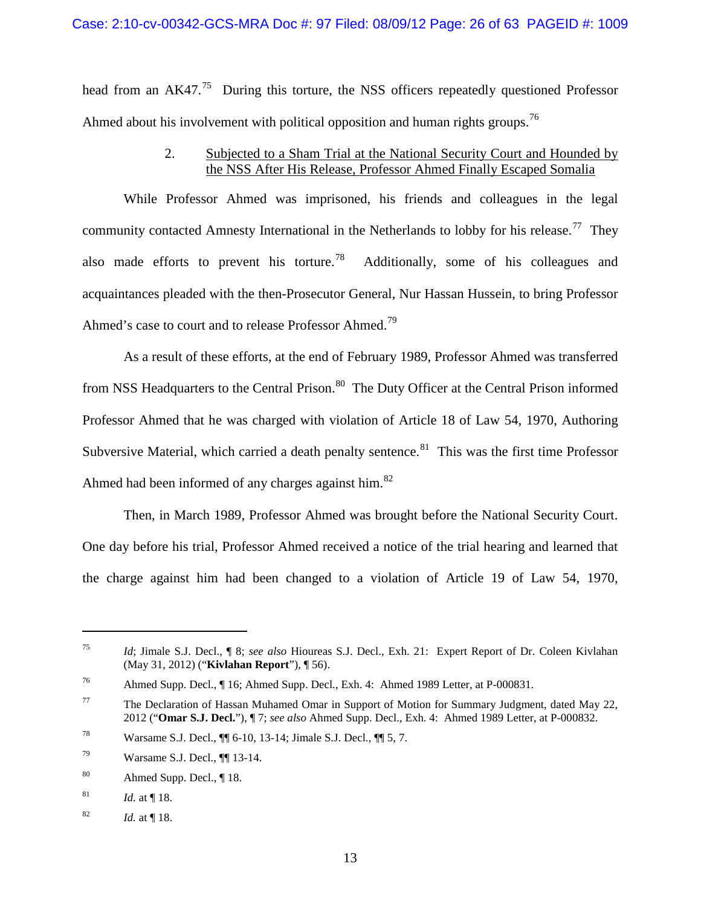head from an AK47.[75] During this torture, the NSS officers repeatedly questioned Professor Ahmed about his involvement with political opposition and human rights groups.[76]

2. Subjected to a Sham Trial at the National Security Court and Hounded by the NSS After His Release, Professor Ahmed Finally Escaped Somalia

While Professor Ahmed was imprisoned, his friends and colleagues in the legal community contacted Amnesty International in the Netherlands to lobby for his release.[77] They also made efforts to prevent his torture.[78] Additionally, some of his colleagues and acquaintances pleaded with the then-Prosecutor General, Nur Hassan Hussein, to bring Professor Ahmed's case to court and to release Professor Ahmed.[79]

As a result of these efforts, at the end of February 1989, Professor Ahmed was transferred from NSS Headquarters to the Central Prison.[80] The Duty Officer at the Central Prison informed Professor Ahmed that he was charged with violation of Article 18 of Law 54, 1970, Authoring Subversive Material, which carried a death penalty sentence.[81] This was the first time Professor Ahmed had been informed of any charges against him.[82]

Then, in March 1989, Professor Ahmed was brought before the National Security Court. One day before his trial, Professor Ahmed received a notice of the trial hearing and learned that the charge against him had been changed to a violation of Article 19 of Law 54, 1970,

---

[75] *Id*; Jimale S.J. Decl., ¶ 8; *see also* Hioureas S.J. Decl., Exh. 21: Expert Report of Dr. Coleen Kivlahan (May 31, 2012) ("**Kivlahan Report**"), ¶ 56).

[76] Ahmed Supp. Decl., ¶ 16; Ahmed Supp. Decl., Exh. 4: Ahmed 1989 Letter, at P-000831.

[77] The Declaration of Hassan Muhamed Omar in Support of Motion for Summary Judgment, dated May 22, 2012 ("**Omar S.J. Decl.**"), ¶ 7; *see also* Ahmed Supp. Decl., Exh. 4: Ahmed 1989 Letter, at P-000832.

[78] Warsame S.J. Decl., ¶¶ 6-10, 13-14; Jimale S.J. Decl., ¶¶ 5, 7.

[79] Warsame S.J. Decl., ¶¶ 13-14.

[80] Ahmed Supp. Decl., ¶ 18.

[81] *Id.* at ¶ 18.

[82] *Id.* at ¶ 18.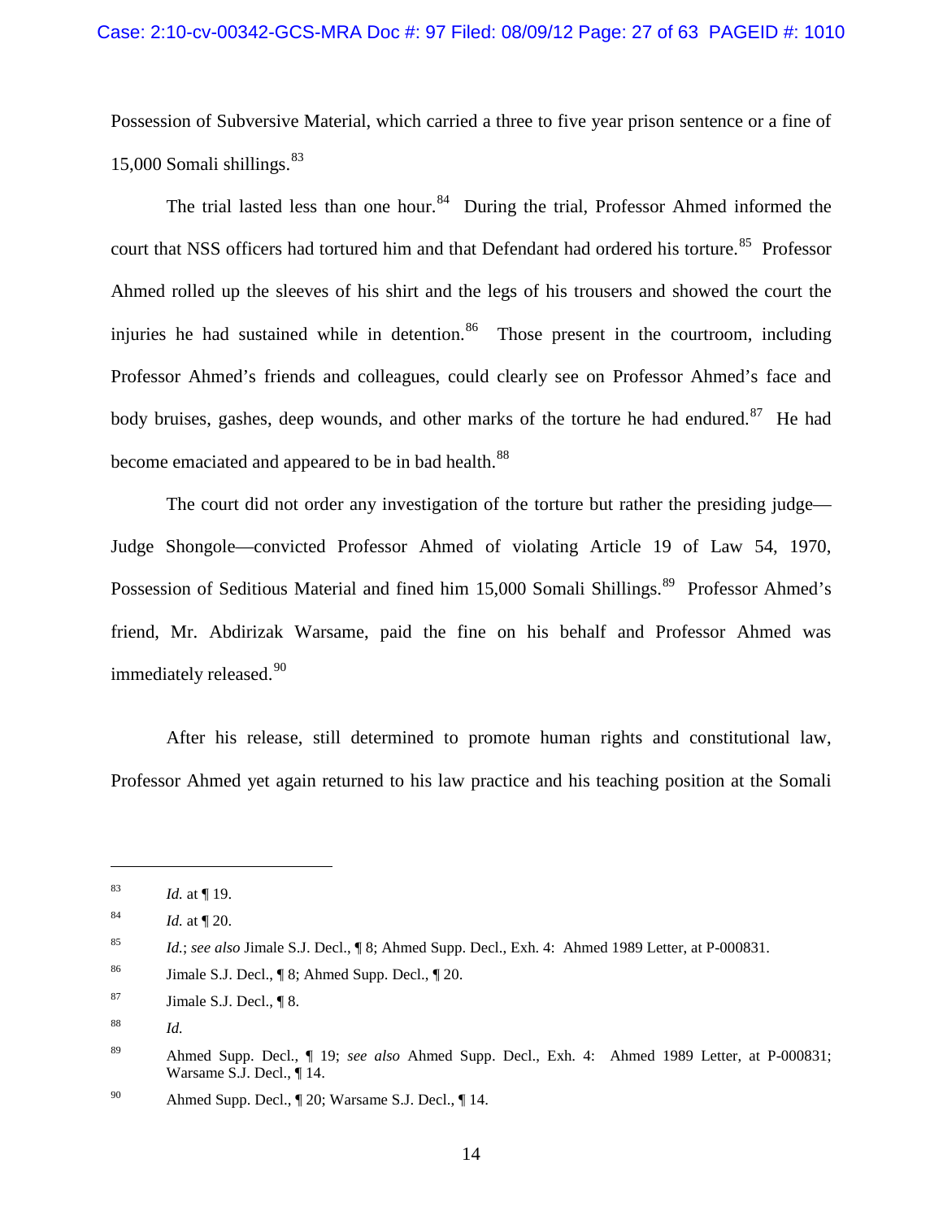Possession of Subversive Material, which carried a three to five year prison sentence or a fine of 15,000 Somali shillings.[83]

The trial lasted less than one hour.[84] During the trial, Professor Ahmed informed the court that NSS officers had tortured him and that Defendant had ordered his torture.[85] Professor Ahmed rolled up the sleeves of his shirt and the legs of his trousers and showed the court the injuries he had sustained while in detention.[86] Those present in the courtroom, including Professor Ahmed's friends and colleagues, could clearly see on Professor Ahmed's face and body bruises, gashes, deep wounds, and other marks of the torture he had endured.[87] He had become emaciated and appeared to be in bad health.[88]

The court did not order any investigation of the torture but rather the presiding judge—Judge Shongole—convicted Professor Ahmed of violating Article 19 of Law 54, 1970, Possession of Seditious Material and fined him 15,000 Somali Shillings.[89] Professor Ahmed's friend, Mr. Abdirizak Warsame, paid the fine on his behalf and Professor Ahmed was immediately released.[90]

After his release, still determined to promote human rights and constitutional law, Professor Ahmed yet again returned to his law practice and his teaching position at the Somali

---

[83] *Id.* at ¶ 19.

[84] *Id.* at ¶ 20.

[85] *Id.*; *see also* Jimale S.J. Decl., ¶ 8; Ahmed Supp. Decl., Exh. 4: Ahmed 1989 Letter, at P-000831.

[86] Jimale S.J. Decl., ¶ 8; Ahmed Supp. Decl., ¶ 20.

[87] Jimale S.J. Decl., ¶ 8.

[88] *Id.*

[89] Ahmed Supp. Decl., ¶ 19; *see also* Ahmed Supp. Decl., Exh. 4: Ahmed 1989 Letter, at P-000831; Warsame S.J. Decl., ¶ 14.

[90] Ahmed Supp. Decl., ¶ 20; Warsame S.J. Decl., ¶ 14.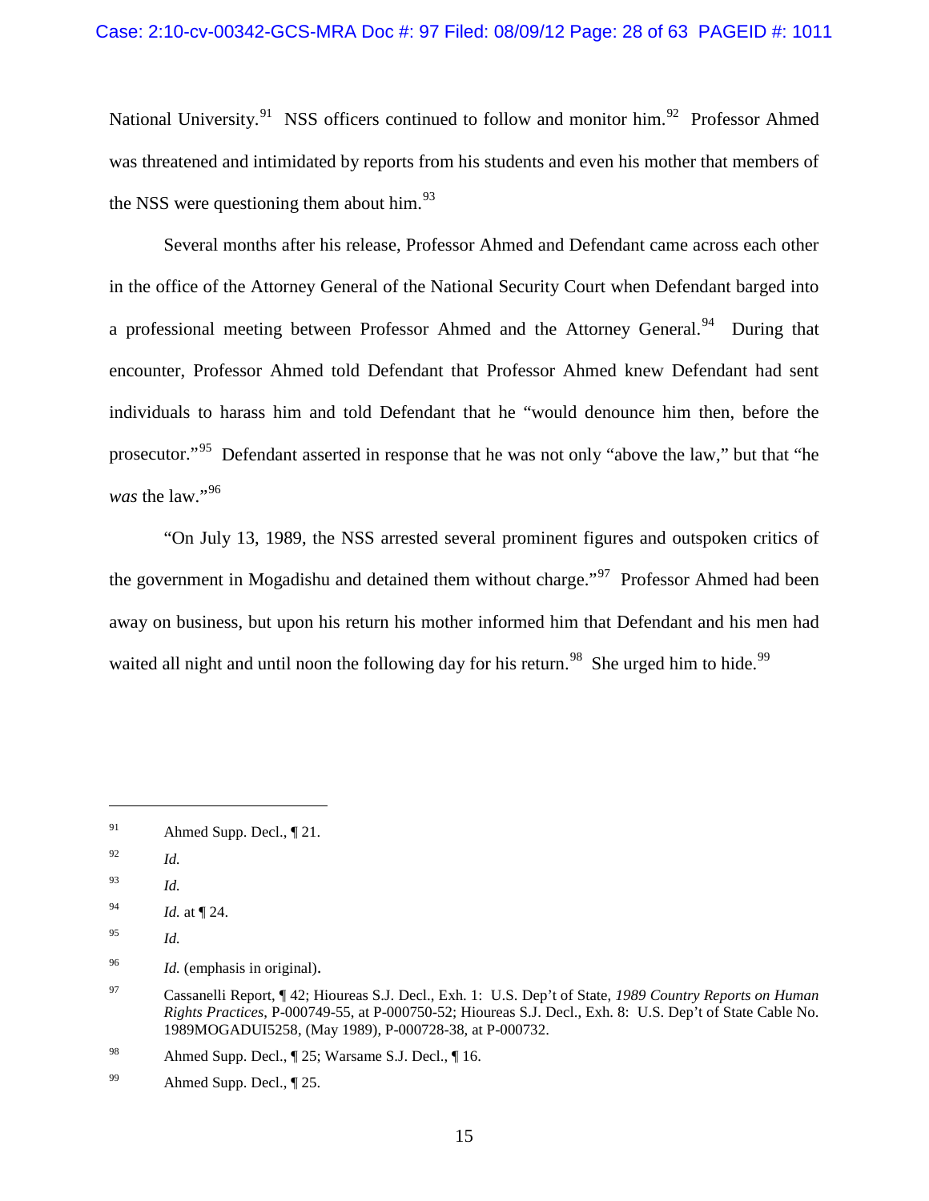National University.[91] NSS officers continued to follow and monitor him.[92] Professor Ahmed was threatened and intimidated by reports from his students and even his mother that members of the NSS were questioning them about him.[93]

Several months after his release, Professor Ahmed and Defendant came across each other in the office of the Attorney General of the National Security Court when Defendant barged into a professional meeting between Professor Ahmed and the Attorney General.[94] During that encounter, Professor Ahmed told Defendant that Professor Ahmed knew Defendant had sent individuals to harass him and told Defendant that he "would denounce him then, before the prosecutor."[95] Defendant asserted in response that he was not only "above the law," but that "he *was* the law."[96]

"On July 13, 1989, the NSS arrested several prominent figures and outspoken critics of the government in Mogadishu and detained them without charge."[97] Professor Ahmed had been away on business, but upon his return his mother informed him that Defendant and his men had waited all night and until noon the following day for his return.[98] She urged him to hide.[99]

---

[91] Ahmed Supp. Decl., ¶ 21.

[92] *Id.*

[93] *Id.*

[94] *Id.* at ¶ 24.

[95] *Id.*

[96] *Id.* (emphasis in original).

[97] Cassanelli Report, ¶ 42; Hioureas S.J. Decl., Exh. 1: U.S. Dep't of State, *1989 Country Reports on Human Rights Practices*, P-000749-55, at P-000750-52; Hioureas S.J. Decl., Exh. 8: U.S. Dep't of State Cable No. 1989MOGADUI5258, (May 1989), P-000728-38, at P-000732.

[98] Ahmed Supp. Decl., ¶ 25; Warsame S.J. Decl., ¶ 16.

[99] Ahmed Supp. Decl., ¶ 25.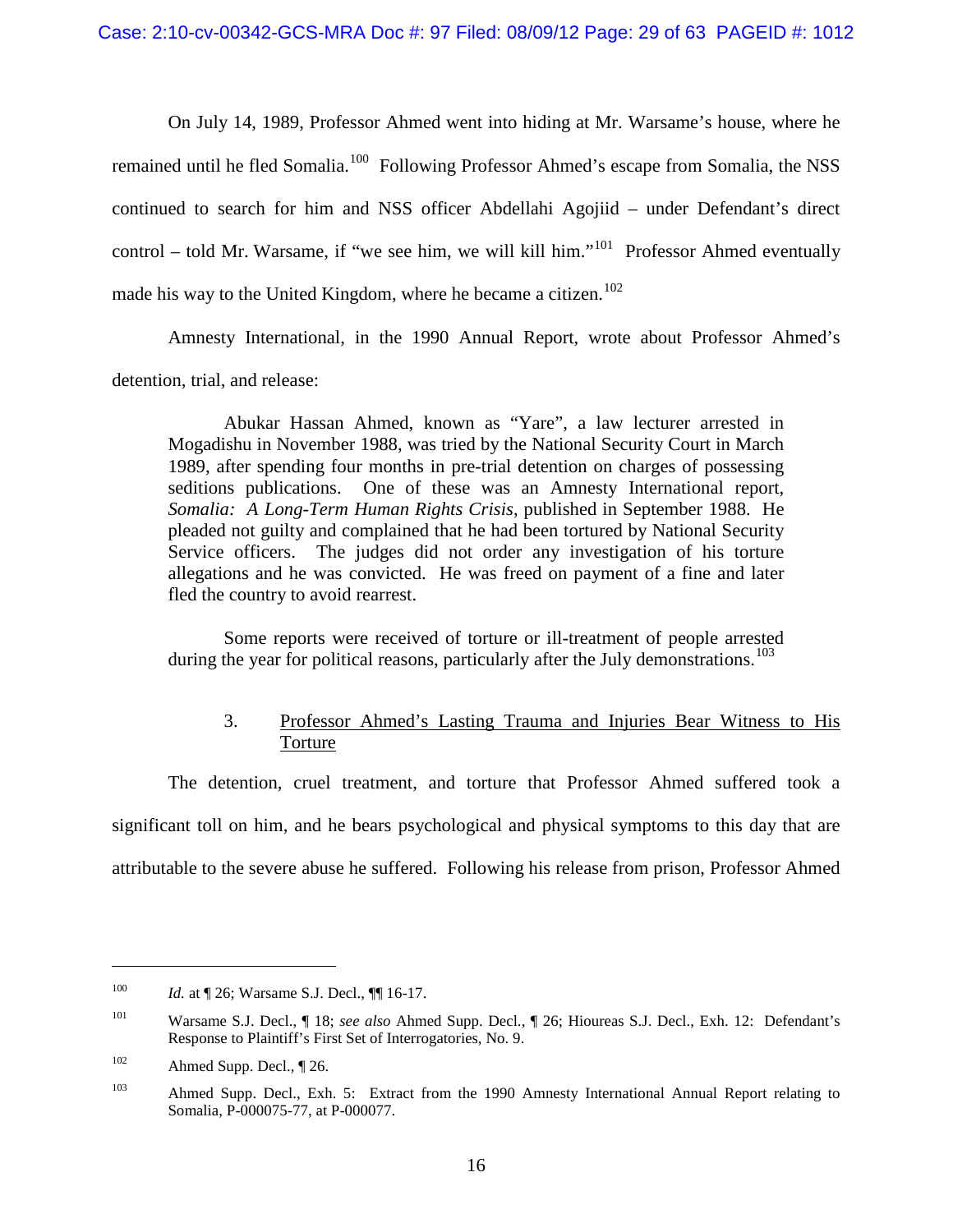On July 14, 1989, Professor Ahmed went into hiding at Mr. Warsame's house, where he remained until he fled Somalia.[100] Following Professor Ahmed's escape from Somalia, the NSS continued to search for him and NSS officer Abdellahi Agojiid – under Defendant's direct control – told Mr. Warsame, if "we see him, we will kill him."[101] Professor Ahmed eventually made his way to the United Kingdom, where he became a citizen.[102]

Amnesty International, in the 1990 Annual Report, wrote about Professor Ahmed's detention, trial, and release:

> Abukar Hassan Ahmed, known as "Yare", a law lecturer arrested in Mogadishu in November 1988, was tried by the National Security Court in March 1989, after spending four months in pre-trial detention on charges of possessing seditions publications. One of these was an Amnesty International report, *Somalia: A Long-Term Human Rights Crisis*, published in September 1988. He pleaded not guilty and complained that he had been tortured by National Security Service officers. The judges did not order any investigation of his torture allegations and he was convicted. He was freed on payment of a fine and later fled the country to avoid rearrest.
>
> Some reports were received of torture or ill-treatment of people arrested during the year for political reasons, particularly after the July demonstrations.[103]

### 3. Professor Ahmed's Lasting Trauma and Injuries Bear Witness to His Torture

The detention, cruel treatment, and torture that Professor Ahmed suffered took a significant toll on him, and he bears psychological and physical symptoms to this day that are attributable to the severe abuse he suffered. Following his release from prison, Professor Ahmed

---

[100] *Id.* at ¶ 26; Warsame S.J. Decl., ¶¶ 16-17.

[101] Warsame S.J. Decl., ¶ 18; *see also* Ahmed Supp. Decl., ¶ 26; Hioureas S.J. Decl., Exh. 12: Defendant's Response to Plaintiff's First Set of Interrogatories, No. 9.

[102] Ahmed Supp. Decl., ¶ 26.

[103] Ahmed Supp. Decl., Exh. 5: Extract from the 1990 Amnesty International Annual Report relating to Somalia, P-000075-77, at P-000077.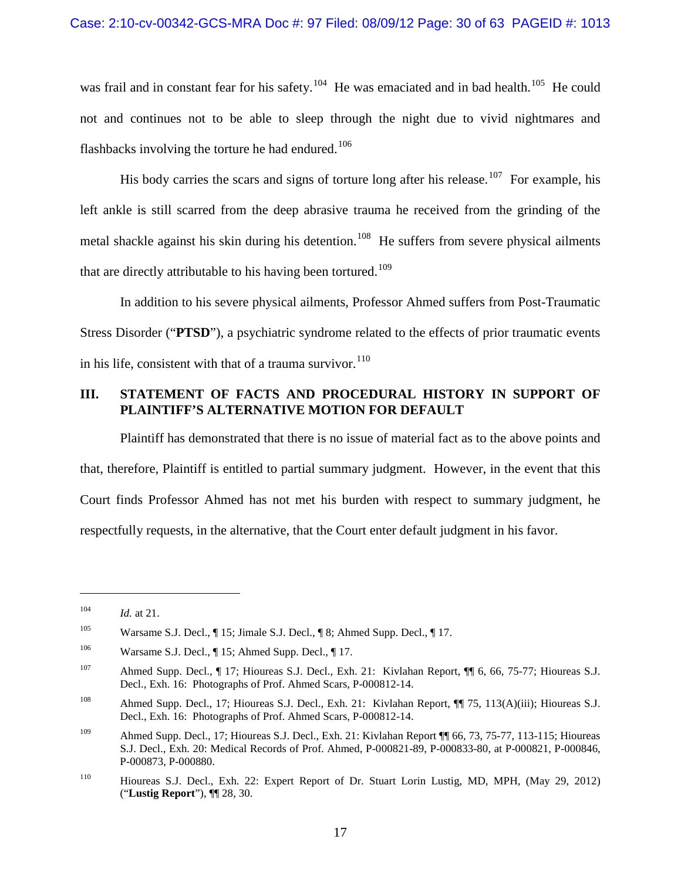was frail and in constant fear for his safety.[104] He was emaciated and in bad health.[105] He could not and continues not to be able to sleep through the night due to vivid nightmares and flashbacks involving the torture he had endured.[106]

His body carries the scars and signs of torture long after his release.[107] For example, his left ankle is still scarred from the deep abrasive trauma he received from the grinding of the metal shackle against his skin during his detention.[108] He suffers from severe physical ailments that are directly attributable to his having been tortured.[109]

In addition to his severe physical ailments, Professor Ahmed suffers from Post-Traumatic Stress Disorder ("**PTSD**"), a psychiatric syndrome related to the effects of prior traumatic events in his life, consistent with that of a trauma survivor.[110]

## III. STATEMENT OF FACTS AND PROCEDURAL HISTORY IN SUPPORT OF PLAINTIFF'S ALTERNATIVE MOTION FOR DEFAULT

Plaintiff has demonstrated that there is no issue of material fact as to the above points and that, therefore, Plaintiff is entitled to partial summary judgment. However, in the event that this Court finds Professor Ahmed has not met his burden with respect to summary judgment, he respectfully requests, in the alternative, that the Court enter default judgment in his favor.

---

[104] *Id.* at 21.

[105] Warsame S.J. Decl., ¶ 15; Jimale S.J. Decl., ¶ 8; Ahmed Supp. Decl., ¶ 17.

[106] Warsame S.J. Decl., ¶ 15; Ahmed Supp. Decl., ¶ 17.

[107] Ahmed Supp. Decl., ¶ 17; Hioureas S.J. Decl., Exh. 21: Kivlahan Report, ¶¶ 6, 66, 75-77; Hioureas S.J. Decl., Exh. 16: Photographs of Prof. Ahmed Scars, P-000812-14.

[108] Ahmed Supp. Decl., 17; Hioureas S.J. Decl., Exh. 21: Kivlahan Report, ¶¶ 75, 113(A)(iii); Hioureas S.J. Decl., Exh. 16: Photographs of Prof. Ahmed Scars, P-000812-14.

[109] Ahmed Supp. Decl., 17; Hioureas S.J. Decl., Exh. 21: Kivlahan Report ¶¶ 66, 73, 75-77, 113-115; Hioureas S.J. Decl., Exh. 20: Medical Records of Prof. Ahmed, P-000821-89, P-000833-80, at P-000821, P-000846, P-000873, P-000880.

[110] Hioureas S.J. Decl., Exh. 22: Expert Report of Dr. Stuart Lorin Lustig, MD, MPH, (May 29, 2012) ("**Lustig Report**"), ¶¶ 28, 30.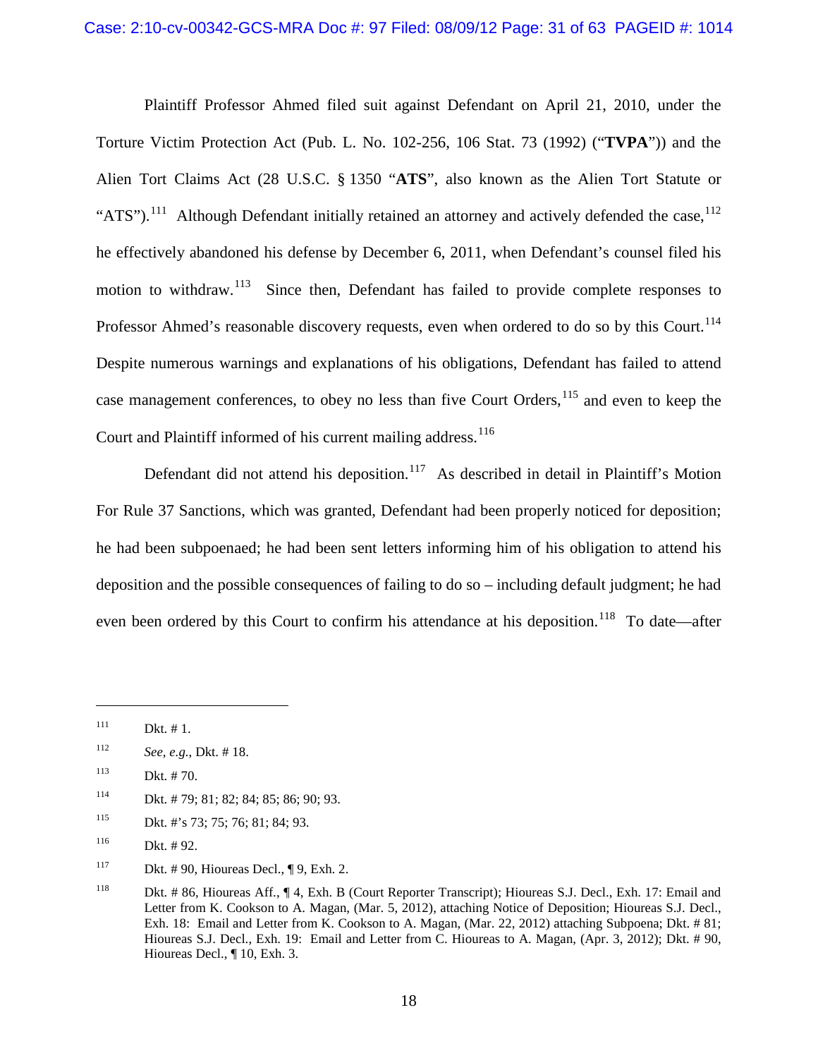Plaintiff Professor Ahmed filed suit against Defendant on April 21, 2010, under the Torture Victim Protection Act (Pub. L. No. 102-256, 106 Stat. 73 (1992) ("**TVPA**")) and the Alien Tort Claims Act (28 U.S.C. § 1350 "**ATS**", also known as the Alien Tort Statute or "ATS").[111] Although Defendant initially retained an attorney and actively defended the case,[112] he effectively abandoned his defense by December 6, 2011, when Defendant's counsel filed his motion to withdraw.[113] Since then, Defendant has failed to provide complete responses to Professor Ahmed's reasonable discovery requests, even when ordered to do so by this Court.[114] Despite numerous warnings and explanations of his obligations, Defendant has failed to attend case management conferences, to obey no less than five Court Orders,[115] and even to keep the Court and Plaintiff informed of his current mailing address.[116]

Defendant did not attend his deposition.[117] As described in detail in Plaintiff's Motion For Rule 37 Sanctions, which was granted, Defendant had been properly noticed for deposition; he had been subpoenaed; he had been sent letters informing him of his obligation to attend his deposition and the possible consequences of failing to do so – including default judgment; he had even been ordered by this Court to confirm his attendance at his deposition.[118] To date—after

---

[111] Dkt. # 1.

[112] *See, e.g.*, Dkt. # 18.

[113] Dkt. # 70.

[114] Dkt. # 79; 81; 82; 84; 85; 86; 90; 93.

[115] Dkt. #'s 73; 75; 76; 81; 84; 93.

[116] Dkt. # 92.

[117] Dkt. # 90, Hioureas Decl., ¶ 9, Exh. 2.

[118] Dkt. # 86, Hioureas Aff., ¶ 4, Exh. B (Court Reporter Transcript); Hioureas S.J. Decl., Exh. 17: Email and Letter from K. Cookson to A. Magan, (Mar. 5, 2012), attaching Notice of Deposition; Hioureas S.J. Decl., Exh. 18: Email and Letter from K. Cookson to A. Magan, (Mar. 22, 2012) attaching Subpoena; Dkt. # 81; Hioureas S.J. Decl., Exh. 19: Email and Letter from C. Hioureas to A. Magan, (Apr. 3, 2012); Dkt. # 90, Hioureas Decl., ¶ 10, Exh. 3.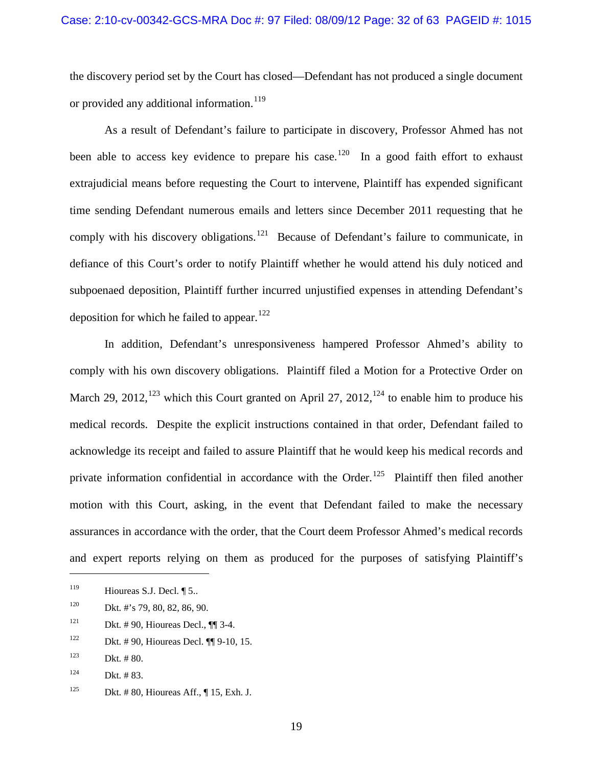the discovery period set by the Court has closed—Defendant has not produced a single document or provided any additional information.[119]

As a result of Defendant's failure to participate in discovery, Professor Ahmed has not been able to access key evidence to prepare his case.[120] In a good faith effort to exhaust extrajudicial means before requesting the Court to intervene, Plaintiff has expended significant time sending Defendant numerous emails and letters since December 2011 requesting that he comply with his discovery obligations.[121] Because of Defendant's failure to communicate, in defiance of this Court's order to notify Plaintiff whether he would attend his duly noticed and subpoenaed deposition, Plaintiff further incurred unjustified expenses in attending Defendant's deposition for which he failed to appear.[122]

In addition, Defendant's unresponsiveness hampered Professor Ahmed's ability to comply with his own discovery obligations. Plaintiff filed a Motion for a Protective Order on March 29, 2012,[123] which this Court granted on April 27, 2012,[124] to enable him to produce his medical records. Despite the explicit instructions contained in that order, Defendant failed to acknowledge its receipt and failed to assure Plaintiff that he would keep his medical records and private information confidential in accordance with the Order.[125] Plaintiff then filed another motion with this Court, asking, in the event that Defendant failed to make the necessary assurances in accordance with the order, that the Court deem Professor Ahmed's medical records and expert reports relying on them as produced for the purposes of satisfying Plaintiff's

---

[119] Hioureas S.J. Decl. ¶ 5..

[120] Dkt. #'s 79, 80, 82, 86, 90.

[121] Dkt. # 90, Hioureas Decl., ¶¶ 3-4.

[122] Dkt. # 90, Hioureas Decl. ¶¶ 9-10, 15.

[123] Dkt. # 80.

[124] Dkt. # 83.

[125] Dkt. # 80, Hioureas Aff., ¶ 15, Exh. J.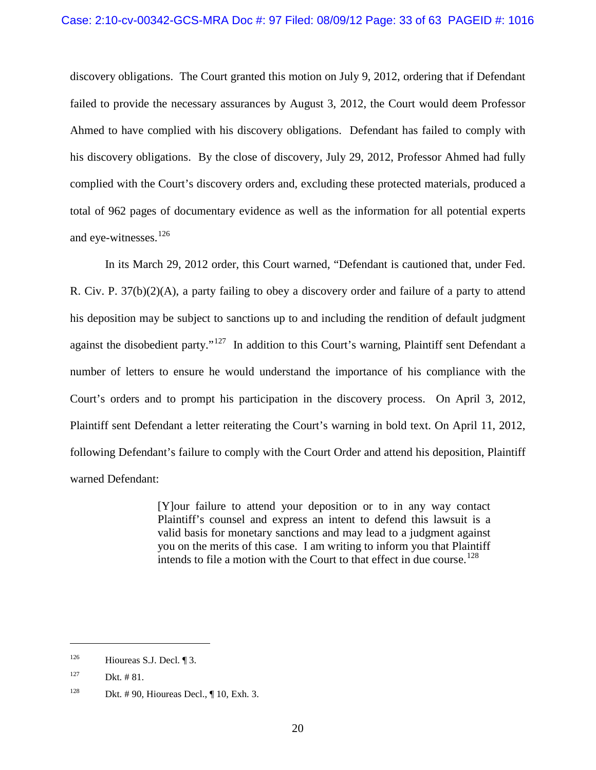discovery obligations. The Court granted this motion on July 9, 2012, ordering that if Defendant failed to provide the necessary assurances by August 3, 2012, the Court would deem Professor Ahmed to have complied with his discovery obligations. Defendant has failed to comply with his discovery obligations. By the close of discovery, July 29, 2012, Professor Ahmed had fully complied with the Court's discovery orders and, excluding these protected materials, produced a total of 962 pages of documentary evidence as well as the information for all potential experts and eye-witnesses.[126]

In its March 29, 2012 order, this Court warned, "Defendant is cautioned that, under Fed. R. Civ. P. 37(b)(2)(A), a party failing to obey a discovery order and failure of a party to attend his deposition may be subject to sanctions up to and including the rendition of default judgment against the disobedient party."[127] In addition to this Court's warning, Plaintiff sent Defendant a number of letters to ensure he would understand the importance of his compliance with the Court's orders and to prompt his participation in the discovery process. On April 3, 2012, Plaintiff sent Defendant a letter reiterating the Court's warning in bold text. On April 11, 2012, following Defendant's failure to comply with the Court Order and attend his deposition, Plaintiff warned Defendant:

> [Y]our failure to attend your deposition or to in any way contact Plaintiff's counsel and express an intent to defend this lawsuit is a valid basis for monetary sanctions and may lead to a judgment against you on the merits of this case. I am writing to inform you that Plaintiff intends to file a motion with the Court to that effect in due course.[128]

---

[126] Hioureas S.J. Decl. ¶ 3.

[127] Dkt. # 81.

[128] Dkt. # 90, Hioureas Decl., ¶ 10, Exh. 3.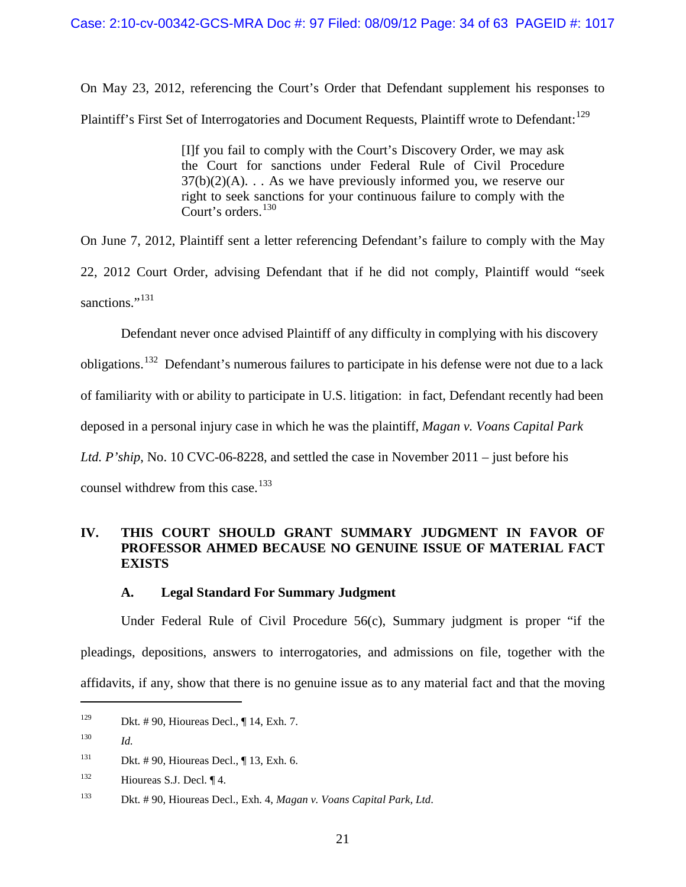On May 23, 2012, referencing the Court's Order that Defendant supplement his responses to Plaintiff's First Set of Interrogatories and Document Requests, Plaintiff wrote to Defendant:[129]

> [I]f you fail to comply with the Court's Discovery Order, we may ask the Court for sanctions under Federal Rule of Civil Procedure 37(b)(2)(A). . . As we have previously informed you, we reserve our right to seek sanctions for your continuous failure to comply with the Court's orders.[130]

On June 7, 2012, Plaintiff sent a letter referencing Defendant's failure to comply with the May 22, 2012 Court Order, advising Defendant that if he did not comply, Plaintiff would "seek sanctions."[131]

Defendant never once advised Plaintiff of any difficulty in complying with his discovery obligations.[132] Defendant's numerous failures to participate in his defense were not due to a lack of familiarity with or ability to participate in U.S. litigation: in fact, Defendant recently had been deposed in a personal injury case in which he was the plaintiff, *Magan v. Voans Capital Park Ltd. P'ship*, No. 10 CVC-06-8228, and settled the case in November 2011 – just before his counsel withdrew from this case.[133]

## IV. THIS COURT SHOULD GRANT SUMMARY JUDGMENT IN FAVOR OF PROFESSOR AHMED BECAUSE NO GENUINE ISSUE OF MATERIAL FACT EXISTS

### A. Legal Standard For Summary Judgment

Under Federal Rule of Civil Procedure 56(c), Summary judgment is proper "if the pleadings, depositions, answers to interrogatories, and admissions on file, together with the affidavits, if any, show that there is no genuine issue as to any material fact and that the moving

---

[129] Dkt. # 90, Hioureas Decl., ¶ 14, Exh. 7.

[130] *Id.*

[131] Dkt. # 90, Hioureas Decl., ¶ 13, Exh. 6.

[132] Hioureas S.J. Decl. ¶ 4.

[133] Dkt. # 90, Hioureas Decl., Exh. 4, *Magan v. Voans Capital Park, Ltd.*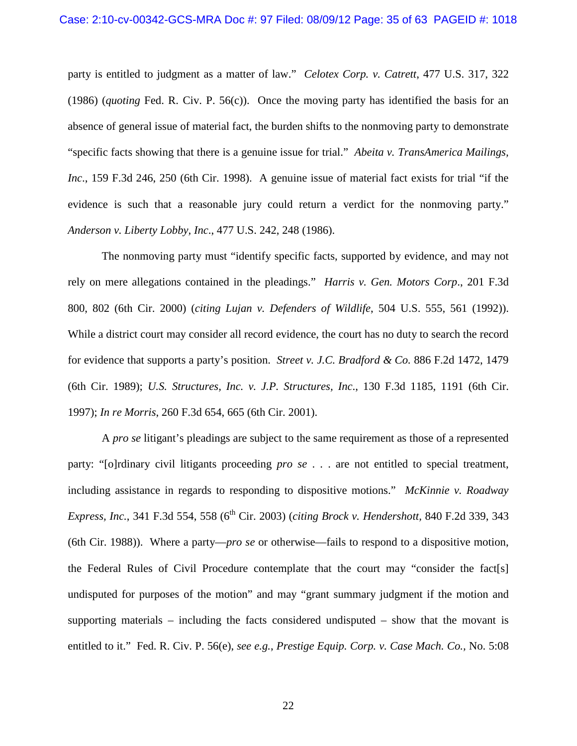party is entitled to judgment as a matter of law." *Celotex Corp. v. Catrett*, 477 U.S. 317, 322 (1986) (*quoting* Fed. R. Civ. P. 56(c)). Once the moving party has identified the basis for an absence of general issue of material fact, the burden shifts to the nonmoving party to demonstrate "specific facts showing that there is a genuine issue for trial." *Abeita v. TransAmerica Mailings, Inc*., 159 F.3d 246, 250 (6th Cir. 1998). A genuine issue of material fact exists for trial "if the evidence is such that a reasonable jury could return a verdict for the nonmoving party." *Anderson v. Liberty Lobby, Inc*., 477 U.S. 242, 248 (1986).

The nonmoving party must "identify specific facts, supported by evidence, and may not rely on mere allegations contained in the pleadings." *Harris v. Gen. Motors Corp*., 201 F.3d 800, 802 (6th Cir. 2000) (*citing Lujan v. Defenders of Wildlife*, 504 U.S. 555, 561 (1992)). While a district court may consider all record evidence, the court has no duty to search the record for evidence that supports a party's position. *Street v. J.C. Bradford & Co.* 886 F.2d 1472, 1479 (6th Cir. 1989); *U.S. Structures, Inc. v. J.P. Structures, Inc*., 130 F.3d 1185, 1191 (6th Cir. 1997); *In re Morris*, 260 F.3d 654, 665 (6th Cir. 2001).

A *pro se* litigant's pleadings are subject to the same requirement as those of a represented party: "[o]rdinary civil litigants proceeding *pro se* . . . are not entitled to special treatment, including assistance in regards to responding to dispositive motions." *McKinnie v. Roadway Express, Inc.*, 341 F.3d 554, 558 (6th Cir. 2003) (*citing Brock v. Hendershott*, 840 F.2d 339, 343 (6th Cir. 1988)). Where a party—*pro se* or otherwise—fails to respond to a dispositive motion, the Federal Rules of Civil Procedure contemplate that the court may "consider the fact[s] undisputed for purposes of the motion" and may "grant summary judgment if the motion and supporting materials – including the facts considered undisputed – show that the movant is entitled to it." Fed. R. Civ. P. 56(e), *see e.g., Prestige Equip. Corp. v. Case Mach. Co.,* No. 5:08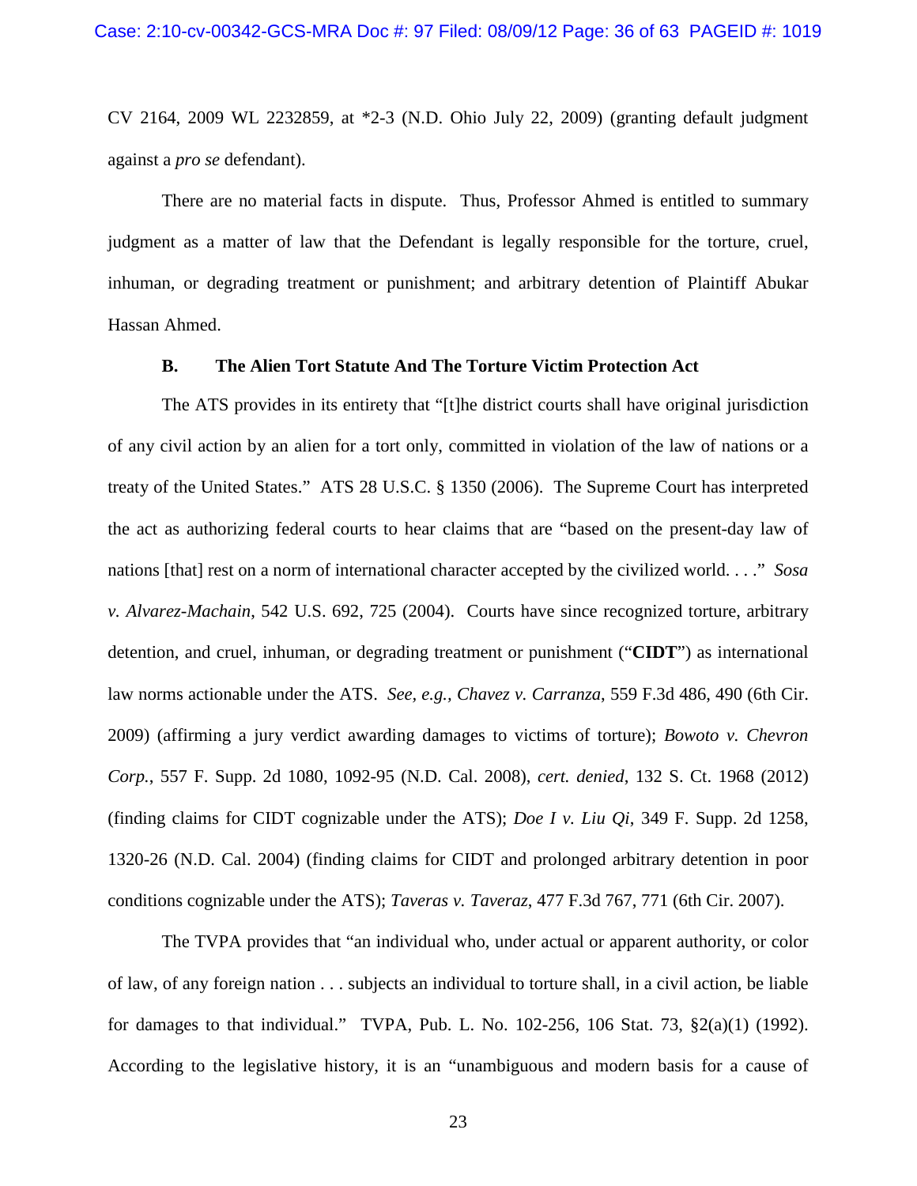CV 2164, 2009 WL 2232859, at *2-3 (N.D. Ohio July 22, 2009) (granting default judgment against a *pro se* defendant).

There are no material facts in dispute. Thus, Professor Ahmed is entitled to summary judgment as a matter of law that the Defendant is legally responsible for the torture, cruel, inhuman, or degrading treatment or punishment; and arbitrary detention of Plaintiff Abukar Hassan Ahmed.

### B. The Alien Tort Statute And The Torture Victim Protection Act

The ATS provides in its entirety that "[t]he district courts shall have original jurisdiction of any civil action by an alien for a tort only, committed in violation of the law of nations or a treaty of the United States." ATS 28 U.S.C. § 1350 (2006). The Supreme Court has interpreted the act as authorizing federal courts to hear claims that are "based on the present-day law of nations [that] rest on a norm of international character accepted by the civilized world. . . ." *Sosa v. Alvarez-Machain*, 542 U.S. 692, 725 (2004). Courts have since recognized torture, arbitrary detention, and cruel, inhuman, or degrading treatment or punishment ("**CIDT**") as international law norms actionable under the ATS. *See, e.g., Chavez v. Carranza*, 559 F.3d 486, 490 (6th Cir. 2009) (affirming a jury verdict awarding damages to victims of torture); *Bowoto v. Chevron Corp.*, 557 F. Supp. 2d 1080, 1092-95 (N.D. Cal. 2008), *cert. denied*, 132 S. Ct. 1968 (2012) (finding claims for CIDT cognizable under the ATS); *Doe I v. Liu Qi*, 349 F. Supp. 2d 1258, 1320-26 (N.D. Cal. 2004) (finding claims for CIDT and prolonged arbitrary detention in poor conditions cognizable under the ATS); *Taveras v. Taveraz*, 477 F.3d 767, 771 (6th Cir. 2007).

The TVPA provides that "an individual who, under actual or apparent authority, or color of law, of any foreign nation . . . subjects an individual to torture shall, in a civil action, be liable for damages to that individual." TVPA, Pub. L. No. 102-256, 106 Stat. 73, §2(a)(1) (1992). According to the legislative history, it is an "unambiguous and modern basis for a cause of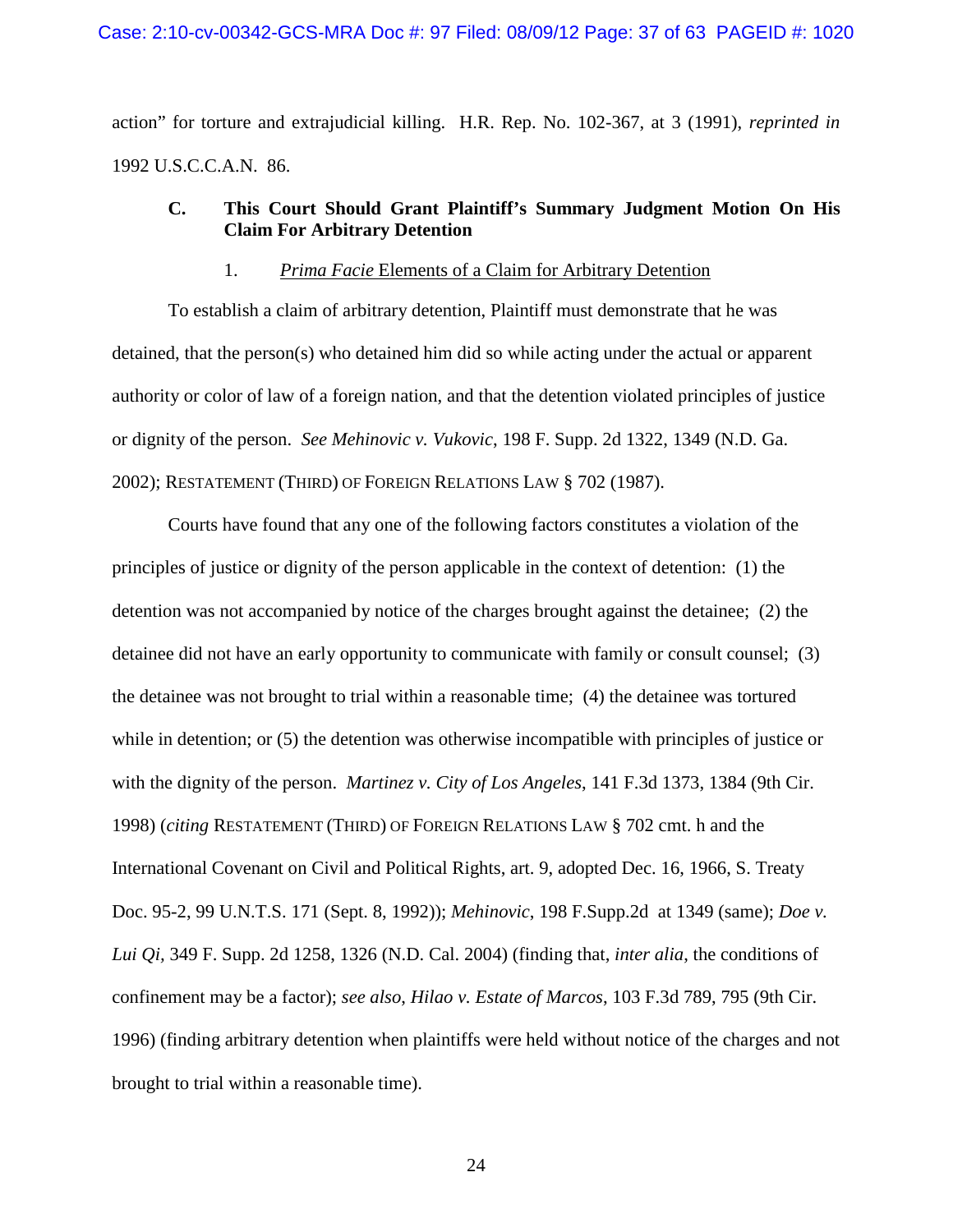action" for torture and extrajudicial killing. H.R. Rep. No. 102-367, at 3 (1991), *reprinted in* 1992 U.S.C.C.A.N. 86.

### C. This Court Should Grant Plaintiff's Summary Judgment Motion On His Claim For Arbitrary Detention

#### 1. *Prima Facie* Elements of a Claim for Arbitrary Detention

To establish a claim of arbitrary detention, Plaintiff must demonstrate that he was detained, that the person(s) who detained him did so while acting under the actual or apparent authority or color of law of a foreign nation, and that the detention violated principles of justice or dignity of the person. *See Mehinovic v. Vukovic*, 198 F. Supp. 2d 1322, 1349 (N.D. Ga. 2002); RESTATEMENT (THIRD) OF FOREIGN RELATIONS LAW § 702 (1987).

Courts have found that any one of the following factors constitutes a violation of the principles of justice or dignity of the person applicable in the context of detention: (1) the detention was not accompanied by notice of the charges brought against the detainee; (2) the detainee did not have an early opportunity to communicate with family or consult counsel; (3) the detainee was not brought to trial within a reasonable time; (4) the detainee was tortured while in detention; or (5) the detention was otherwise incompatible with principles of justice or with the dignity of the person. *Martinez v. City of Los Angeles*, 141 F.3d 1373, 1384 (9th Cir. 1998) (*citing* RESTATEMENT (THIRD) OF FOREIGN RELATIONS LAW § 702 cmt. h and the International Covenant on Civil and Political Rights, art. 9, adopted Dec. 16, 1966, S. Treaty Doc. 95-2, 99 U.N.T.S. 171 (Sept. 8, 1992)); *Mehinovic*, 198 F.Supp.2d at 1349 (same); *Doe v. Lui Qi*, 349 F. Supp. 2d 1258, 1326 (N.D. Cal. 2004) (finding that, *inter alia*, the conditions of confinement may be a factor); *see also*, *Hilao v. Estate of Marcos*, 103 F.3d 789, 795 (9th Cir. 1996) (finding arbitrary detention when plaintiffs were held without notice of the charges and not brought to trial within a reasonable time).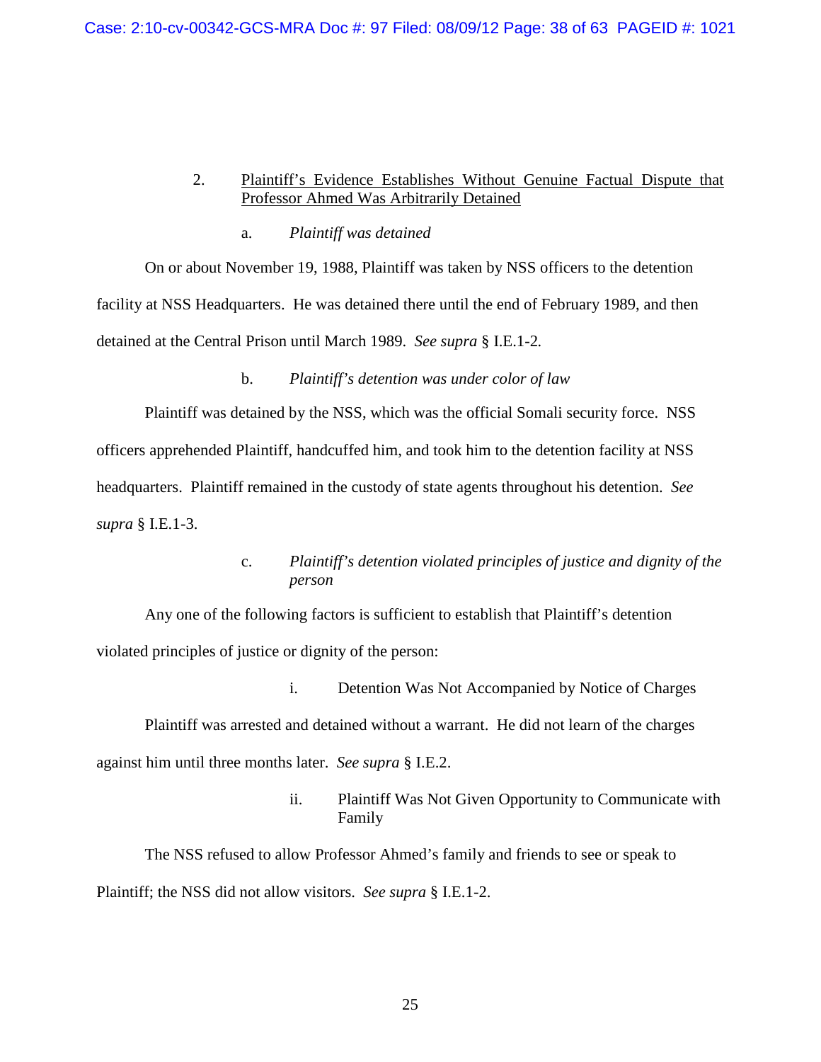2. Plaintiff's Evidence Establishes Without Genuine Factual Dispute that Professor Ahmed Was Arbitrarily Detained

a. *Plaintiff was detained*

On or about November 19, 1988, Plaintiff was taken by NSS officers to the detention facility at NSS Headquarters. He was detained there until the end of February 1989, and then detained at the Central Prison until March 1989. *See supra* § I.E.1-2.

b. *Plaintiff's detention was under color of law*

Plaintiff was detained by the NSS, which was the official Somali security force. NSS officers apprehended Plaintiff, handcuffed him, and took him to the detention facility at NSS headquarters. Plaintiff remained in the custody of state agents throughout his detention. *See supra* § I.E.1-3.

c. *Plaintiff's detention violated principles of justice and dignity of the person*

Any one of the following factors is sufficient to establish that Plaintiff's detention violated principles of justice or dignity of the person:

i. Detention Was Not Accompanied by Notice of Charges

Plaintiff was arrested and detained without a warrant. He did not learn of the charges against him until three months later. *See supra* § I.E.2.

ii. Plaintiff Was Not Given Opportunity to Communicate with Family

The NSS refused to allow Professor Ahmed's family and friends to see or speak to Plaintiff; the NSS did not allow visitors. *See supra* § I.E.1-2.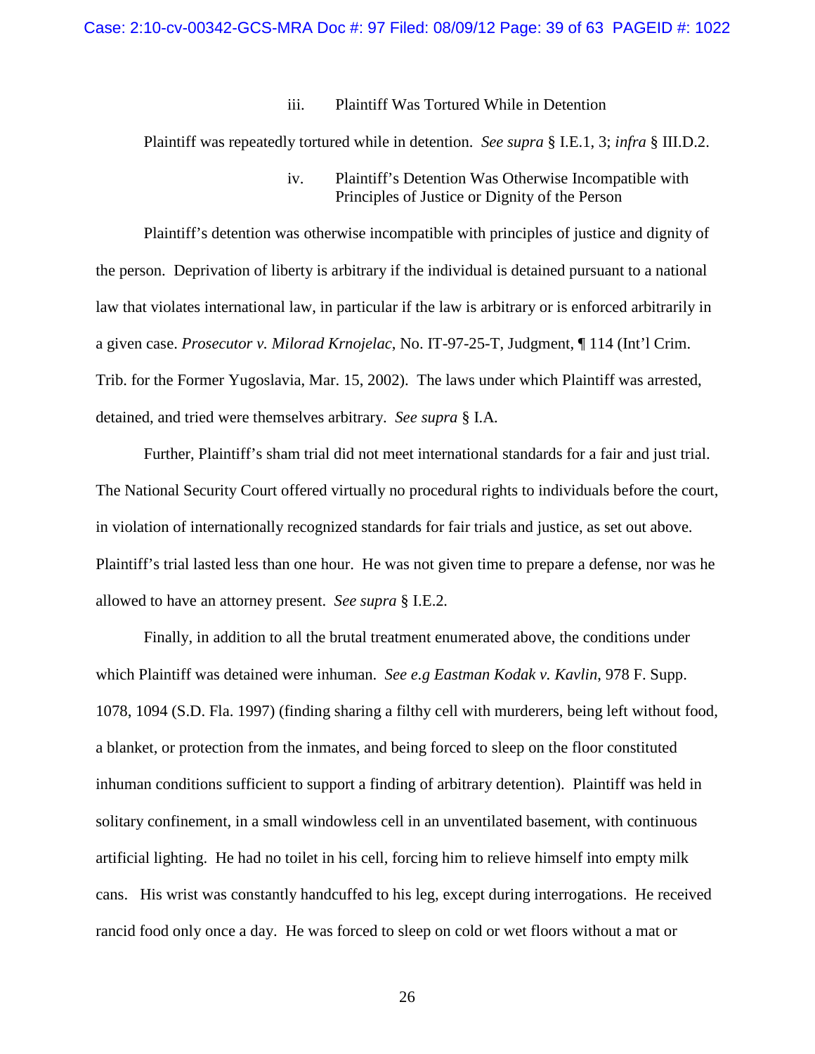iii. Plaintiff Was Tortured While in Detention

Plaintiff was repeatedly tortured while in detention. *See supra* § I.E.1, 3; *infra* § III.D.2.

iv. Plaintiff's Detention Was Otherwise Incompatible with Principles of Justice or Dignity of the Person

Plaintiff's detention was otherwise incompatible with principles of justice and dignity of the person. Deprivation of liberty is arbitrary if the individual is detained pursuant to a national law that violates international law, in particular if the law is arbitrary or is enforced arbitrarily in a given case. *Prosecutor v. Milorad Krnojelac*, No. IT-97-25-T, Judgment, ¶ 114 (Int'l Crim. Trib. for the Former Yugoslavia, Mar. 15, 2002). The laws under which Plaintiff was arrested, detained, and tried were themselves arbitrary. *See supra* § I.A.

Further, Plaintiff's sham trial did not meet international standards for a fair and just trial. The National Security Court offered virtually no procedural rights to individuals before the court, in violation of internationally recognized standards for fair trials and justice, as set out above. Plaintiff's trial lasted less than one hour. He was not given time to prepare a defense, nor was he allowed to have an attorney present. *See supra* § I.E.2.

Finally, in addition to all the brutal treatment enumerated above, the conditions under which Plaintiff was detained were inhuman. *See e.g Eastman Kodak v. Kavlin*, 978 F. Supp. 1078, 1094 (S.D. Fla. 1997) (finding sharing a filthy cell with murderers, being left without food, a blanket, or protection from the inmates, and being forced to sleep on the floor constituted inhuman conditions sufficient to support a finding of arbitrary detention). Plaintiff was held in solitary confinement, in a small windowless cell in an unventilated basement, with continuous artificial lighting. He had no toilet in his cell, forcing him to relieve himself into empty milk cans. His wrist was constantly handcuffed to his leg, except during interrogations. He received rancid food only once a day. He was forced to sleep on cold or wet floors without a mat or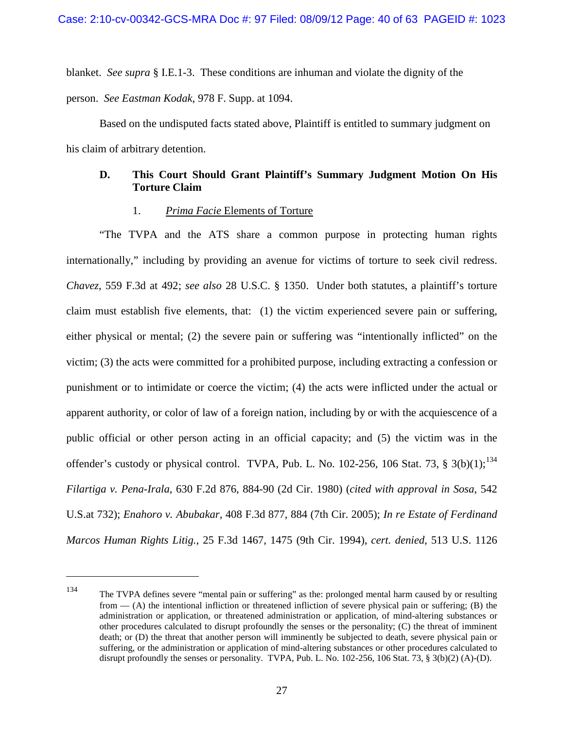blanket. *See supra* § I.E.1-3. These conditions are inhuman and violate the dignity of the person. *See Eastman Kodak*, 978 F. Supp. at 1094.

Based on the undisputed facts stated above, Plaintiff is entitled to summary judgment on his claim of arbitrary detention.

### D. This Court Should Grant Plaintiff's Summary Judgment Motion On His Torture Claim

#### 1. *Prima Facie* Elements of Torture

"The TVPA and the ATS share a common purpose in protecting human rights internationally," including by providing an avenue for victims of torture to seek civil redress. *Chavez*, 559 F.3d at 492; *see also* 28 U.S.C. § 1350. Under both statutes, a plaintiff's torture claim must establish five elements, that: (1) the victim experienced severe pain or suffering, either physical or mental; (2) the severe pain or suffering was "intentionally inflicted" on the victim; (3) the acts were committed for a prohibited purpose, including extracting a confession or punishment or to intimidate or coerce the victim; (4) the acts were inflicted under the actual or apparent authority, or color of law of a foreign nation, including by or with the acquiescence of a public official or other person acting in an official capacity; and (5) the victim was in the offender's custody or physical control. TVPA, Pub. L. No. 102-256, 106 Stat. 73, § 3(b)(1);[134] *Filartiga v. Pena-Irala*, 630 F.2d 876, 884-90 (2d Cir. 1980) (*cited with approval in Sosa*, 542 U.S.at 732); *Enahoro v. Abubakar*, 408 F.3d 877, 884 (7th Cir. 2005); *In re Estate of Ferdinand Marcos Human Rights Litig.*, 25 F.3d 1467, 1475 (9th Cir. 1994), *cert. denied*, 513 U.S. 1126

---

[134] The TVPA defines severe "mental pain or suffering" as the: prolonged mental harm caused by or resulting from — (A) the intentional infliction or threatened infliction of severe physical pain or suffering; (B) the administration or application, or threatened administration or application, of mind-altering substances or other procedures calculated to disrupt profoundly the senses or the personality; (C) the threat of imminent death; or (D) the threat that another person will imminently be subjected to death, severe physical pain or suffering, or the administration or application of mind-altering substances or other procedures calculated to disrupt profoundly the senses or personality. TVPA, Pub. L. No. 102-256, 106 Stat. 73, § 3(b)(2) (A)-(D).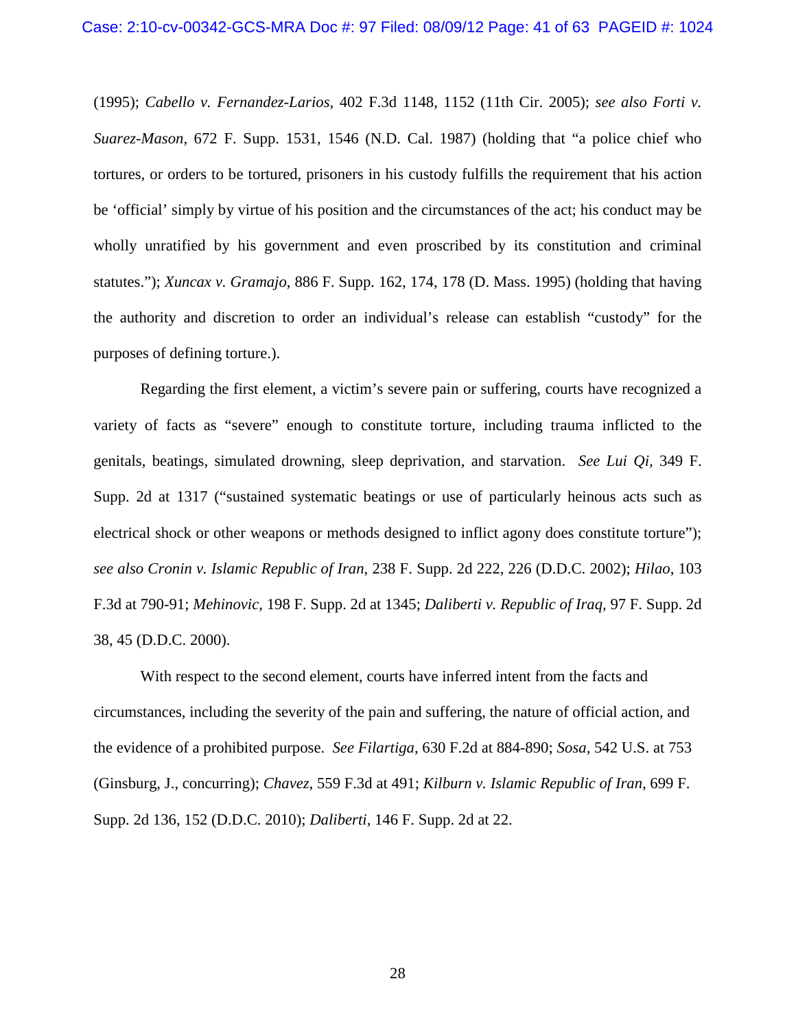(1995); *Cabello v. Fernandez-Larios*, 402 F.3d 1148, 1152 (11th Cir. 2005); *see also Forti v. Suarez-Mason*, 672 F. Supp. 1531, 1546 (N.D. Cal. 1987) (holding that "a police chief who tortures, or orders to be tortured, prisoners in his custody fulfills the requirement that his action be 'official' simply by virtue of his position and the circumstances of the act; his conduct may be wholly unratified by his government and even proscribed by its constitution and criminal statutes."); *Xuncax v. Gramajo*, 886 F. Supp. 162, 174, 178 (D. Mass. 1995) (holding that having the authority and discretion to order an individual's release can establish "custody" for the purposes of defining torture.).

Regarding the first element, a victim's severe pain or suffering, courts have recognized a variety of facts as "severe" enough to constitute torture, including trauma inflicted to the genitals, beatings, simulated drowning, sleep deprivation, and starvation. *See Lui Qi*, 349 F. Supp. 2d at 1317 ("sustained systematic beatings or use of particularly heinous acts such as electrical shock or other weapons or methods designed to inflict agony does constitute torture"); *see also Cronin v. Islamic Republic of Iran*, 238 F. Supp. 2d 222, 226 (D.D.C. 2002); *Hilao*, 103 F.3d at 790-91; *Mehinovic*, 198 F. Supp. 2d at 1345; *Daliberti v. Republic of Iraq*, 97 F. Supp. 2d 38, 45 (D.D.C. 2000).

With respect to the second element, courts have inferred intent from the facts and circumstances, including the severity of the pain and suffering, the nature of official action, and the evidence of a prohibited purpose. *See Filartiga*, 630 F.2d at 884-890; *Sosa*, 542 U.S. at 753 (Ginsburg, J., concurring); *Chavez*, 559 F.3d at 491; *Kilburn v. Islamic Republic of Iran*, 699 F. Supp. 2d 136, 152 (D.D.C. 2010); *Daliberti*, 146 F. Supp. 2d at 22.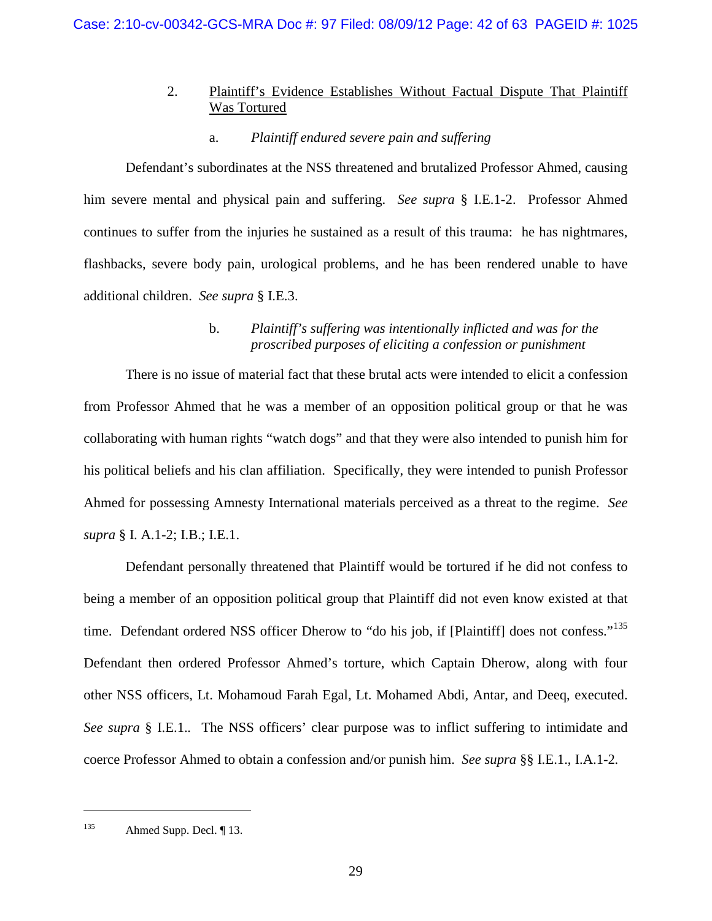### 2. Plaintiff's Evidence Establishes Without Factual Dispute That Plaintiff Was Tortured

#### a. *Plaintiff endured severe pain and suffering*

Defendant's subordinates at the NSS threatened and brutalized Professor Ahmed, causing him severe mental and physical pain and suffering. *See supra* § I.E.1-2. Professor Ahmed continues to suffer from the injuries he sustained as a result of this trauma: he has nightmares, flashbacks, severe body pain, urological problems, and he has been rendered unable to have additional children. *See supra* § I.E.3.

#### b. *Plaintiff's suffering was intentionally inflicted and was for the proscribed purposes of eliciting a confession or punishment*

There is no issue of material fact that these brutal acts were intended to elicit a confession from Professor Ahmed that he was a member of an opposition political group or that he was collaborating with human rights "watch dogs" and that they were also intended to punish him for his political beliefs and his clan affiliation. Specifically, they were intended to punish Professor Ahmed for possessing Amnesty International materials perceived as a threat to the regime. *See supra* § I. A.1-2; I.B.; I.E.1.

Defendant personally threatened that Plaintiff would be tortured if he did not confess to being a member of an opposition political group that Plaintiff did not even know existed at that time. Defendant ordered NSS officer Dherow to "do his job, if [Plaintiff] does not confess."[135] Defendant then ordered Professor Ahmed's torture, which Captain Dherow, along with four other NSS officers, Lt. Mohamoud Farah Egal, Lt. Mohamed Abdi, Antar, and Deeq, executed. *See supra* § I.E.1.. The NSS officers' clear purpose was to inflict suffering to intimidate and coerce Professor Ahmed to obtain a confession and/or punish him. *See supra* §§ I.E.1., I.A.1-2.

---

[135] Ahmed Supp. Decl. ¶ 13.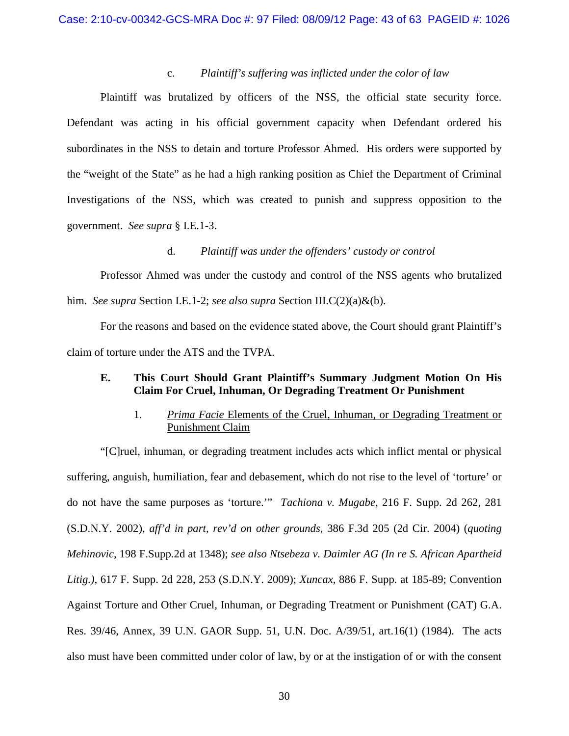#### c. *Plaintiff's suffering was inflicted under the color of law*

Plaintiff was brutalized by officers of the NSS, the official state security force. Defendant was acting in his official government capacity when Defendant ordered his subordinates in the NSS to detain and torture Professor Ahmed. His orders were supported by the "weight of the State" as he had a high ranking position as Chief the Department of Criminal Investigations of the NSS, which was created to punish and suppress opposition to the government. *See supra* § I.E.1-3.

#### d. *Plaintiff was under the offenders' custody or control*

Professor Ahmed was under the custody and control of the NSS agents who brutalized him. *See supra* Section I.E.1-2; *see also supra* Section III.C(2)(a)&(b).

For the reasons and based on the evidence stated above, the Court should grant Plaintiff's claim of torture under the ATS and the TVPA.

### E. This Court Should Grant Plaintiff's Summary Judgment Motion On His Claim For Cruel, Inhuman, Or Degrading Treatment Or Punishment

#### 1. *Prima Facie* Elements of the Cruel, Inhuman, or Degrading Treatment or Punishment Claim

"[C]ruel, inhuman, or degrading treatment includes acts which inflict mental or physical suffering, anguish, humiliation, fear and debasement, which do not rise to the level of 'torture' or do not have the same purposes as 'torture.'" *Tachiona v. Mugabe*, 216 F. Supp. 2d 262, 281 (S.D.N.Y. 2002), *aff'd in part, rev'd on other grounds*, 386 F.3d 205 (2d Cir. 2004) (*quoting Mehinovic*, 198 F.Supp.2d at 1348); *see also Ntsebeza v. Daimler AG (In re S. African Apartheid Litig.),* 617 F. Supp. 2d 228, 253 (S.D.N.Y. 2009); *Xuncax*, 886 F. Supp. at 185-89; Convention Against Torture and Other Cruel, Inhuman, or Degrading Treatment or Punishment (CAT) G.A. Res. 39/46, Annex, 39 U.N. GAOR Supp. 51, U.N. Doc. A/39/51, art.16(1) (1984). The acts also must have been committed under color of law, by or at the instigation of or with the consent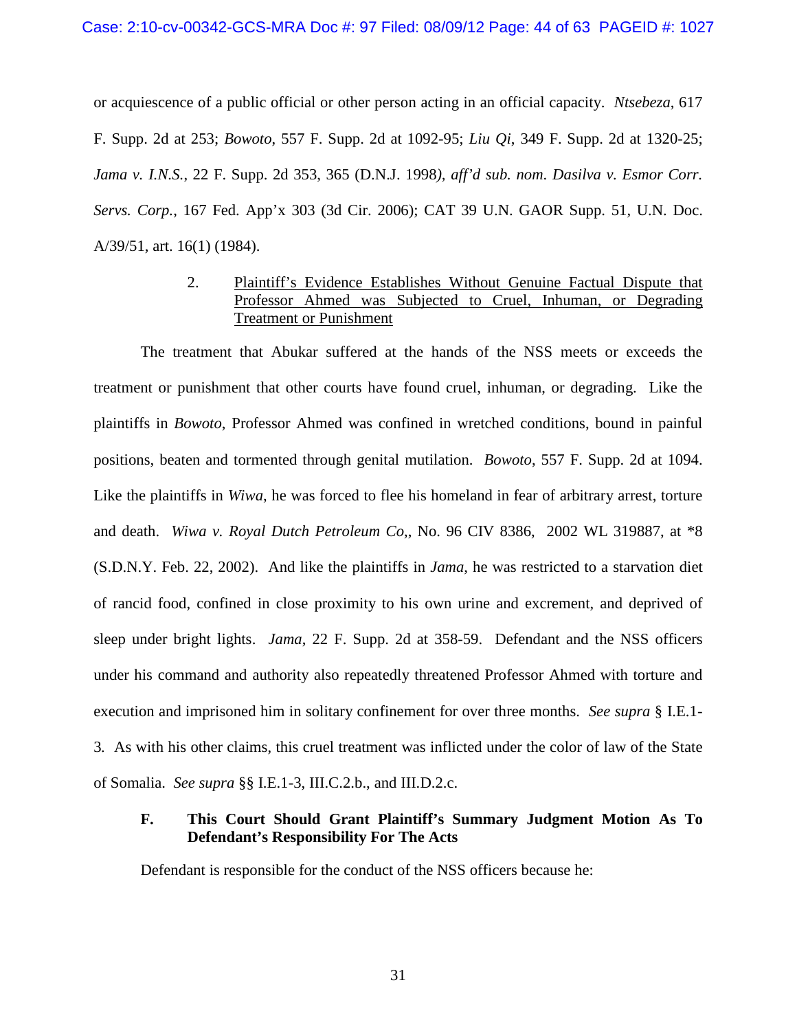or acquiescence of a public official or other person acting in an official capacity. *Ntsebeza*, 617 F. Supp. 2d at 253; *Bowoto*, 557 F. Supp. 2d at 1092-95; *Liu Qi*, 349 F. Supp. 2d at 1320-25; *Jama v. I.N.S.*, 22 F. Supp. 2d 353, 365 (D.N.J. 1998*), aff'd sub. nom. Dasilva v. Esmor Corr. Servs. Corp.*, 167 Fed. App'x 303 (3d Cir. 2006); CAT 39 U.N. GAOR Supp. 51, U.N. Doc. A/39/51, art. 16(1) (1984).

2. Plaintiff's Evidence Establishes Without Genuine Factual Dispute that Professor Ahmed was Subjected to Cruel, Inhuman, or Degrading Treatment or Punishment

The treatment that Abukar suffered at the hands of the NSS meets or exceeds the treatment or punishment that other courts have found cruel, inhuman, or degrading. Like the plaintiffs in *Bowoto*, Professor Ahmed was confined in wretched conditions, bound in painful positions, beaten and tormented through genital mutilation. *Bowoto*, 557 F. Supp. 2d at 1094. Like the plaintiffs in *Wiwa*, he was forced to flee his homeland in fear of arbitrary arrest, torture and death. *Wiwa v. Royal Dutch Petroleum Co*,, No. 96 CIV 8386, 2002 WL 319887, at *8 (S.D.N.Y. Feb. 22, 2002). And like the plaintiffs in *Jama*, he was restricted to a starvation diet of rancid food, confined in close proximity to his own urine and excrement, and deprived of sleep under bright lights. *Jama*, 22 F. Supp. 2d at 358-59. Defendant and the NSS officers under his command and authority also repeatedly threatened Professor Ahmed with torture and execution and imprisoned him in solitary confinement for over three months. *See supra* § I.E.1-3*.* As with his other claims, this cruel treatment was inflicted under the color of law of the State of Somalia. *See supra* §§ I.E.1-3, III.C.2.b., and III.D.2.c.

**F. This Court Should Grant Plaintiff's Summary Judgment Motion As To Defendant's Responsibility For The Acts**

Defendant is responsible for the conduct of the NSS officers because he: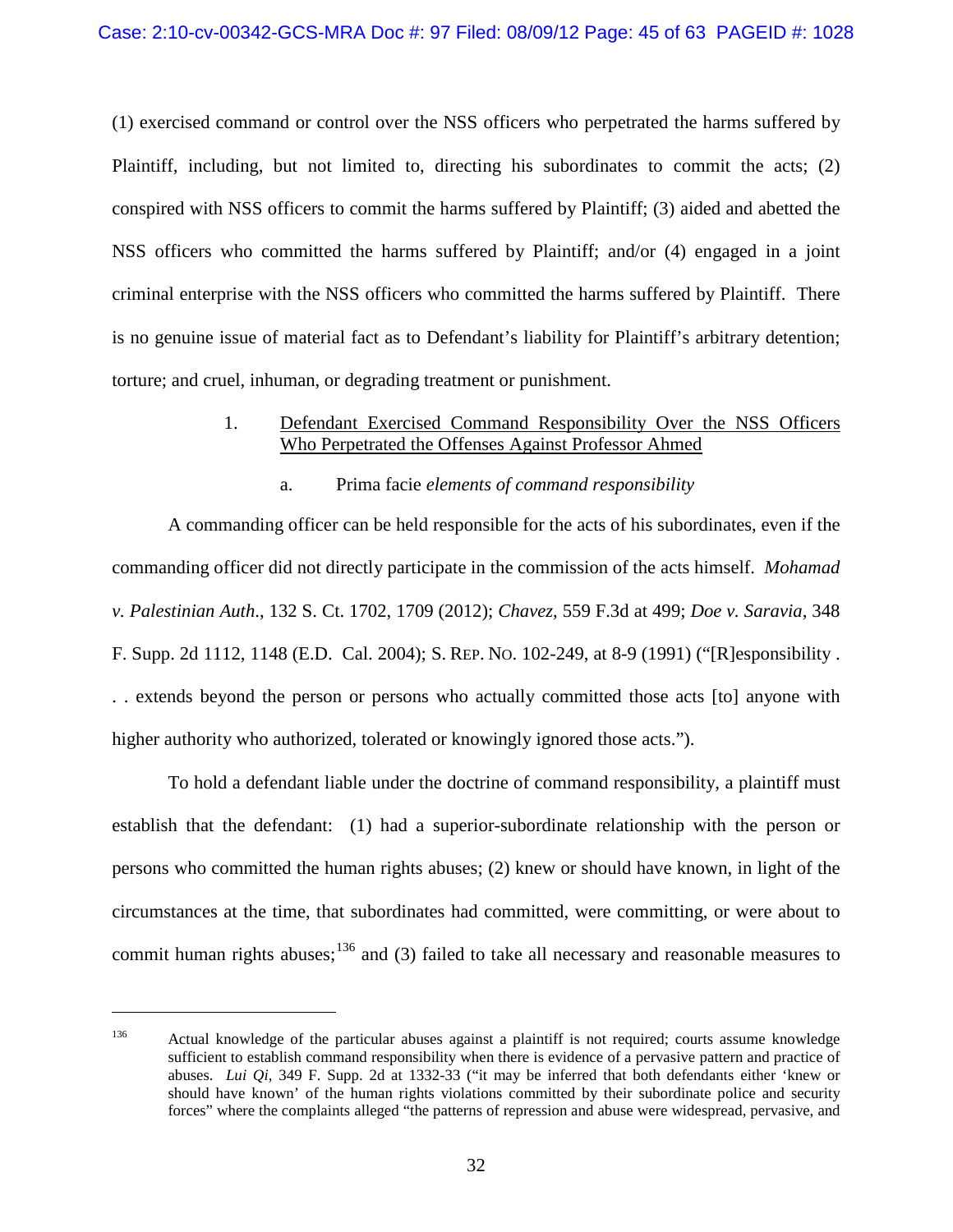(1) exercised command or control over the NSS officers who perpetrated the harms suffered by Plaintiff, including, but not limited to, directing his subordinates to commit the acts; (2) conspired with NSS officers to commit the harms suffered by Plaintiff; (3) aided and abetted the NSS officers who committed the harms suffered by Plaintiff; and/or (4) engaged in a joint criminal enterprise with the NSS officers who committed the harms suffered by Plaintiff. There is no genuine issue of material fact as to Defendant's liability for Plaintiff's arbitrary detention; torture; and cruel, inhuman, or degrading treatment or punishment.

### 1. Defendant Exercised Command Responsibility Over the NSS Officers Who Perpetrated the Offenses Against Professor Ahmed

#### a. Prima facie *elements of command responsibility*

A commanding officer can be held responsible for the acts of his subordinates, even if the commanding officer did not directly participate in the commission of the acts himself. *Mohamad v. Palestinian Auth*., 132 S. Ct. 1702, 1709 (2012); *Chavez*, 559 F.3d at 499; *Doe v. Saravia*, 348 F. Supp. 2d 1112, 1148 (E.D. Cal. 2004); S. REP. NO. 102-249, at 8-9 (1991) ("[R]esponsibility . . . extends beyond the person or persons who actually committed those acts [to] anyone with higher authority who authorized, tolerated or knowingly ignored those acts.").

To hold a defendant liable under the doctrine of command responsibility, a plaintiff must establish that the defendant: (1) had a superior-subordinate relationship with the person or persons who committed the human rights abuses; (2) knew or should have known, in light of the circumstances at the time, that subordinates had committed, were committing, or were about to commit human rights abuses;[136] and (3) failed to take all necessary and reasonable measures to

---

[136] Actual knowledge of the particular abuses against a plaintiff is not required; courts assume knowledge sufficient to establish command responsibility when there is evidence of a pervasive pattern and practice of abuses. *Lui Qi*, 349 F. Supp. 2d at 1332-33 ("it may be inferred that both defendants either 'knew or should have known' of the human rights violations committed by their subordinate police and security forces" where the complaints alleged "the patterns of repression and abuse were widespread, pervasive, and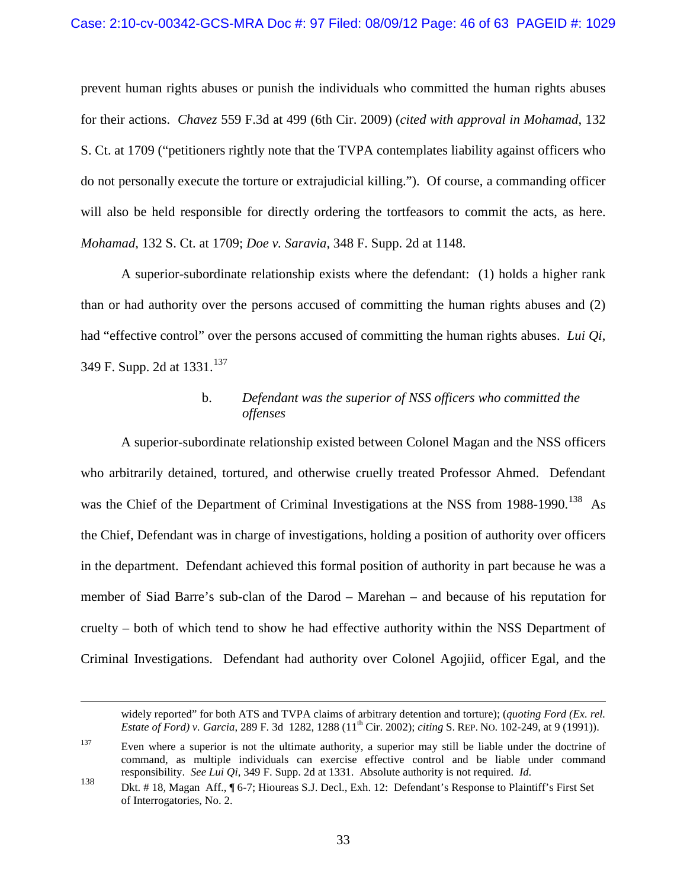prevent human rights abuses or punish the individuals who committed the human rights abuses for their actions. *Chavez* 559 F.3d at 499 (6th Cir. 2009) (*cited with approval in Mohamad*, 132 S. Ct. at 1709 ("petitioners rightly note that the TVPA contemplates liability against officers who do not personally execute the torture or extrajudicial killing."). Of course, a commanding officer will also be held responsible for directly ordering the tortfeasors to commit the acts, as here. *Mohamad*, 132 S. Ct. at 1709; *Doe v. Saravia*, 348 F. Supp. 2d at 1148.

A superior-subordinate relationship exists where the defendant: (1) holds a higher rank than or had authority over the persons accused of committing the human rights abuses and (2) had "effective control" over the persons accused of committing the human rights abuses. *Lui Qi*, 349 F. Supp. 2d at 1331.[137]

b. *Defendant was the superior of NSS officers who committed the offenses*

A superior-subordinate relationship existed between Colonel Magan and the NSS officers who arbitrarily detained, tortured, and otherwise cruelly treated Professor Ahmed. Defendant was the Chief of the Department of Criminal Investigations at the NSS from 1988-1990.[138] As the Chief, Defendant was in charge of investigations, holding a position of authority over officers in the department. Defendant achieved this formal position of authority in part because he was a member of Siad Barre's sub-clan of the Darod – Marehan – and because of his reputation for cruelty – both of which tend to show he had effective authority within the NSS Department of Criminal Investigations. Defendant had authority over Colonel Agojiid, officer Egal, and the

---

widely reported" for both ATS and TVPA claims of arbitrary detention and torture); (*quoting Ford (Ex. rel. Estate of Ford) v. Garcia*, 289 F. 3d 1282, 1288 (11th Cir. 2002); *citing* S. Rep. No. 102-249, at 9 (1991)).

[137] Even where a superior is not the ultimate authority, a superior may still be liable under the doctrine of command, as multiple individuals can exercise effective control and be liable under command responsibility. *See Lui Qi*, 349 F. Supp. 2d at 1331. Absolute authority is not required. *Id.*

[138] Dkt. # 18, Magan Aff., ¶ 6-7; Hioureas S.J. Decl., Exh. 12: Defendant's Response to Plaintiff's First Set of Interrogatories, No. 2.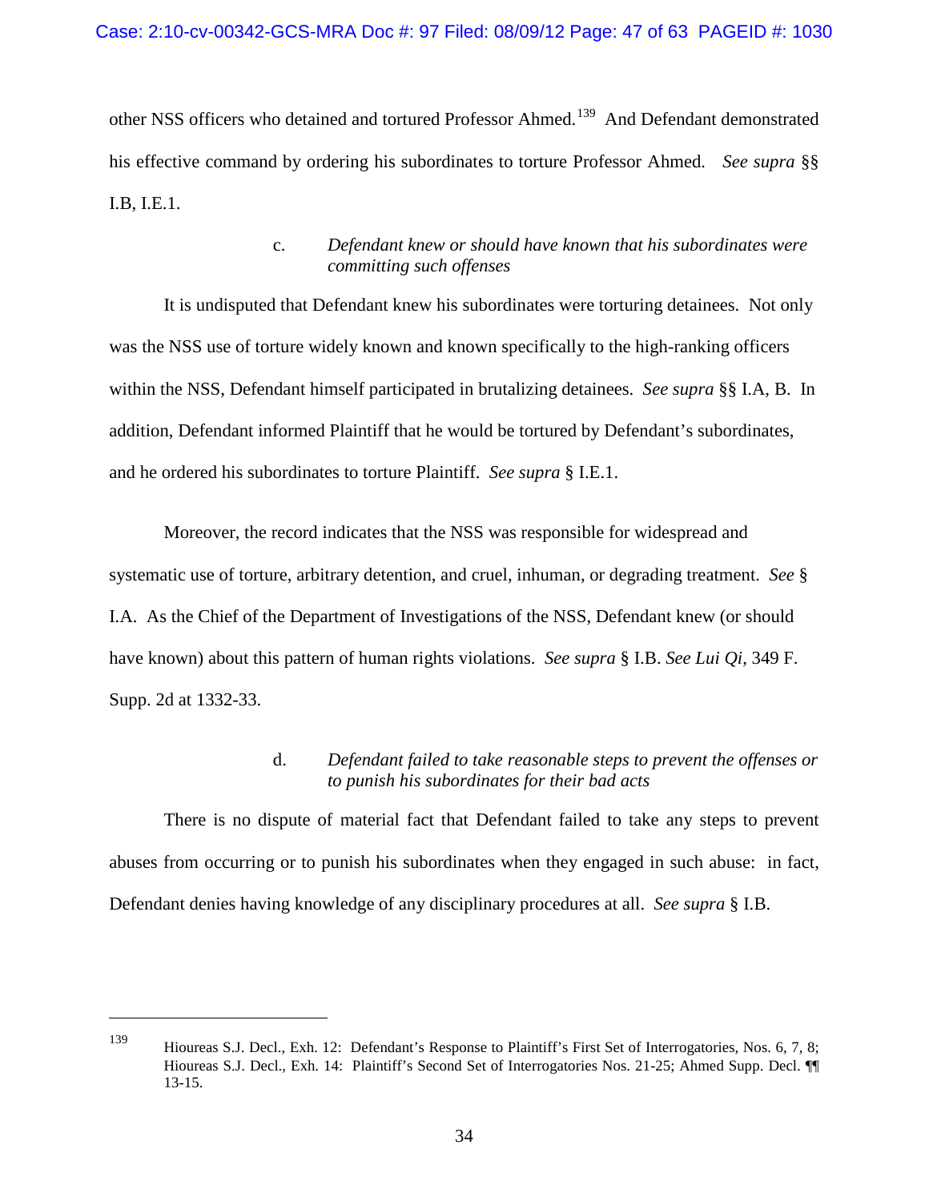other NSS officers who detained and tortured Professor Ahmed.[139] And Defendant demonstrated his effective command by ordering his subordinates to torture Professor Ahmed. *See supra* §§ I.B, I.E.1.

c. *Defendant knew or should have known that his subordinates were committing such offenses*

It is undisputed that Defendant knew his subordinates were torturing detainees. Not only was the NSS use of torture widely known and known specifically to the high-ranking officers within the NSS, Defendant himself participated in brutalizing detainees. *See supra* §§ I.A, B. In addition, Defendant informed Plaintiff that he would be tortured by Defendant's subordinates, and he ordered his subordinates to torture Plaintiff. *See supra* § I.E.1.

Moreover, the record indicates that the NSS was responsible for widespread and systematic use of torture, arbitrary detention, and cruel, inhuman, or degrading treatment. *See* § I.A. As the Chief of the Department of Investigations of the NSS, Defendant knew (or should have known) about this pattern of human rights violations. *See supra* § I.B. *See Lui Qi*, 349 F. Supp. 2d at 1332-33.

d. *Defendant failed to take reasonable steps to prevent the offenses or to punish his subordinates for their bad acts*

There is no dispute of material fact that Defendant failed to take any steps to prevent abuses from occurring or to punish his subordinates when they engaged in such abuse: in fact, Defendant denies having knowledge of any disciplinary procedures at all. *See supra* § I.B.

---

[139] Hioureas S.J. Decl., Exh. 12: Defendant's Response to Plaintiff's First Set of Interrogatories, Nos. 6, 7, 8; Hioureas S.J. Decl., Exh. 14: Plaintiff's Second Set of Interrogatories Nos. 21-25; Ahmed Supp. Decl. ¶¶ 13-15.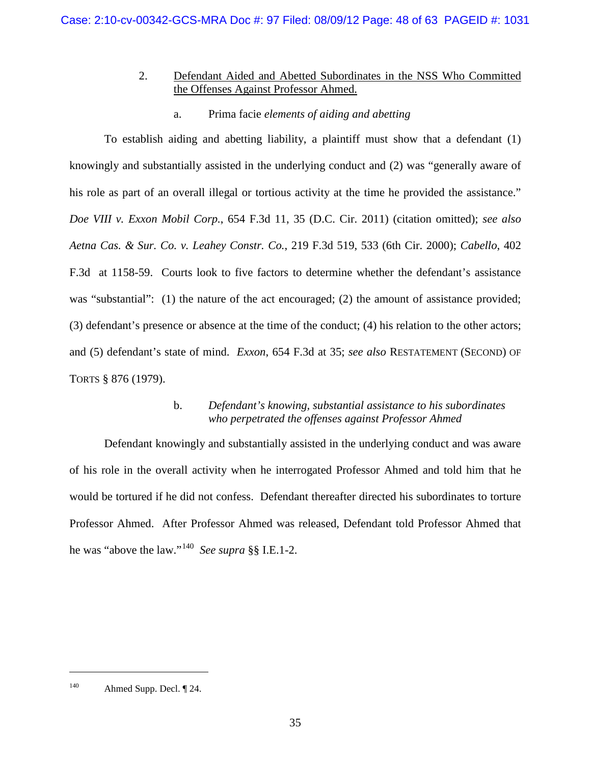## 2. Defendant Aided and Abetted Subordinates in the NSS Who Committed the Offenses Against Professor Ahmed.

### a. Prima facie *elements of aiding and abetting*

To establish aiding and abetting liability, a plaintiff must show that a defendant (1) knowingly and substantially assisted in the underlying conduct and (2) was "generally aware of his role as part of an overall illegal or tortious activity at the time he provided the assistance." *Doe VIII v. Exxon Mobil Corp.*, 654 F.3d 11, 35 (D.C. Cir. 2011) (citation omitted); *see also Aetna Cas. & Sur. Co. v. Leahey Constr. Co.*, 219 F.3d 519, 533 (6th Cir. 2000); *Cabello*, 402 F.3d at 1158-59. Courts look to five factors to determine whether the defendant's assistance was "substantial": (1) the nature of the act encouraged; (2) the amount of assistance provided; (3) defendant's presence or absence at the time of the conduct; (4) his relation to the other actors; and (5) defendant's state of mind. *Exxon*, 654 F.3d at 35; *see also* RESTATEMENT (SECOND) OF TORTS § 876 (1979).

### b. *Defendant's knowing, substantial assistance to his subordinates who perpetrated the offenses against Professor Ahmed*

Defendant knowingly and substantially assisted in the underlying conduct and was aware of his role in the overall activity when he interrogated Professor Ahmed and told him that he would be tortured if he did not confess. Defendant thereafter directed his subordinates to torture Professor Ahmed. After Professor Ahmed was released, Defendant told Professor Ahmed that he was "above the law."[140] *See supra* §§ I.E.1-2.

---

[140] Ahmed Supp. Decl. ¶ 24.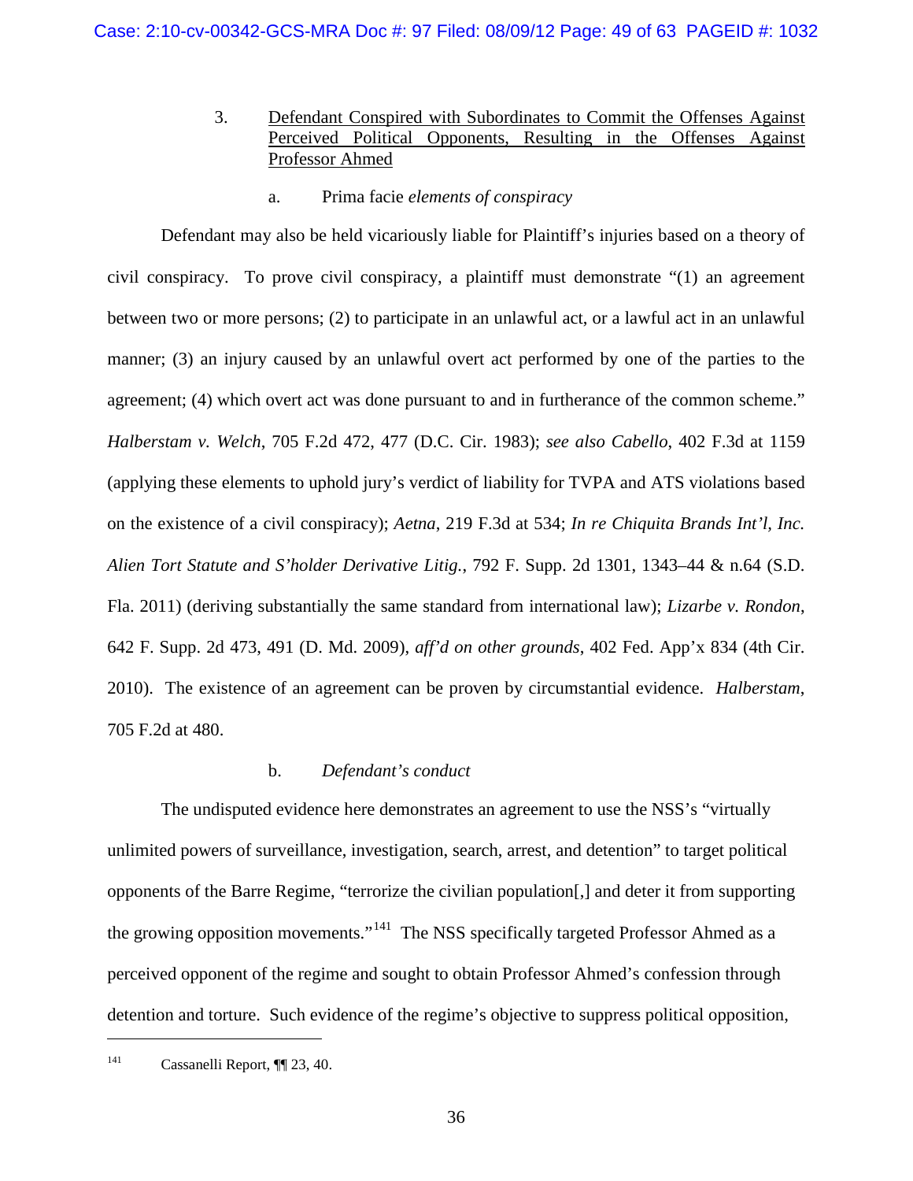### 3. Defendant Conspired with Subordinates to Commit the Offenses Against Perceived Political Opponents, Resulting in the Offenses Against Professor Ahmed

#### a. Prima facie *elements of conspiracy*

Defendant may also be held vicariously liable for Plaintiff's injuries based on a theory of civil conspiracy. To prove civil conspiracy, a plaintiff must demonstrate "(1) an agreement between two or more persons; (2) to participate in an unlawful act, or a lawful act in an unlawful manner; (3) an injury caused by an unlawful overt act performed by one of the parties to the agreement; (4) which overt act was done pursuant to and in furtherance of the common scheme." *Halberstam v. Welch*, 705 F.2d 472, 477 (D.C. Cir. 1983); *see also Cabello*, 402 F.3d at 1159 (applying these elements to uphold jury's verdict of liability for TVPA and ATS violations based on the existence of a civil conspiracy); *Aetna*, 219 F.3d at 534; *In re Chiquita Brands Int'l, Inc. Alien Tort Statute and S'holder Derivative Litig.*, 792 F. Supp. 2d 1301, 1343–44 & n.64 (S.D. Fla. 2011) (deriving substantially the same standard from international law); *Lizarbe v. Rondon*, 642 F. Supp. 2d 473, 491 (D. Md. 2009), *aff'd on other grounds*, 402 Fed. App'x 834 (4th Cir. 2010). The existence of an agreement can be proven by circumstantial evidence. *Halberstam*, 705 F.2d at 480.

#### b. *Defendant's conduct*

The undisputed evidence here demonstrates an agreement to use the NSS's "virtually unlimited powers of surveillance, investigation, search, arrest, and detention" to target political opponents of the Barre Regime, "terrorize the civilian population[,] and deter it from supporting the growing opposition movements."[141] The NSS specifically targeted Professor Ahmed as a perceived opponent of the regime and sought to obtain Professor Ahmed's confession through detention and torture. Such evidence of the regime's objective to suppress political opposition,

---

[141] Cassanelli Report, ¶¶ 23, 40.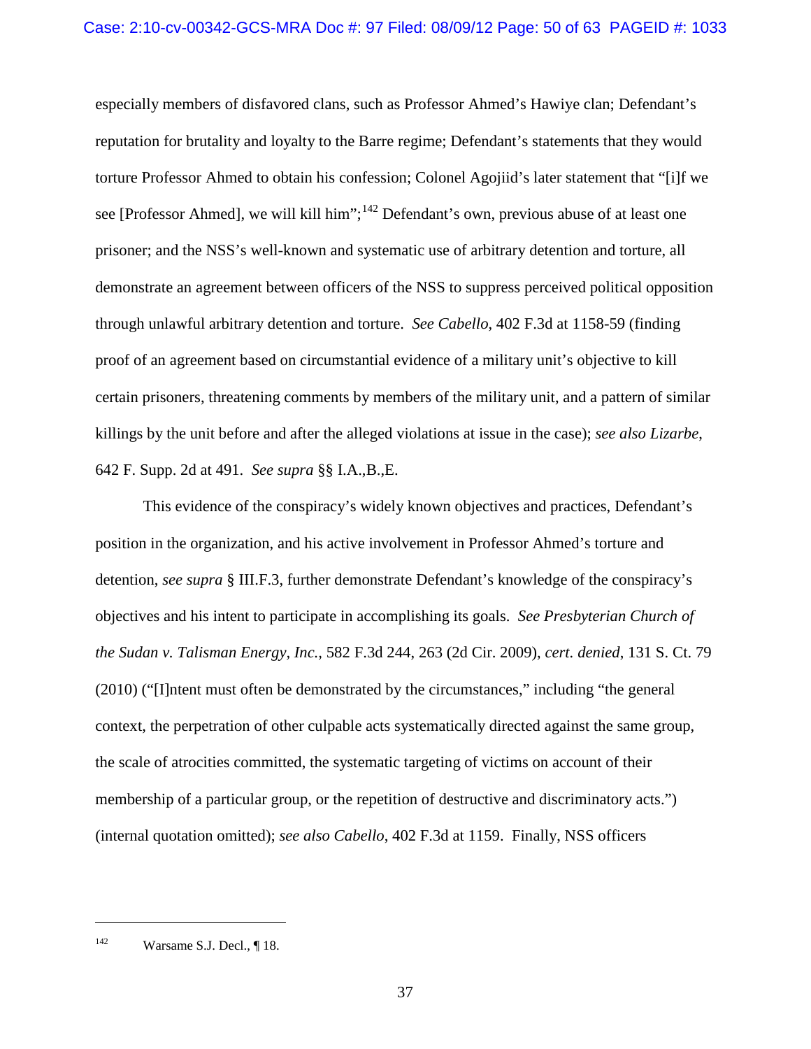especially members of disfavored clans, such as Professor Ahmed's Hawiye clan; Defendant's reputation for brutality and loyalty to the Barre regime; Defendant's statements that they would torture Professor Ahmed to obtain his confession; Colonel Agojiid's later statement that "[i]f we see [Professor Ahmed], we will kill him";[142] Defendant's own, previous abuse of at least one prisoner; and the NSS's well-known and systematic use of arbitrary detention and torture, all demonstrate an agreement between officers of the NSS to suppress perceived political opposition through unlawful arbitrary detention and torture. *See Cabello*, 402 F.3d at 1158-59 (finding proof of an agreement based on circumstantial evidence of a military unit's objective to kill certain prisoners, threatening comments by members of the military unit, and a pattern of similar killings by the unit before and after the alleged violations at issue in the case); *see also Lizarbe*, 642 F. Supp. 2d at 491. *See supra* §§ I.A.,B.,E.

This evidence of the conspiracy's widely known objectives and practices, Defendant's position in the organization, and his active involvement in Professor Ahmed's torture and detention, *see supra* § III.F.3, further demonstrate Defendant's knowledge of the conspiracy's objectives and his intent to participate in accomplishing its goals. *See Presbyterian Church of the Sudan v. Talisman Energy, Inc.*, 582 F.3d 244, 263 (2d Cir. 2009), *cert. denied*, 131 S. Ct. 79 (2010) ("[I]ntent must often be demonstrated by the circumstances," including "the general context, the perpetration of other culpable acts systematically directed against the same group, the scale of atrocities committed, the systematic targeting of victims on account of their membership of a particular group, or the repetition of destructive and discriminatory acts.") (internal quotation omitted); *see also Cabello*, 402 F.3d at 1159. Finally, NSS officers

---

[142] Warsame S.J. Decl., ¶ 18.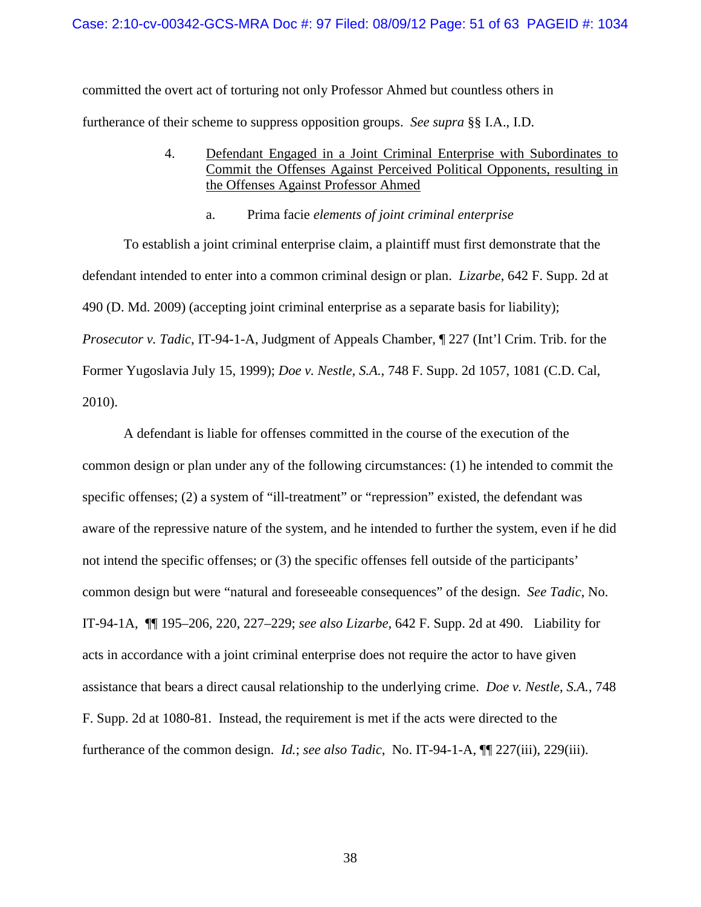committed the overt act of torturing not only Professor Ahmed but countless others in furtherance of their scheme to suppress opposition groups. *See supra* §§ I.A., I.D.

4. Defendant Engaged in a Joint Criminal Enterprise with Subordinates to Commit the Offenses Against Perceived Political Opponents, resulting in the Offenses Against Professor Ahmed

a. Prima facie *elements of joint criminal enterprise*

To establish a joint criminal enterprise claim, a plaintiff must first demonstrate that the defendant intended to enter into a common criminal design or plan. *Lizarbe*, 642 F. Supp. 2d at 490 (D. Md. 2009) (accepting joint criminal enterprise as a separate basis for liability); *Prosecutor v. Tadic*, IT-94-1-A, Judgment of Appeals Chamber, ¶ 227 (Int'l Crim. Trib. for the Former Yugoslavia July 15, 1999); *Doe v. Nestle, S.A.*, 748 F. Supp. 2d 1057, 1081 (C.D. Cal, 2010).

A defendant is liable for offenses committed in the course of the execution of the common design or plan under any of the following circumstances: (1) he intended to commit the specific offenses; (2) a system of "ill-treatment" or "repression" existed, the defendant was aware of the repressive nature of the system, and he intended to further the system, even if he did not intend the specific offenses; or (3) the specific offenses fell outside of the participants' common design but were "natural and foreseeable consequences" of the design. *See Tadic*, No. IT-94-1A, ¶¶ 195–206, 220, 227–229; *see also Lizarbe*, 642 F. Supp. 2d at 490. Liability for acts in accordance with a joint criminal enterprise does not require the actor to have given assistance that bears a direct causal relationship to the underlying crime. *Doe v. Nestle, S.A.*, 748 F. Supp. 2d at 1080-81. Instead, the requirement is met if the acts were directed to the furtherance of the common design. *Id.*; *see also Tadic*, No. IT-94-1-A, ¶¶ 227(iii), 229(iii).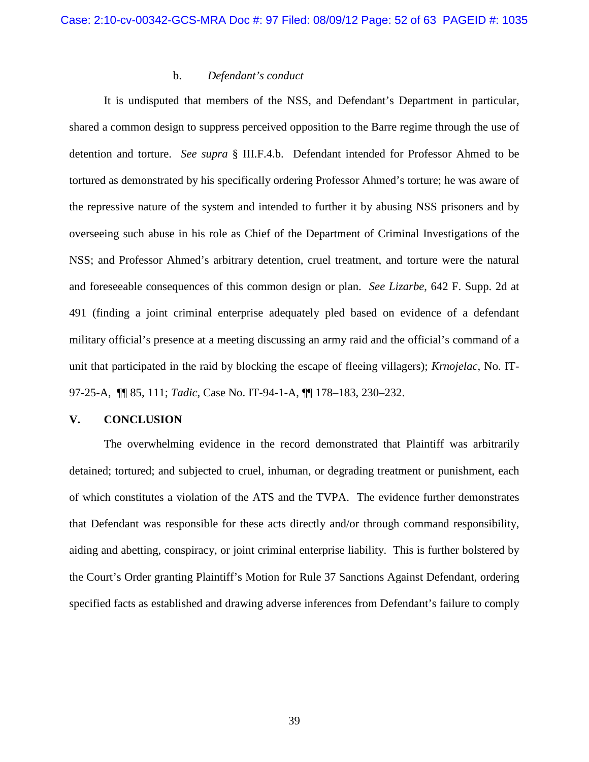### b. *Defendant's conduct*

It is undisputed that members of the NSS, and Defendant's Department in particular, shared a common design to suppress perceived opposition to the Barre regime through the use of detention and torture. *See supra* § III.F.4.b. Defendant intended for Professor Ahmed to be tortured as demonstrated by his specifically ordering Professor Ahmed's torture; he was aware of the repressive nature of the system and intended to further it by abusing NSS prisoners and by overseeing such abuse in his role as Chief of the Department of Criminal Investigations of the NSS; and Professor Ahmed's arbitrary detention, cruel treatment, and torture were the natural and foreseeable consequences of this common design or plan. *See Lizarbe*, 642 F. Supp. 2d at 491 (finding a joint criminal enterprise adequately pled based on evidence of a defendant military official's presence at a meeting discussing an army raid and the official's command of a unit that participated in the raid by blocking the escape of fleeing villagers); *Krnojelac*, No. IT-97-25-A, ¶¶ 85, 111; *Tadic*, Case No. IT-94-1-A, ¶¶ 178–183, 230–232.

## V. CONCLUSION

The overwhelming evidence in the record demonstrated that Plaintiff was arbitrarily detained; tortured; and subjected to cruel, inhuman, or degrading treatment or punishment, each of which constitutes a violation of the ATS and the TVPA. The evidence further demonstrates that Defendant was responsible for these acts directly and/or through command responsibility, aiding and abetting, conspiracy, or joint criminal enterprise liability. This is further bolstered by the Court's Order granting Plaintiff's Motion for Rule 37 Sanctions Against Defendant, ordering specified facts as established and drawing adverse inferences from Defendant's failure to comply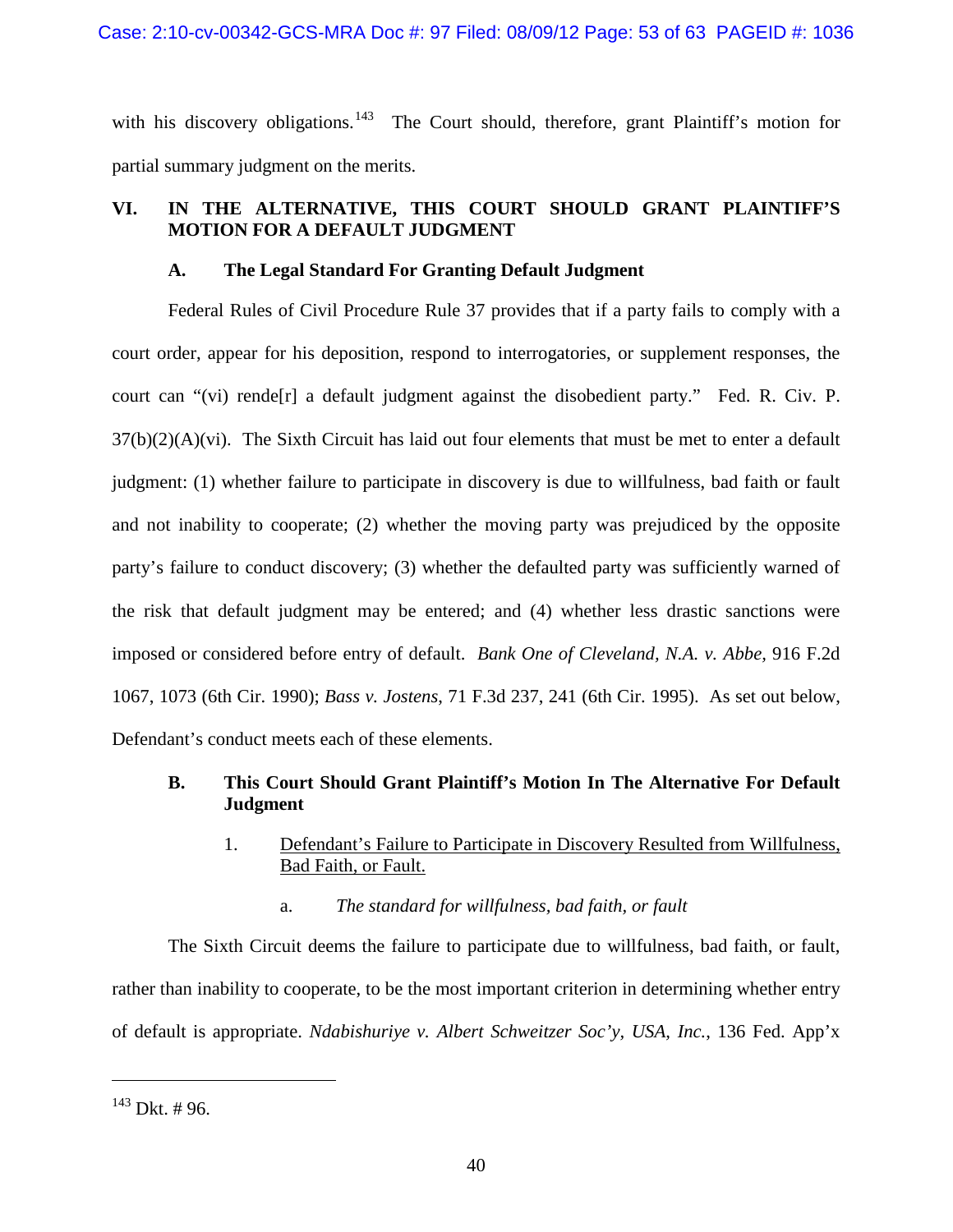with his discovery obligations.[143] The Court should, therefore, grant Plaintiff's motion for partial summary judgment on the merits.

## VI. IN THE ALTERNATIVE, THIS COURT SHOULD GRANT PLAINTIFF'S MOTION FOR A DEFAULT JUDGMENT

### A. The Legal Standard For Granting Default Judgment

Federal Rules of Civil Procedure Rule 37 provides that if a party fails to comply with a court order, appear for his deposition, respond to interrogatories, or supplement responses, the court can "(vi) rende[r] a default judgment against the disobedient party." Fed. R. Civ. P. 37(b)(2)(A)(vi). The Sixth Circuit has laid out four elements that must be met to enter a default judgment: (1) whether failure to participate in discovery is due to willfulness, bad faith or fault and not inability to cooperate; (2) whether the moving party was prejudiced by the opposite party's failure to conduct discovery; (3) whether the defaulted party was sufficiently warned of the risk that default judgment may be entered; and (4) whether less drastic sanctions were imposed or considered before entry of default. *Bank One of Cleveland, N.A. v. Abbe,* 916 F.2d 1067, 1073 (6th Cir. 1990); *Bass v. Jostens*, 71 F.3d 237, 241 (6th Cir. 1995). As set out below, Defendant's conduct meets each of these elements.

### B. This Court Should Grant Plaintiff's Motion In The Alternative For Default Judgment

1. <u>Defendant's Failure to Participate in Discovery Resulted from Willfulness, Bad Faith, or Fault.</u>

   a. *The standard for willfulness, bad faith, or fault*

The Sixth Circuit deems the failure to participate due to willfulness, bad faith, or fault, rather than inability to cooperate, to be the most important criterion in determining whether entry of default is appropriate. *Ndabishuriye v. Albert Schweitzer Soc'y, USA, Inc.*, 136 Fed. App'x

---

[143] Dkt. # 96.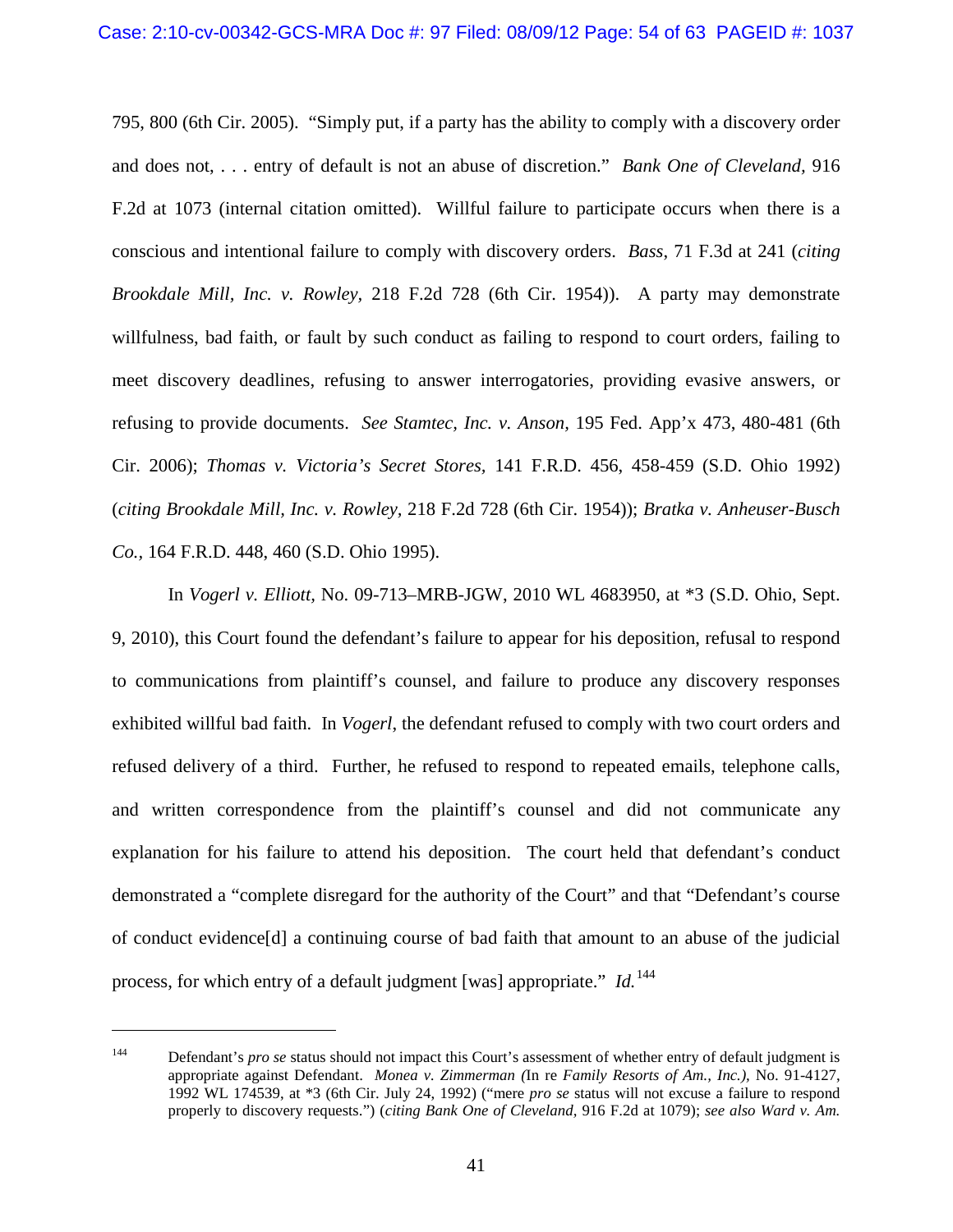795, 800 (6th Cir. 2005). "Simply put, if a party has the ability to comply with a discovery order and does not, . . . entry of default is not an abuse of discretion." *Bank One of Cleveland*, 916 F.2d at 1073 (internal citation omitted). Willful failure to participate occurs when there is a conscious and intentional failure to comply with discovery orders. *Bass*, 71 F.3d at 241 (*citing Brookdale Mill, Inc. v. Rowley*, 218 F.2d 728 (6th Cir. 1954)). A party may demonstrate willfulness, bad faith, or fault by such conduct as failing to respond to court orders, failing to meet discovery deadlines, refusing to answer interrogatories, providing evasive answers, or refusing to provide documents. *See Stamtec, Inc. v. Anson*, 195 Fed. App'x 473, 480-481 (6th Cir. 2006); *Thomas v. Victoria's Secret Stores*, 141 F.R.D. 456, 458-459 (S.D. Ohio 1992) (*citing Brookdale Mill, Inc. v. Rowley*, 218 F.2d 728 (6th Cir. 1954)); *Bratka v. Anheuser-Busch Co.*, 164 F.R.D. 448, 460 (S.D. Ohio 1995).

In *Vogerl v. Elliott*, No. 09-713–MRB-JGW, 2010 WL 4683950, at *3 (S.D. Ohio, Sept. 9, 2010), this Court found the defendant's failure to appear for his deposition, refusal to respond to communications from plaintiff's counsel, and failure to produce any discovery responses exhibited willful bad faith. In *Vogerl*, the defendant refused to comply with two court orders and refused delivery of a third. Further, he refused to respond to repeated emails, telephone calls, and written correspondence from the plaintiff's counsel and did not communicate any explanation for his failure to attend his deposition. The court held that defendant's conduct demonstrated a "complete disregard for the authority of the Court" and that "Defendant's course of conduct evidence[d] a continuing course of bad faith that amount to an abuse of the judicial process, for which entry of a default judgment [was] appropriate." *Id.*[144]

---

[144] Defendant's *pro se* status should not impact this Court's assessment of whether entry of default judgment is appropriate against Defendant. *Monea v. Zimmerman (*In re *Family Resorts of Am., Inc.)*, No. 91-4127, 1992 WL 174539, at *3 (6th Cir. July 24, 1992) ("mere *pro se* status will not excuse a failure to respond properly to discovery requests.") (*citing Bank One of Cleveland*, 916 F.2d at 1079); *see also Ward v. Am.*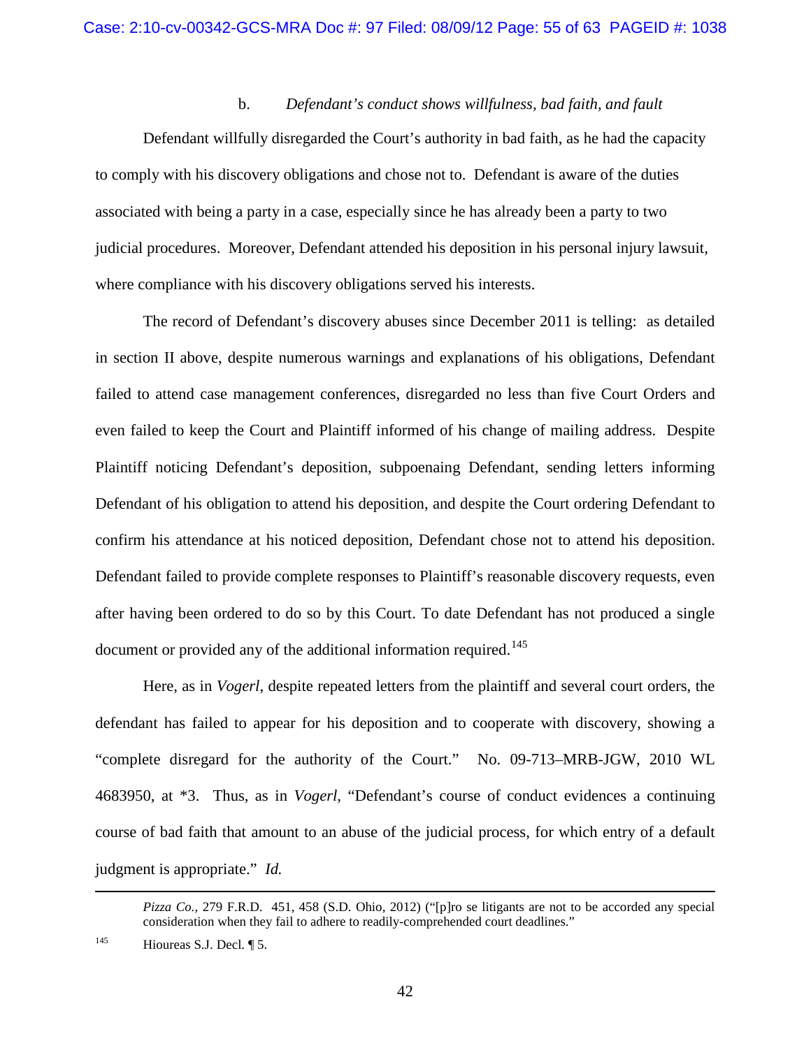### b. *Defendant's conduct shows willfulness, bad faith, and fault*

Defendant willfully disregarded the Court's authority in bad faith, as he had the capacity to comply with his discovery obligations and chose not to. Defendant is aware of the duties associated with being a party in a case, especially since he has already been a party to two judicial procedures. Moreover, Defendant attended his deposition in his personal injury lawsuit, where compliance with his discovery obligations served his interests.

The record of Defendant's discovery abuses since December 2011 is telling: as detailed in section II above, despite numerous warnings and explanations of his obligations, Defendant failed to attend case management conferences, disregarded no less than five Court Orders and even failed to keep the Court and Plaintiff informed of his change of mailing address. Despite Plaintiff noticing Defendant's deposition, subpoenaing Defendant, sending letters informing Defendant of his obligation to attend his deposition, and despite the Court ordering Defendant to confirm his attendance at his noticed deposition, Defendant chose not to attend his deposition. Defendant failed to provide complete responses to Plaintiff's reasonable discovery requests, even after having been ordered to do so by this Court. To date Defendant has not produced a single document or provided any of the additional information required.[145]

Here, as in *Vogerl*, despite repeated letters from the plaintiff and several court orders, the defendant has failed to appear for his deposition and to cooperate with discovery, showing a "complete disregard for the authority of the Court." No. 09-713–MRB-JGW, 2010 WL 4683950, at *3. Thus, as in *Vogerl*, "Defendant's course of conduct evidences a continuing course of bad faith that amount to an abuse of the judicial process, for which entry of a default judgment is appropriate." *Id.*

---

*Pizza Co.*, 279 F.R.D. 451, 458 (S.D. Ohio, 2012) ("[p]ro se litigants are not to be accorded any special consideration when they fail to adhere to readily-comprehended court deadlines."

[145] Hioureas S.J. Decl. ¶ 5.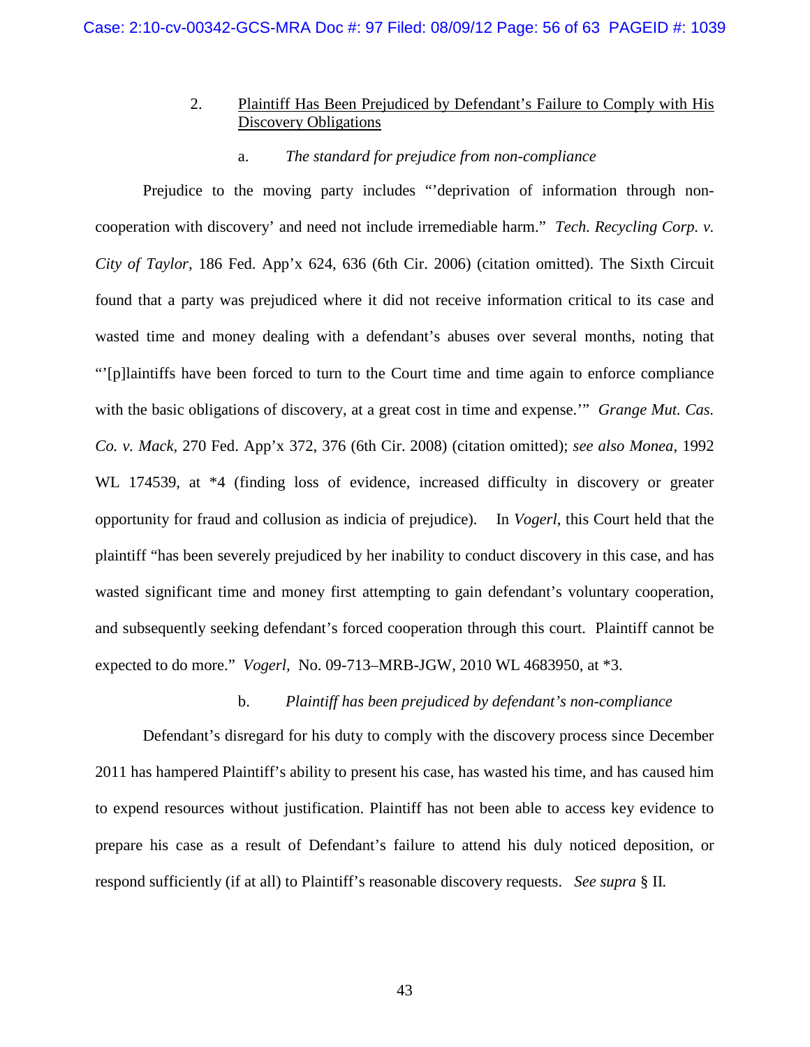2. <u>Plaintiff Has Been Prejudiced by Defendant's Failure to Comply with His Discovery Obligations</u>

a. *The standard for prejudice from non-compliance*

Prejudice to the moving party includes "'deprivation of information through non-cooperation with discovery' and need not include irremediable harm." *Tech. Recycling Corp. v. City of Taylor,* 186 Fed. App'x 624, 636 (6th Cir. 2006) (citation omitted). The Sixth Circuit found that a party was prejudiced where it did not receive information critical to its case and wasted time and money dealing with a defendant's abuses over several months, noting that "'[p]laintiffs have been forced to turn to the Court time and time again to enforce compliance with the basic obligations of discovery, at a great cost in time and expense.'" *Grange Mut. Cas. Co. v. Mack,* 270 Fed. App'x 372, 376 (6th Cir. 2008) (citation omitted); *see also Monea*, 1992 WL 174539, at *4 (finding loss of evidence, increased difficulty in discovery or greater opportunity for fraud and collusion as indicia of prejudice). In *Vogerl*, this Court held that the plaintiff "has been severely prejudiced by her inability to conduct discovery in this case, and has wasted significant time and money first attempting to gain defendant's voluntary cooperation, and subsequently seeking defendant's forced cooperation through this court. Plaintiff cannot be expected to do more." *Vogerl,* No. 09-713–MRB-JGW, 2010 WL 4683950, at *3.

b. *Plaintiff has been prejudiced by defendant's non-compliance*

Defendant's disregard for his duty to comply with the discovery process since December 2011 has hampered Plaintiff's ability to present his case, has wasted his time, and has caused him to expend resources without justification. Plaintiff has not been able to access key evidence to prepare his case as a result of Defendant's failure to attend his duly noticed deposition, or respond sufficiently (if at all) to Plaintiff's reasonable discovery requests. *See supra* § II.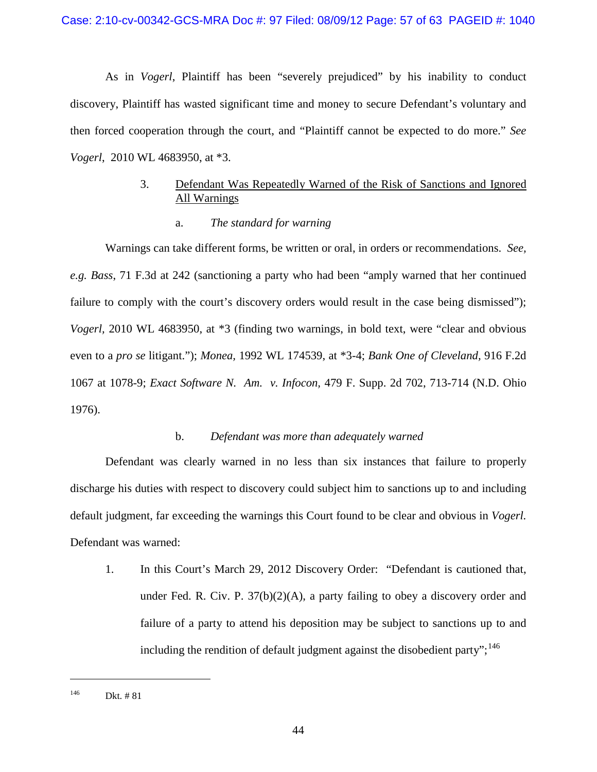As in *Vogerl*, Plaintiff has been "severely prejudiced" by his inability to conduct discovery, Plaintiff has wasted significant time and money to secure Defendant's voluntary and then forced cooperation through the court, and "Plaintiff cannot be expected to do more." *See Vogerl*, 2010 WL 4683950, at *3.

### 3. Defendant Was Repeatedly Warned of the Risk of Sanctions and Ignored All Warnings

#### a. *The standard for warning*

Warnings can take different forms, be written or oral, in orders or recommendations. *See, e.g. Bass*, 71 F.3d at 242 (sanctioning a party who had been "amply warned that her continued failure to comply with the court's discovery orders would result in the case being dismissed"); *Vogerl*, 2010 WL 4683950, at *3 (finding two warnings, in bold text, were "clear and obvious even to a *pro se* litigant."); *Monea*, 1992 WL 174539, at *3-4; *Bank One of Cleveland*, 916 F.2d 1067 at 1078-9; *Exact Software N. Am. v. Infocon*, 479 F. Supp. 2d 702, 713-714 (N.D. Ohio 1976).

#### b. *Defendant was more than adequately warned*

Defendant was clearly warned in no less than six instances that failure to properly discharge his duties with respect to discovery could subject him to sanctions up to and including default judgment, far exceeding the warnings this Court found to be clear and obvious in *Vogerl.* Defendant was warned:

1. In this Court's March 29, 2012 Discovery Order: "Defendant is cautioned that, under Fed. R. Civ. P. 37(b)(2)(A), a party failing to obey a discovery order and failure of a party to attend his deposition may be subject to sanctions up to and including the rendition of default judgment against the disobedient party";[146]

---

[146] Dkt. # 81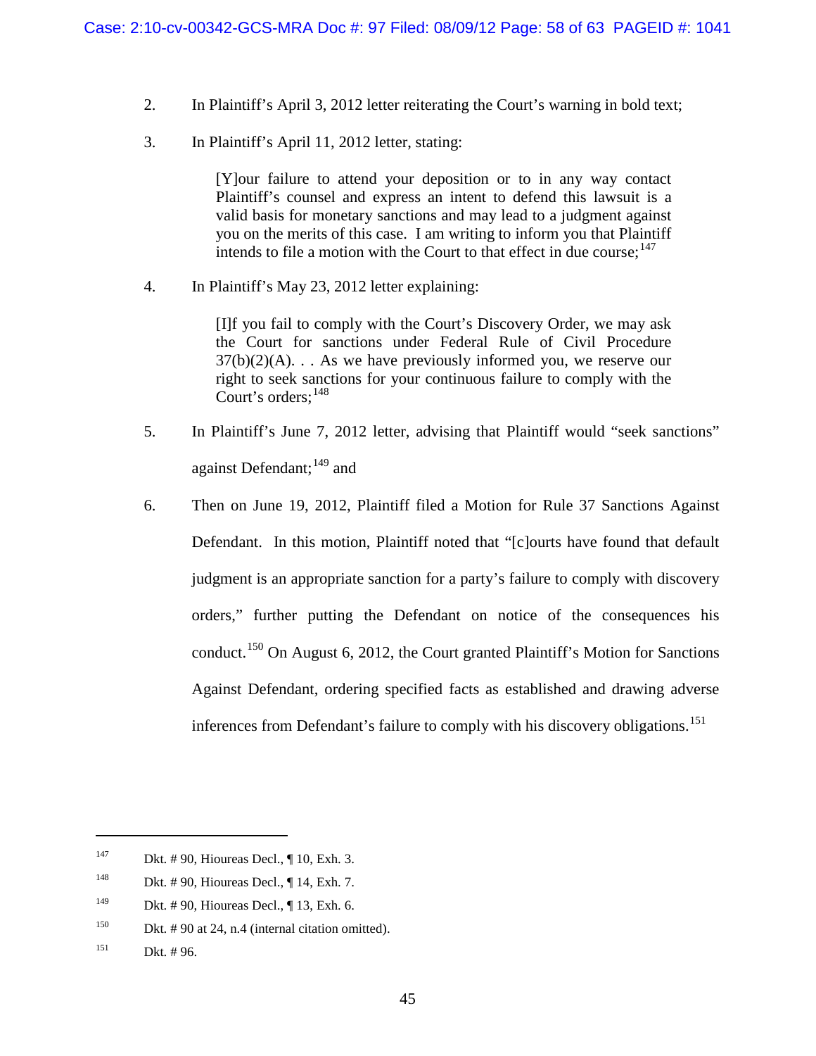2. In Plaintiff's April 3, 2012 letter reiterating the Court's warning in bold text;

3. In Plaintiff's April 11, 2012 letter, stating:

> [Y]our failure to attend your deposition or to in any way contact Plaintiff's counsel and express an intent to defend this lawsuit is a valid basis for monetary sanctions and may lead to a judgment against you on the merits of this case. I am writing to inform you that Plaintiff intends to file a motion with the Court to that effect in due course;[147]

4. In Plaintiff's May 23, 2012 letter explaining:

> [I]f you fail to comply with the Court's Discovery Order, we may ask the Court for sanctions under Federal Rule of Civil Procedure 37(b)(2)(A). . . As we have previously informed you, we reserve our right to seek sanctions for your continuous failure to comply with the Court's orders;[148]

5. In Plaintiff's June 7, 2012 letter, advising that Plaintiff would "seek sanctions" against Defendant;[149] and

6. Then on June 19, 2012, Plaintiff filed a Motion for Rule 37 Sanctions Against Defendant. In this motion, Plaintiff noted that "[c]ourts have found that default judgment is an appropriate sanction for a party's failure to comply with discovery orders," further putting the Defendant on notice of the consequences his conduct.[150] On August 6, 2012, the Court granted Plaintiff's Motion for Sanctions Against Defendant, ordering specified facts as established and drawing adverse inferences from Defendant's failure to comply with his discovery obligations.[151]

---

[147] Dkt. # 90, Hioureas Decl., ¶ 10, Exh. 3.

[148] Dkt. # 90, Hioureas Decl., ¶ 14, Exh. 7.

[149] Dkt. # 90, Hioureas Decl., ¶ 13, Exh. 6.

[150] Dkt. # 90 at 24, n.4 (internal citation omitted).

[151] Dkt. # 96.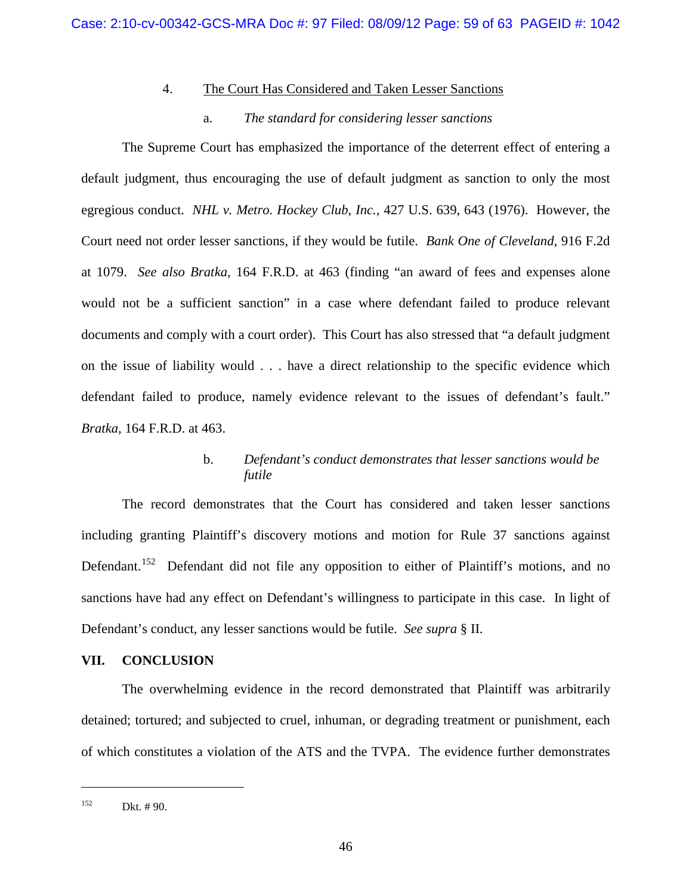4. <u>The Court Has Considered and Taken Lesser Sanctions</u>

a. *The standard for considering lesser sanctions*

The Supreme Court has emphasized the importance of the deterrent effect of entering a default judgment, thus encouraging the use of default judgment as sanction to only the most egregious conduct. *NHL v. Metro. Hockey Club, Inc.,* 427 U.S. 639, 643 (1976). However, the Court need not order lesser sanctions, if they would be futile. *Bank One of Cleveland,* 916 F.2d at 1079. *See also Bratka,* 164 F.R.D. at 463 (finding "an award of fees and expenses alone would not be a sufficient sanction" in a case where defendant failed to produce relevant documents and comply with a court order). This Court has also stressed that "a default judgment on the issue of liability would . . . have a direct relationship to the specific evidence which defendant failed to produce, namely evidence relevant to the issues of defendant's fault." *Bratka,* 164 F.R.D. at 463.

b. *Defendant's conduct demonstrates that lesser sanctions would be futile*

The record demonstrates that the Court has considered and taken lesser sanctions including granting Plaintiff's discovery motions and motion for Rule 37 sanctions against Defendant.[152] Defendant did not file any opposition to either of Plaintiff's motions, and no sanctions have had any effect on Defendant's willingness to participate in this case. In light of Defendant's conduct, any lesser sanctions would be futile. *See supra* § II.

## VII. CONCLUSION

The overwhelming evidence in the record demonstrated that Plaintiff was arbitrarily detained; tortured; and subjected to cruel, inhuman, or degrading treatment or punishment, each of which constitutes a violation of the ATS and the TVPA. The evidence further demonstrates

---

[152] Dkt. # 90.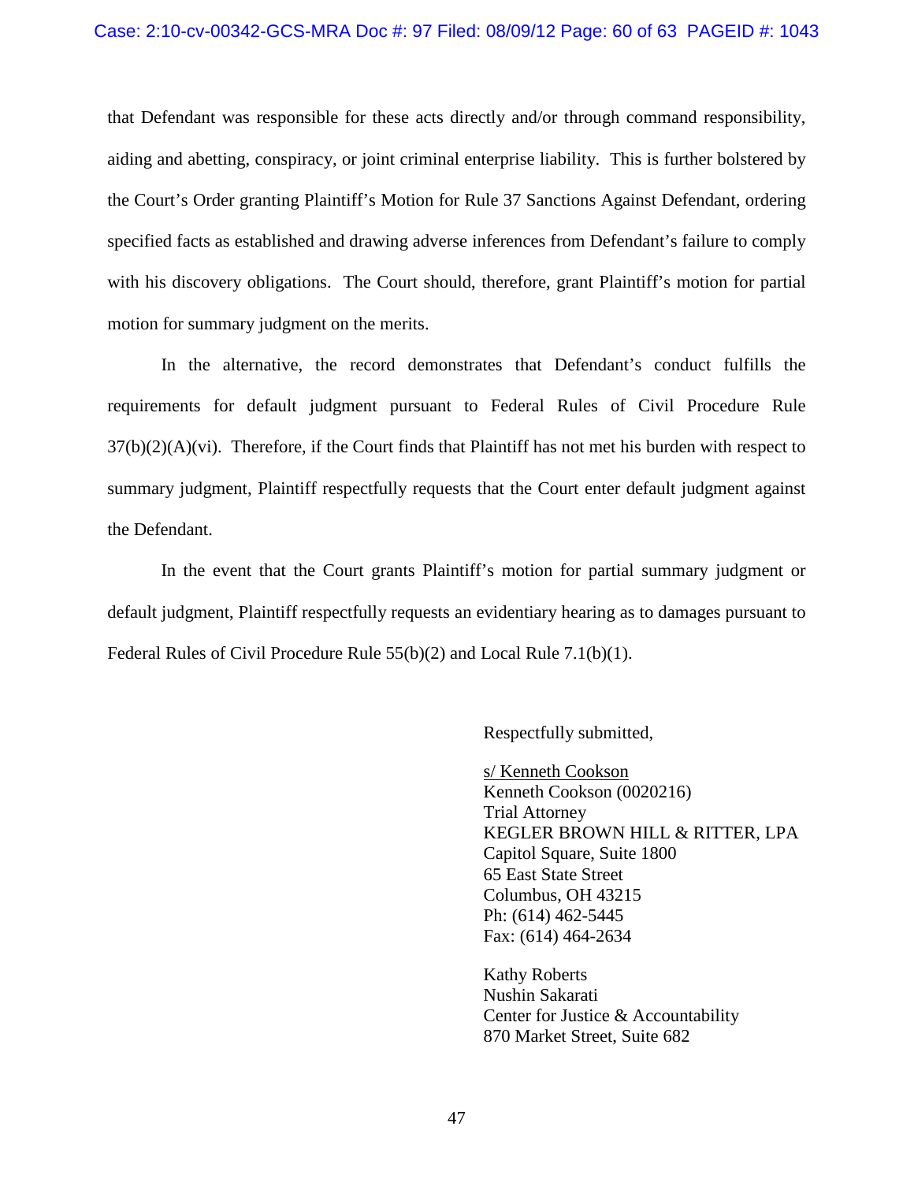that Defendant was responsible for these acts directly and/or through command responsibility, aiding and abetting, conspiracy, or joint criminal enterprise liability. This is further bolstered by the Court's Order granting Plaintiff's Motion for Rule 37 Sanctions Against Defendant, ordering specified facts as established and drawing adverse inferences from Defendant's failure to comply with his discovery obligations. The Court should, therefore, grant Plaintiff's motion for partial motion for summary judgment on the merits.

In the alternative, the record demonstrates that Defendant's conduct fulfills the requirements for default judgment pursuant to Federal Rules of Civil Procedure Rule 37(b)(2)(A)(vi). Therefore, if the Court finds that Plaintiff has not met his burden with respect to summary judgment, Plaintiff respectfully requests that the Court enter default judgment against the Defendant.

In the event that the Court grants Plaintiff's motion for partial summary judgment or default judgment, Plaintiff respectfully requests an evidentiary hearing as to damages pursuant to Federal Rules of Civil Procedure Rule 55(b)(2) and Local Rule 7.1(b)(1).

Respectfully submitted,

s/ Kenneth Cookson
Kenneth Cookson (0020216)
Trial Attorney
KEGLER BROWN HILL & RITTER, LPA
Capitol Square, Suite 1800
65 East State Street
Columbus, OH 43215
Ph: (614) 462-5445
Fax: (614) 464-2634

Kathy Roberts
Nushin Sakarati
Center for Justice & Accountability
870 Market Street, Suite 682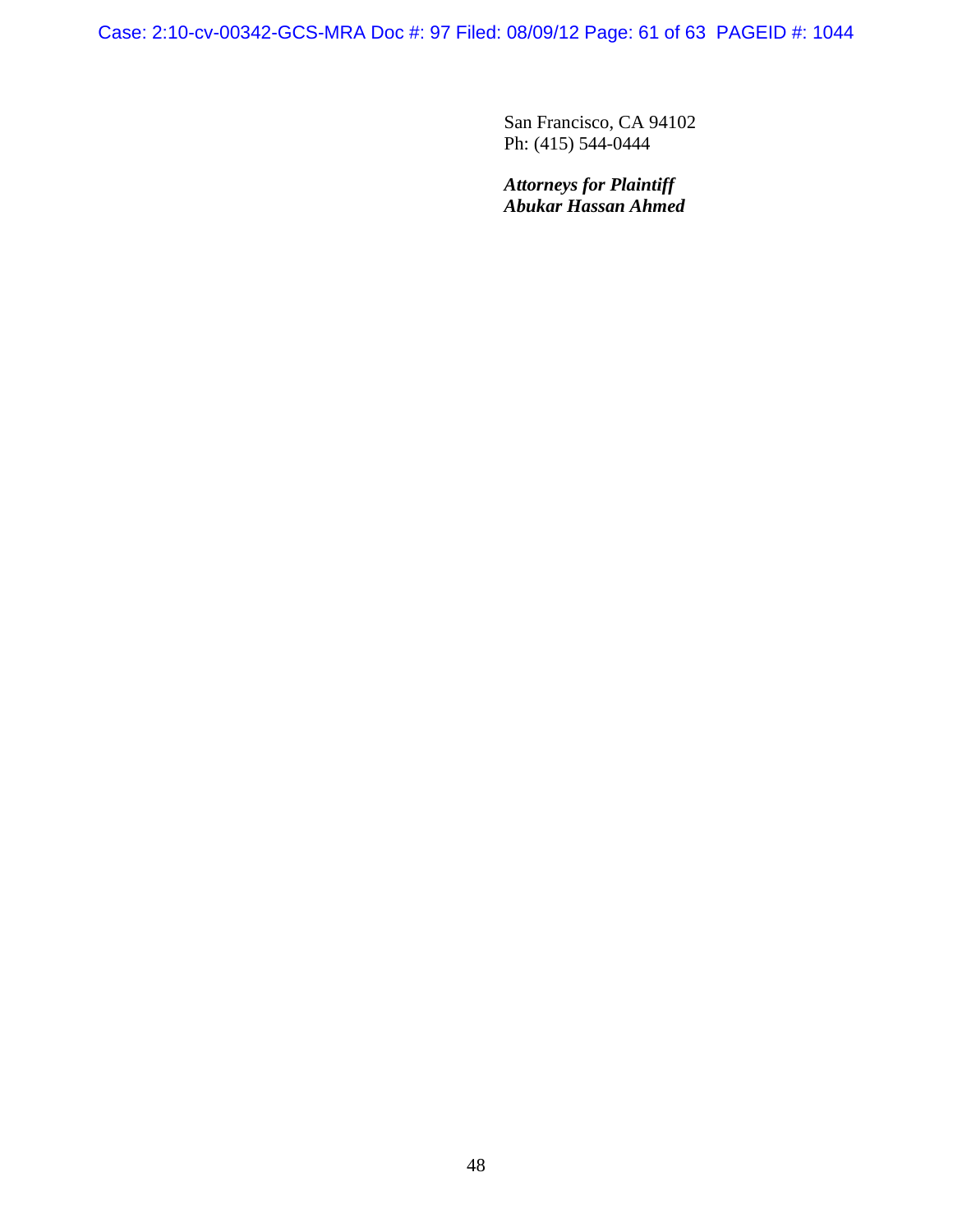San Francisco, CA 94102
Ph: (415) 544-0444

***Attorneys for Plaintiff***
***Abukar Hassan Ahmed***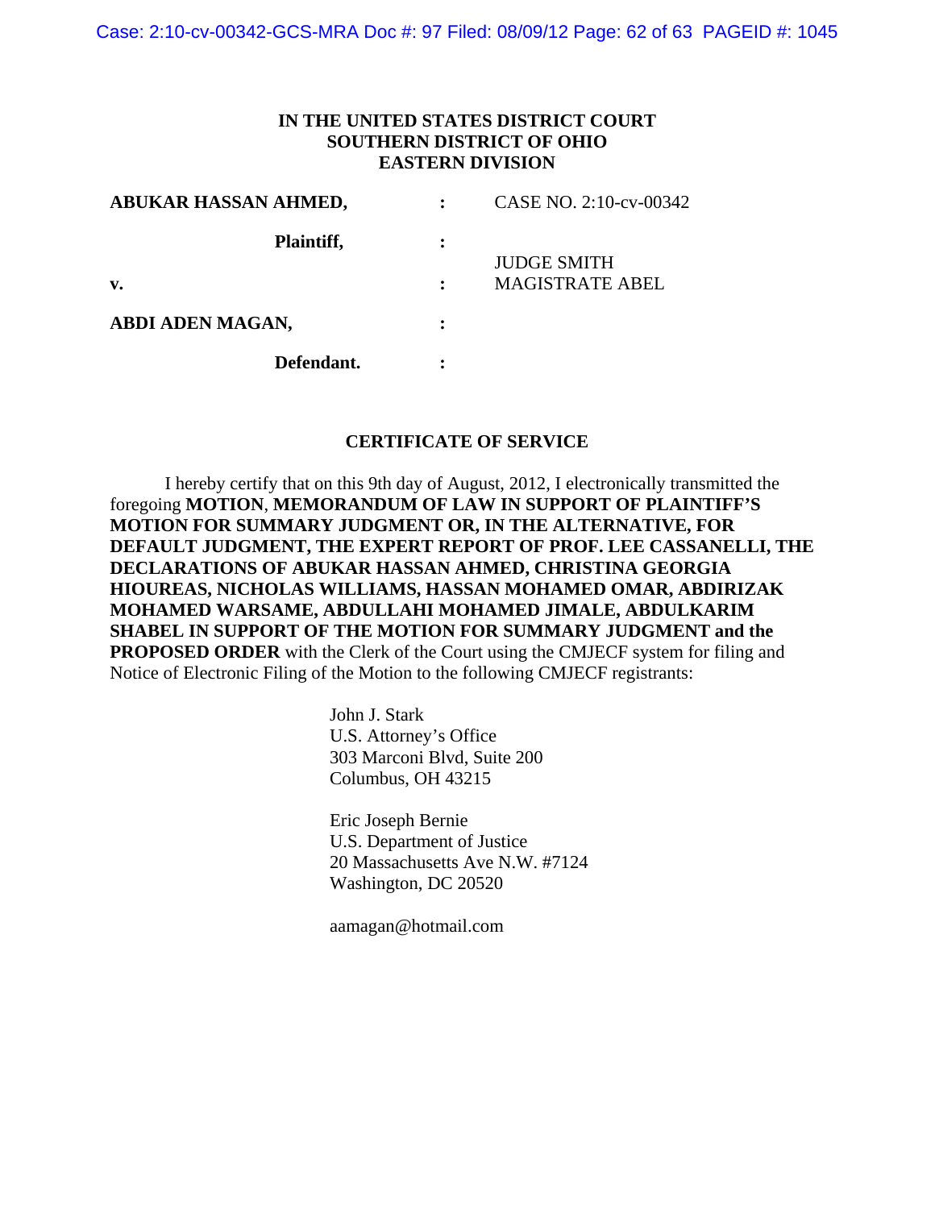**IN THE UNITED STATES DISTRICT COURT**
**SOUTHERN DISTRICT OF OHIO**
**EASTERN DIVISION**

| | | |
|---|---|---|
| **ABUKAR HASSAN AHMED,** | : | CASE NO. 2:10-cv-00342 |
| **Plaintiff,** | : | |
| **v.** | : | JUDGE SMITH<br>MAGISTRATE ABEL |
| **ABDI ADEN MAGAN,** | : | |
| **Defendant.** | : | |

## CERTIFICATE OF SERVICE

I hereby certify that on this 9th day of August, 2012, I electronically transmitted the foregoing **MOTION**, **MEMORANDUM OF LAW IN SUPPORT OF PLAINTIFF'S MOTION FOR SUMMARY JUDGMENT OR, IN THE ALTERNATIVE, FOR DEFAULT JUDGMENT, THE EXPERT REPORT OF PROF. LEE CASSANELLI, THE DECLARATIONS OF ABUKAR HASSAN AHMED, CHRISTINA GEORGIA HIOUREAS, NICHOLAS WILLIAMS, HASSAN MOHAMED OMAR, ABDIRIZAK MOHAMED WARSAME, ABDULLAHI MOHAMED JIMALE, ABDULKARIM SHABEL IN SUPPORT OF THE MOTION FOR SUMMARY JUDGMENT and the PROPOSED ORDER** with the Clerk of the Court using the CMJECF system for filing and Notice of Electronic Filing of the Motion to the following CMJECF registrants:

John J. Stark
U.S. Attorney's Office
303 Marconi Blvd, Suite 200
Columbus, OH 43215

Eric Joseph Bernie
U.S. Department of Justice
20 Massachusetts Ave N.W. #7124
Washington, DC 20520

aamagan@hotmail.com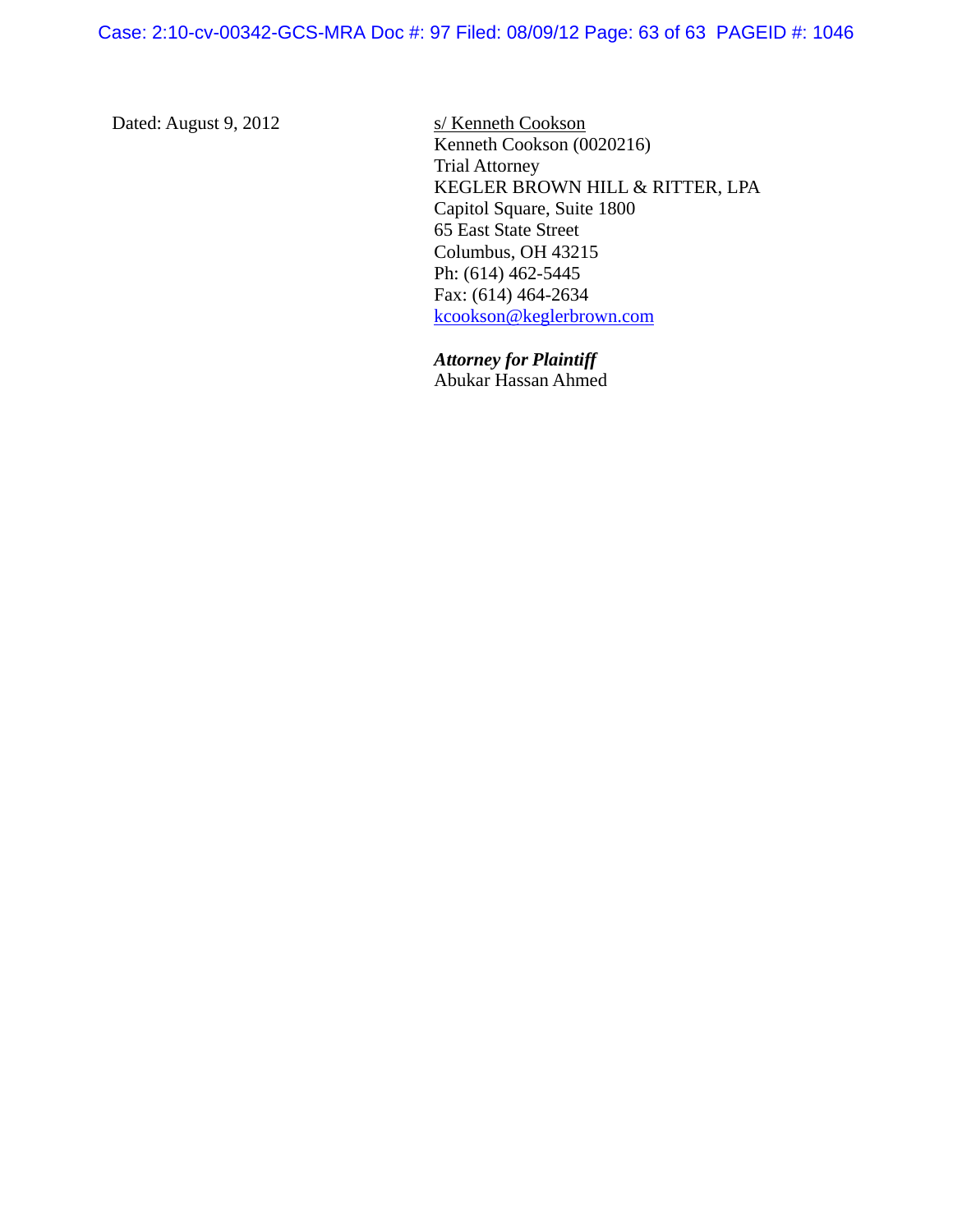Dated: August 9, 2012

s/ Kenneth Cookson
Kenneth Cookson (0020216)
Trial Attorney
KEGLER BROWN HILL & RITTER, LPA
Capitol Square, Suite 1800
65 East State Street
Columbus, OH 43215
Ph: (614) 462-5445
Fax: (614) 464-2634
kcookson@keglerbrown.com

***Attorney for Plaintiff***
Abukar Hassan Ahmed